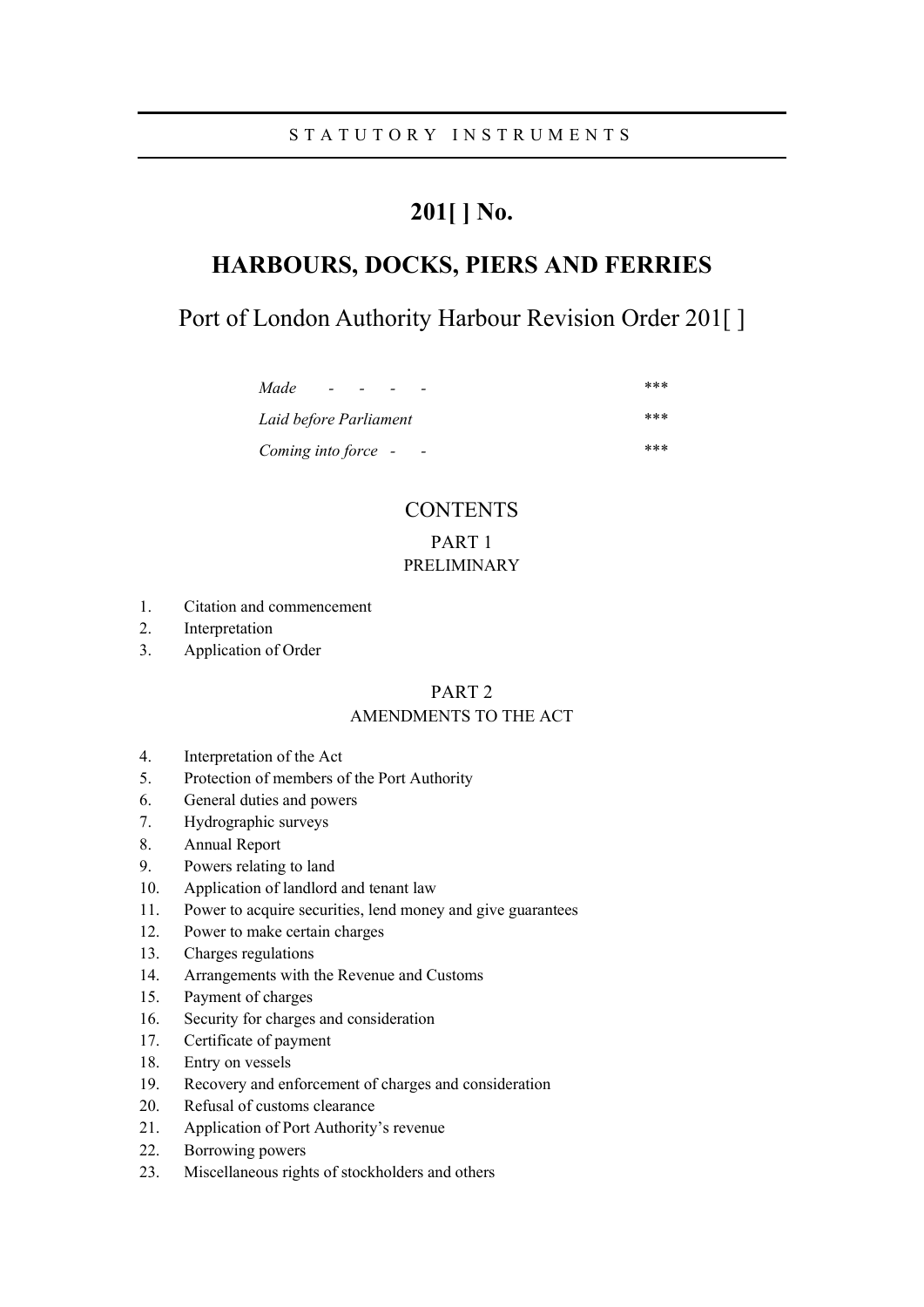STATUTORY INSTRUMENTS

# 201[ ] No.

# HARBOURS, DOCKS, PIERS AND FERRIES

## Port of London Authority Harbour Revision Order 201[ ]

| | |
|---|---|
| *Made* - - - - | *** |
| *Laid before Parliament* | *** |
| *Coming into force* - - | *** |

## CONTENTS

### PART 1
### PRELIMINARY

1. Citation and commencement
2. Interpretation
3. Application of Order

### PART 2
### AMENDMENTS TO THE ACT

4. Interpretation of the Act
5. Protection of members of the Port Authority
6. General duties and powers
7. Hydrographic surveys
8. Annual Report
9. Powers relating to land
10. Application of landlord and tenant law
11. Power to acquire securities, lend money and give guarantees
12. Power to make certain charges
13. Charges regulations
14. Arrangements with the Revenue and Customs
15. Payment of charges
16. Security for charges and consideration
17. Certificate of payment
18. Entry on vessels
19. Recovery and enforcement of charges and consideration
20. Refusal of customs clearance
21. Application of Port Authority's revenue
22. Borrowing powers
23. Miscellaneous rights of stockholders and others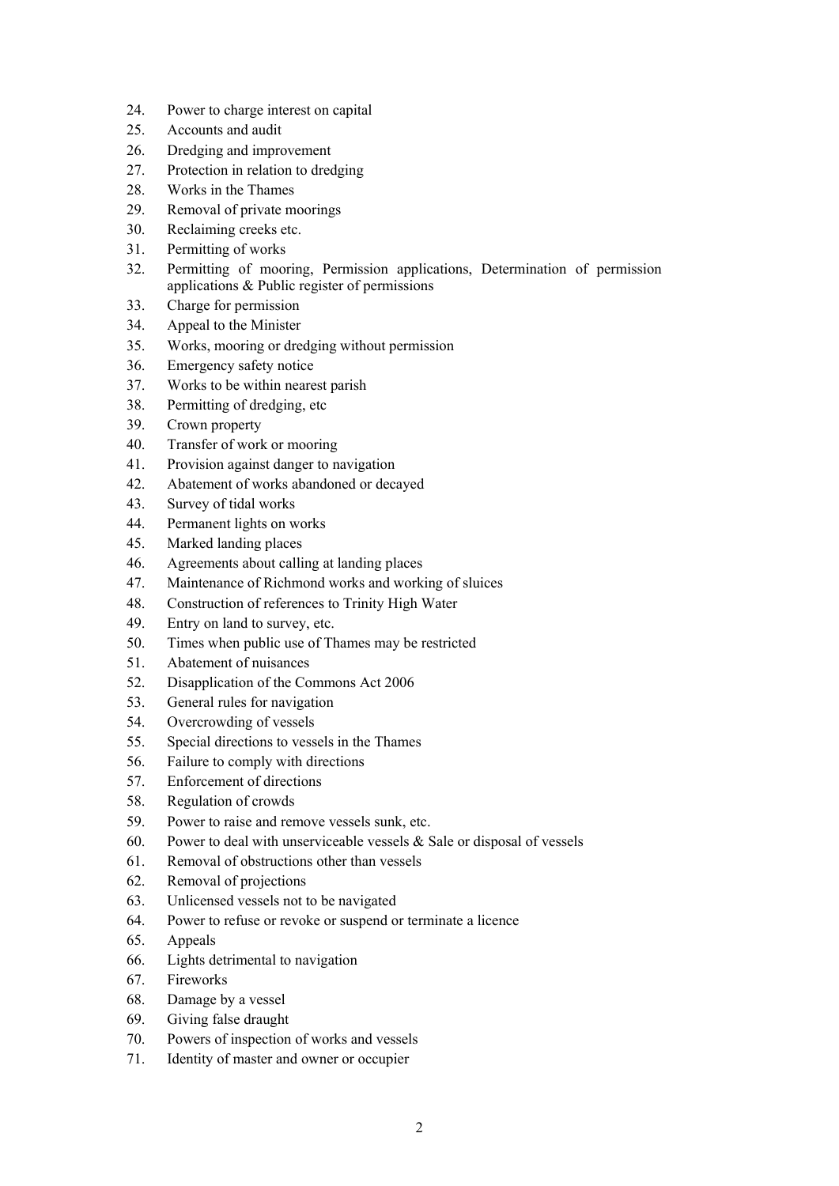24. Power to charge interest on capital
25. Accounts and audit
26. Dredging and improvement
27. Protection in relation to dredging
28. Works in the Thames
29. Removal of private moorings
30. Reclaiming creeks etc.
31. Permitting of works
32. Permitting of mooring, Permission applications, Determination of permission applications & Public register of permissions
33. Charge for permission
34. Appeal to the Minister
35. Works, mooring or dredging without permission
36. Emergency safety notice
37. Works to be within nearest parish
38. Permitting of dredging, etc
39. Crown property
40. Transfer of work or mooring
41. Provision against danger to navigation
42. Abatement of works abandoned or decayed
43. Survey of tidal works
44. Permanent lights on works
45. Marked landing places
46. Agreements about calling at landing places
47. Maintenance of Richmond works and working of sluices
48. Construction of references to Trinity High Water
49. Entry on land to survey, etc.
50. Times when public use of Thames may be restricted
51. Abatement of nuisances
52. Disapplication of the Commons Act 2006
53. General rules for navigation
54. Overcrowding of vessels
55. Special directions to vessels in the Thames
56. Failure to comply with directions
57. Enforcement of directions
58. Regulation of crowds
59. Power to raise and remove vessels sunk, etc.
60. Power to deal with unserviceable vessels & Sale or disposal of vessels
61. Removal of obstructions other than vessels
62. Removal of projections
63. Unlicensed vessels not to be navigated
64. Power to refuse or revoke or suspend or terminate a licence
65. Appeals
66. Lights detrimental to navigation
67. Fireworks
68. Damage by a vessel
69. Giving false draught
70. Powers of inspection of works and vessels
71. Identity of master and owner or occupier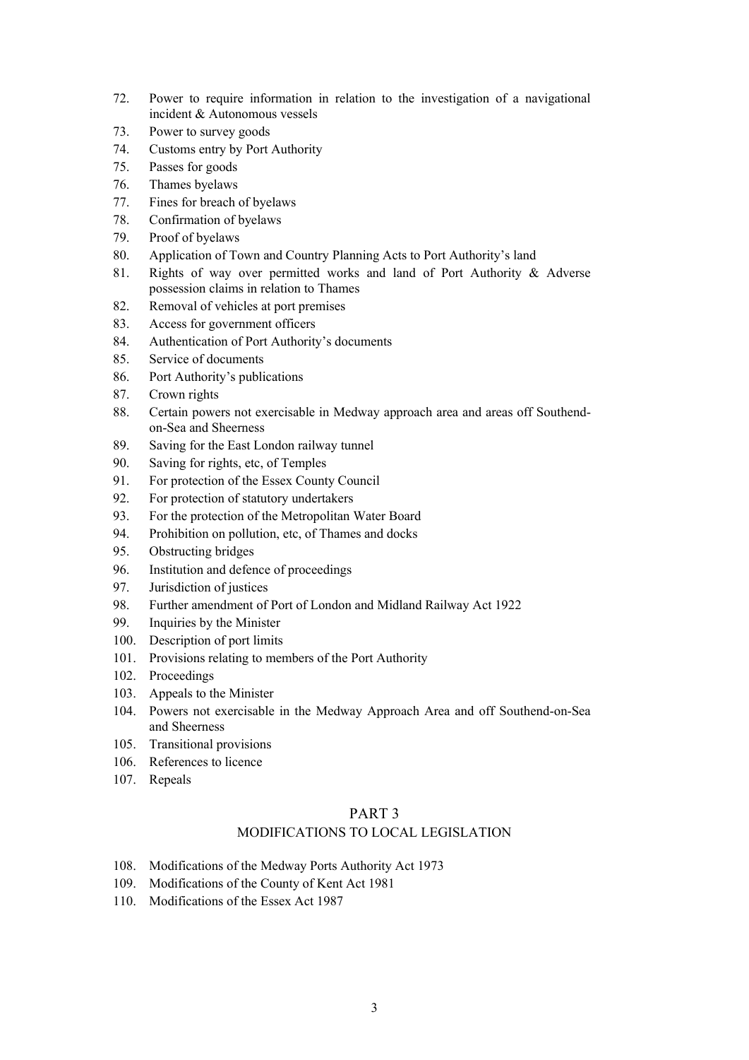72. Power to require information in relation to the investigation of a navigational incident & Autonomous vessels
73. Power to survey goods
74. Customs entry by Port Authority
75. Passes for goods
76. Thames byelaws
77. Fines for breach of byelaws
78. Confirmation of byelaws
79. Proof of byelaws
80. Application of Town and Country Planning Acts to Port Authority's land
81. Rights of way over permitted works and land of Port Authority & Adverse possession claims in relation to Thames
82. Removal of vehicles at port premises
83. Access for government officers
84. Authentication of Port Authority's documents
85. Service of documents
86. Port Authority's publications
87. Crown rights
88. Certain powers not exercisable in Medway approach area and areas off Southend-on-Sea and Sheerness
89. Saving for the East London railway tunnel
90. Saving for rights, etc, of Temples
91. For protection of the Essex County Council
92. For protection of statutory undertakers
93. For the protection of the Metropolitan Water Board
94. Prohibition on pollution, etc, of Thames and docks
95. Obstructing bridges
96. Institution and defence of proceedings
97. Jurisdiction of justices
98. Further amendment of Port of London and Midland Railway Act 1922
99. Inquiries by the Minister
100. Description of port limits
101. Provisions relating to members of the Port Authority
102. Proceedings
103. Appeals to the Minister
104. Powers not exercisable in the Medway Approach Area and off Southend-on-Sea and Sheerness
105. Transitional provisions
106. References to licence
107. Repeals

## PART 3
## MODIFICATIONS TO LOCAL LEGISLATION

108. Modifications of the Medway Ports Authority Act 1973
109. Modifications of the County of Kent Act 1981
110. Modifications of the Essex Act 1987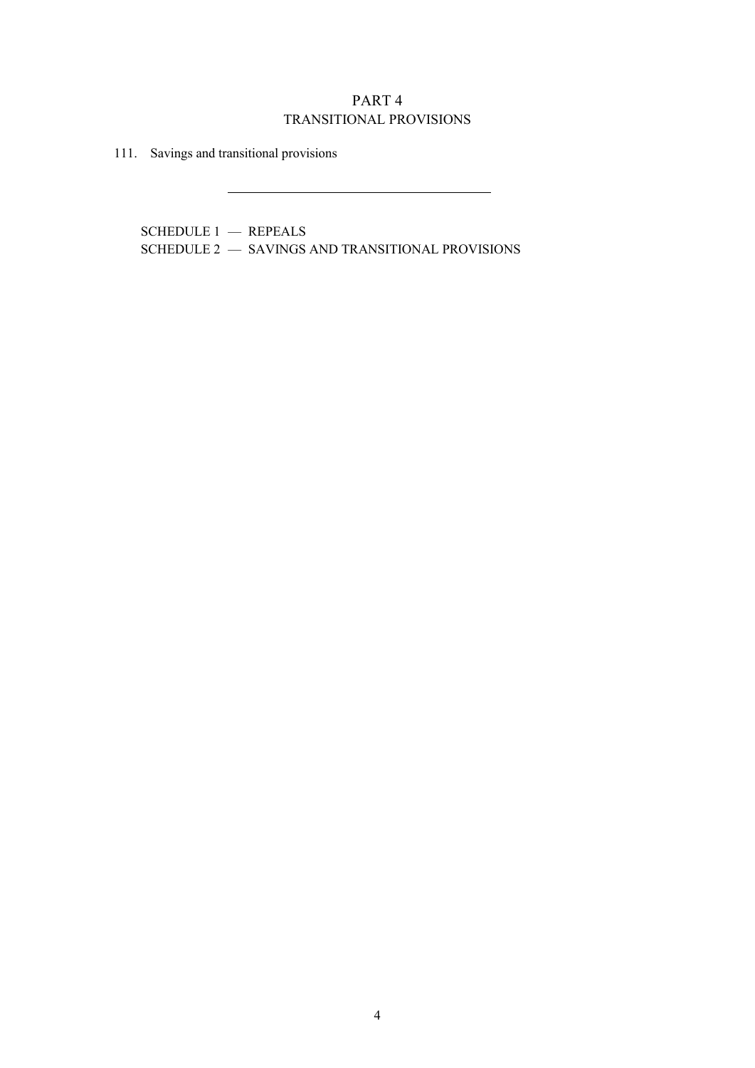## PART 4
## TRANSITIONAL PROVISIONS

111. Savings and transitional provisions

---

SCHEDULE 1 — REPEALS

SCHEDULE 2 — SAVINGS AND TRANSITIONAL PROVISIONS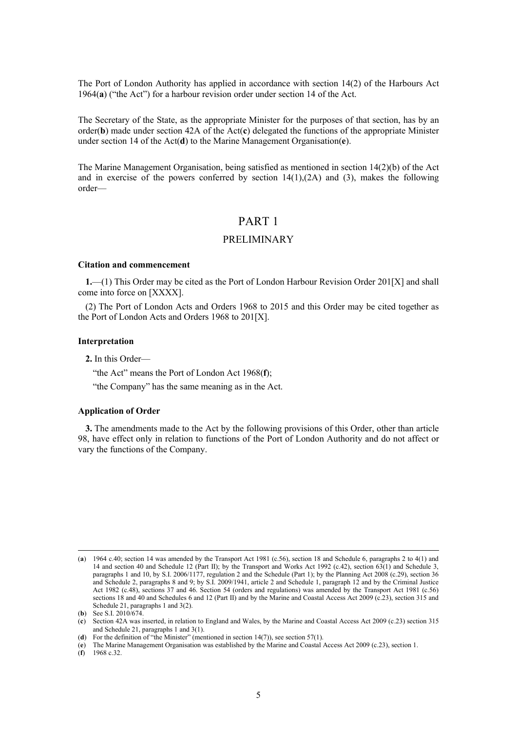The Port of London Authority has applied in accordance with section 14(2) of the Harbours Act 1964(**a**) ("the Act") for a harbour revision order under section 14 of the Act.

The Secretary of the State, as the appropriate Minister for the purposes of that section, has by an order(**b**) made under section 42A of the Act(**c**) delegated the functions of the appropriate Minister under section 14 of the Act(**d**) to the Marine Management Organisation(**e**).

The Marine Management Organisation, being satisfied as mentioned in section 14(2)(b) of the Act and in exercise of the powers conferred by section 14(1),(2A) and (3), makes the following order—

# PART 1

## PRELIMINARY

**Citation and commencement**

**1.**—(1) This Order may be cited as the Port of London Harbour Revision Order 201[X] and shall come into force on [XXXX].

(2) The Port of London Acts and Orders 1968 to 2015 and this Order may be cited together as the Port of London Acts and Orders 1968 to 201[X].

**Interpretation**

**2.** In this Order—

"the Act" means the Port of London Act 1968(**f**);

"the Company" has the same meaning as in the Act.

**Application of Order**

**3.** The amendments made to the Act by the following provisions of this Order, other than article 98, have effect only in relation to functions of the Port of London Authority and do not affect or vary the functions of the Company.

---

(**a**) 1964 c.40; section 14 was amended by the Transport Act 1981 (c.56), section 18 and Schedule 6, paragraphs 2 to 4(1) and 14 and section 40 and Schedule 12 (Part II); by the Transport and Works Act 1992 (c.42), section 63(1) and Schedule 3, paragraphs 1 and 10, by S.I. 2006/1177, regulation 2 and the Schedule (Part 1); by the Planning Act 2008 (c.29), section 36 and Schedule 2, paragraphs 8 and 9; by S.I. 2009/1941, article 2 and Schedule 1, paragraph 12 and by the Criminal Justice Act 1982 (c.48), sections 37 and 46. Section 54 (orders and regulations) was amended by the Transport Act 1981 (c.56) sections 18 and 40 and Schedules 6 and 12 (Part II) and by the Marine and Coastal Access Act 2009 (c.23), section 315 and Schedule 21, paragraphs 1 and 3(2).

(**b**) See S.I. 2010/674.

(**c**) Section 42A was inserted, in relation to England and Wales, by the Marine and Coastal Access Act 2009 (c.23) section 315 and Schedule 21, paragraphs 1 and 3(1).

(**d**) For the definition of "the Minister" (mentioned in section 14(7)), see section 57(1).

(**e**) The Marine Management Organisation was established by the Marine and Coastal Access Act 2009 (c.23), section 1.

(**f**) 1968 c.32.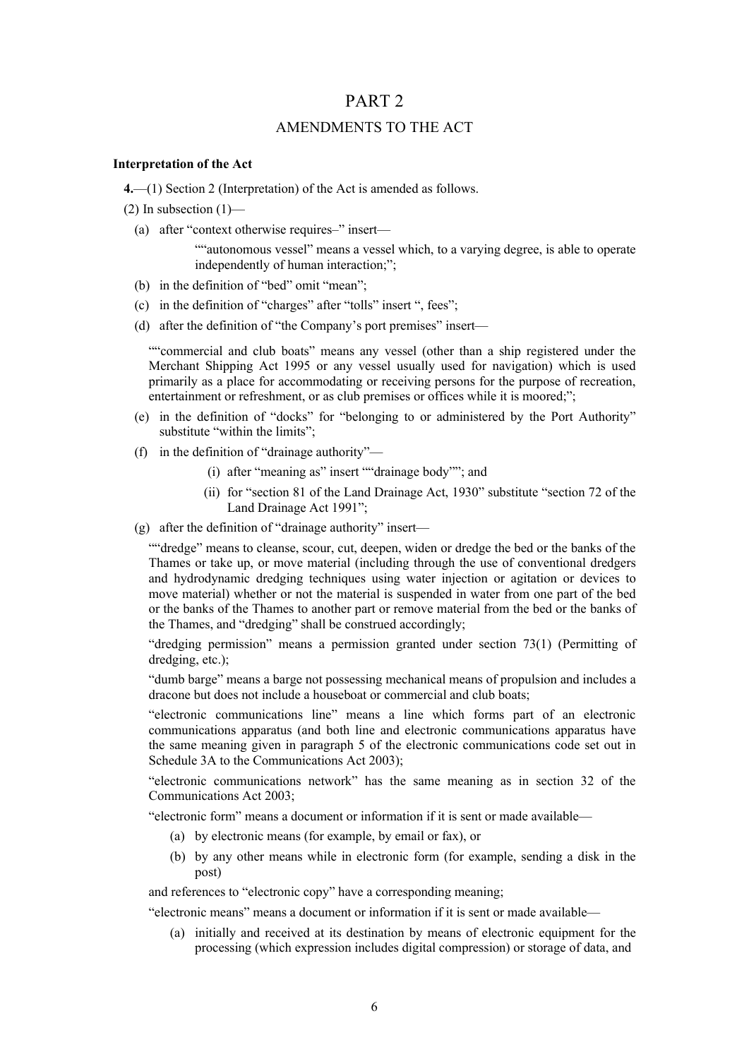# PART 2

## AMENDMENTS TO THE ACT

**Interpretation of the Act**

**4.**—(1) Section 2 (Interpretation) of the Act is amended as follows.

(2) In subsection (1)—

(a) after "context otherwise requires–" insert—

> ""autonomous vessel" means a vessel which, to a varying degree, is able to operate independently of human interaction;";

(b) in the definition of "bed" omit "mean";

(c) in the definition of "charges" after "tolls" insert ", fees";

(d) after the definition of "the Company's port premises" insert—

> ""commercial and club boats" means any vessel (other than a ship registered under the Merchant Shipping Act 1995 or any vessel usually used for navigation) which is used primarily as a place for accommodating or receiving persons for the purpose of recreation, entertainment or refreshment, or as club premises or offices while it is moored;";

(e) in the definition of "docks" for "belonging to or administered by the Port Authority" substitute "within the limits";

(f) in the definition of "drainage authority"—

  (i) after "meaning as" insert ""drainage body""; and

  (ii) for "section 81 of the Land Drainage Act, 1930" substitute "section 72 of the Land Drainage Act 1991";

(g) after the definition of "drainage authority" insert—

> ""dredge" means to cleanse, scour, cut, deepen, widen or dredge the bed or the banks of the Thames or take up, or move material (including through the use of conventional dredgers and hydrodynamic dredging techniques using water injection or agitation or devices to move material) whether or not the material is suspended in water from one part of the bed or the banks of the Thames to another part or remove material from the bed or the banks of the Thames, and "dredging" shall be construed accordingly;
>
> "dredging permission" means a permission granted under section 73(1) (Permitting of dredging, etc.);
>
> "dumb barge" means a barge not possessing mechanical means of propulsion and includes a dracone but does not include a houseboat or commercial and club boats;
>
> "electronic communications line" means a line which forms part of an electronic communications apparatus (and both line and electronic communications apparatus have the same meaning given in paragraph 5 of the electronic communications code set out in Schedule 3A to the Communications Act 2003);
>
> "electronic communications network" has the same meaning as in section 32 of the Communications Act 2003;
>
> "electronic form" means a document or information if it is sent or made available—
>
> (a) by electronic means (for example, by email or fax), or
>
> (b) by any other means while in electronic form (for example, sending a disk in the post)
>
> and references to "electronic copy" have a corresponding meaning;
>
> "electronic means" means a document or information if it is sent or made available—
>
> (a) initially and received at its destination by means of electronic equipment for the processing (which expression includes digital compression) or storage of data, and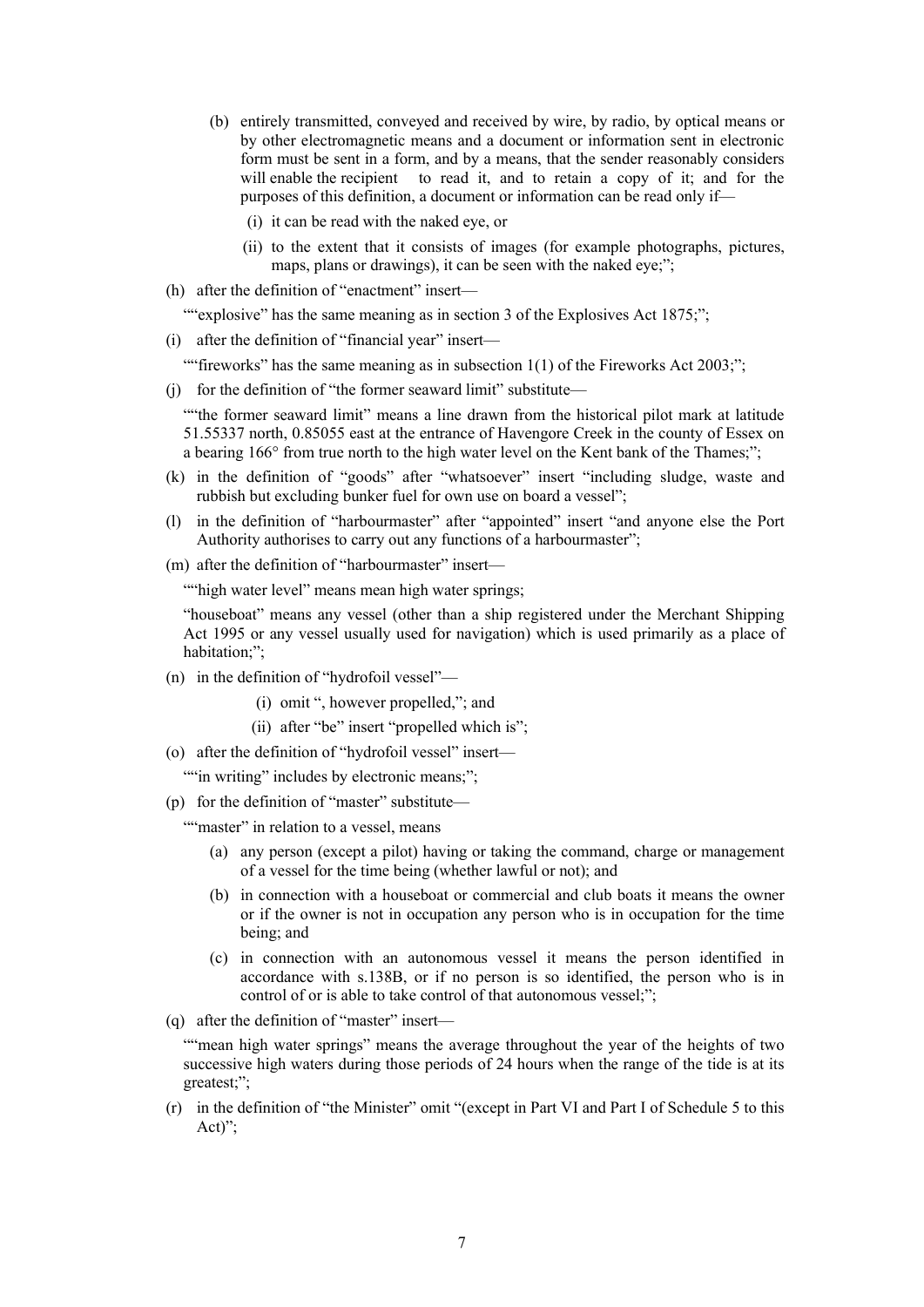(b) entirely transmitted, conveyed and received by wire, by radio, by optical means or by other electromagnetic means and a document or information sent in electronic form must be sent in a form, and by a means, that the sender reasonably considers will enable the recipient to read it, and to retain a copy of it; and for the purposes of this definition, a document or information can be read only if—

(i) it can be read with the naked eye, or

(ii) to the extent that it consists of images (for example photographs, pictures, maps, plans or drawings), it can be seen with the naked eye;";

(h) after the definition of "enactment" insert—

""explosive" has the same meaning as in section 3 of the Explosives Act 1875;";

(i) after the definition of "financial year" insert—

""fireworks" has the same meaning as in subsection 1(1) of the Fireworks Act 2003;";

(j) for the definition of "the former seaward limit" substitute—

""the former seaward limit" means a line drawn from the historical pilot mark at latitude 51.55337 north, 0.85055 east at the entrance of Havengore Creek in the county of Essex on a bearing 166° from true north to the high water level on the Kent bank of the Thames;";

(k) in the definition of "goods" after "whatsoever" insert "including sludge, waste and rubbish but excluding bunker fuel for own use on board a vessel";

(l) in the definition of "harbourmaster" after "appointed" insert "and anyone else the Port Authority authorises to carry out any functions of a harbourmaster";

(m) after the definition of "harbourmaster" insert—

""high water level" means mean high water springs;

"houseboat" means any vessel (other than a ship registered under the Merchant Shipping Act 1995 or any vessel usually used for navigation) which is used primarily as a place of habitation;";

(n) in the definition of "hydrofoil vessel"—

(i) omit ", however propelled,"; and

(ii) after "be" insert "propelled which is";

(o) after the definition of "hydrofoil vessel" insert—

""in writing" includes by electronic means;";

(p) for the definition of "master" substitute—

""master" in relation to a vessel, means

(a) any person (except a pilot) having or taking the command, charge or management of a vessel for the time being (whether lawful or not); and

(b) in connection with a houseboat or commercial and club boats it means the owner or if the owner is not in occupation any person who is in occupation for the time being; and

(c) in connection with an autonomous vessel it means the person identified in accordance with s.138B, or if no person is so identified, the person who is in control of or is able to take control of that autonomous vessel;";

(q) after the definition of "master" insert—

""mean high water springs" means the average throughout the year of the heights of two successive high waters during those periods of 24 hours when the range of the tide is at its greatest;";

(r) in the definition of "the Minister" omit "(except in Part VI and Part I of Schedule 5 to this Act)";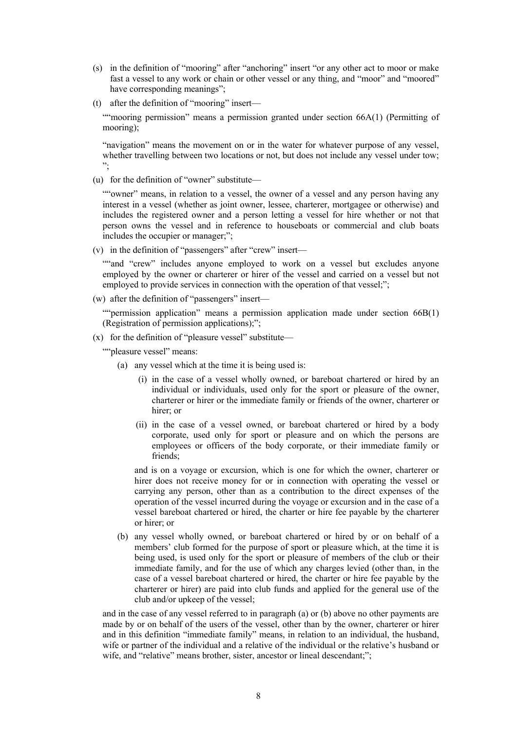(s) in the definition of "mooring" after "anchoring" insert "or any other act to moor or make fast a vessel to any work or chain or other vessel or any thing, and "moor" and "moored" have corresponding meanings";

(t) after the definition of "mooring" insert—

""mooring permission" means a permission granted under section 66A(1) (Permitting of mooring);

"navigation" means the movement on or in the water for whatever purpose of any vessel, whether travelling between two locations or not, but does not include any vessel under tow; ";

(u) for the definition of "owner" substitute—

""owner" means, in relation to a vessel, the owner of a vessel and any person having any interest in a vessel (whether as joint owner, lessee, charterer, mortgagee or otherwise) and includes the registered owner and a person letting a vessel for hire whether or not that person owns the vessel and in reference to houseboats or commercial and club boats includes the occupier or manager;";

(v) in the definition of "passengers" after "crew" insert—

""and "crew" includes anyone employed to work on a vessel but excludes anyone employed by the owner or charterer or hirer of the vessel and carried on a vessel but not employed to provide services in connection with the operation of that vessel;";

(w) after the definition of "passengers" insert—

""permission application" means a permission application made under section 66B(1) (Registration of permission applications);";

(x) for the definition of "pleasure vessel" substitute—

""pleasure vessel" means:

(a) any vessel which at the time it is being used is:

  (i) in the case of a vessel wholly owned, or bareboat chartered or hired by an individual or individuals, used only for the sport or pleasure of the owner, charterer or hirer or the immediate family or friends of the owner, charterer or hirer; or

  (ii) in the case of a vessel owned, or bareboat chartered or hired by a body corporate, used only for sport or pleasure and on which the persons are employees or officers of the body corporate, or their immediate family or friends;

and is on a voyage or excursion, which is one for which the owner, charterer or hirer does not receive money for or in connection with operating the vessel or carrying any person, other than as a contribution to the direct expenses of the operation of the vessel incurred during the voyage or excursion and in the case of a vessel bareboat chartered or hired, the charter or hire fee payable by the charterer or hirer; or

(b) any vessel wholly owned, or bareboat chartered or hired by or on behalf of a members' club formed for the purpose of sport or pleasure which, at the time it is being used, is used only for the sport or pleasure of members of the club or their immediate family, and for the use of which any charges levied (other than, in the case of a vessel bareboat chartered or hired, the charter or hire fee payable by the charterer or hirer) are paid into club funds and applied for the general use of the club and/or upkeep of the vessel;

and in the case of any vessel referred to in paragraph (a) or (b) above no other payments are made by or on behalf of the users of the vessel, other than by the owner, charterer or hirer and in this definition "immediate family" means, in relation to an individual, the husband, wife or partner of the individual and a relative of the individual or the relative's husband or wife, and "relative" means brother, sister, ancestor or lineal descendant;";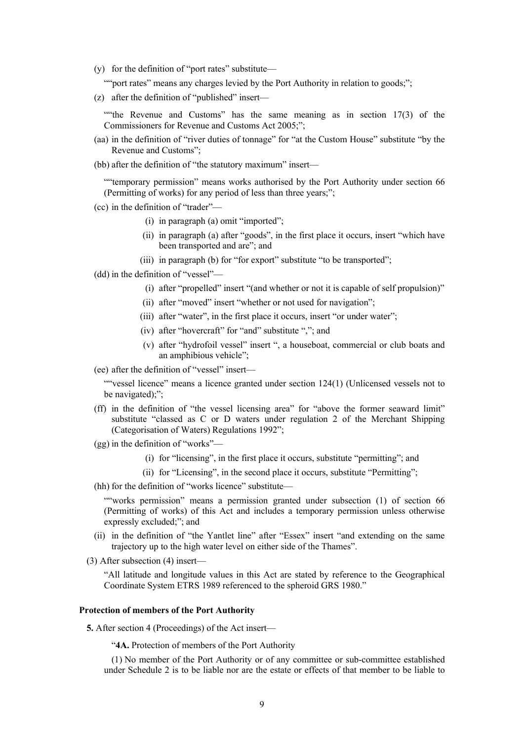(y) for the definition of "port rates" substitute—

""port rates" means any charges levied by the Port Authority in relation to goods;";

(z) after the definition of "published" insert—

""the Revenue and Customs" has the same meaning as in section 17(3) of the Commissioners for Revenue and Customs Act 2005;";

(aa) in the definition of "river duties of tonnage" for "at the Custom House" substitute "by the Revenue and Customs";

(bb) after the definition of "the statutory maximum" insert—

""temporary permission" means works authorised by the Port Authority under section 66 (Permitting of works) for any period of less than three years;";

(cc) in the definition of "trader"—

- (i) in paragraph (a) omit "imported";
- (ii) in paragraph (a) after "goods", in the first place it occurs, insert "which have been transported and are"; and
- (iii) in paragraph (b) for "for export" substitute "to be transported";

(dd) in the definition of "vessel"—

- (i) after "propelled" insert "(and whether or not it is capable of self propulsion)"
- (ii) after "moved" insert "whether or not used for navigation";
- (iii) after "water", in the first place it occurs, insert "or under water";
- (iv) after "hovercraft" for "and" substitute ","; and
- (v) after "hydrofoil vessel" insert ", a houseboat, commercial or club boats and an amphibious vehicle";

(ee) after the definition of "vessel" insert—

""vessel licence" means a licence granted under section 124(1) (Unlicensed vessels not to be navigated);";

(ff) in the definition of "the vessel licensing area" for "above the former seaward limit" substitute "classed as C or D waters under regulation 2 of the Merchant Shipping (Categorisation of Waters) Regulations 1992";

(gg) in the definition of "works"—

- (i) for "licensing", in the first place it occurs, substitute "permitting"; and
- (ii) for "Licensing", in the second place it occurs, substitute "Permitting";

(hh) for the definition of "works licence" substitute—

""works permission" means a permission granted under subsection (1) of section 66 (Permitting of works) of this Act and includes a temporary permission unless otherwise expressly excluded;"; and

(ii) in the definition of "the Yantlet line" after "Essex" insert "and extending on the same trajectory up to the high water level on either side of the Thames".

(3) After subsection (4) insert—

"All latitude and longitude values in this Act are stated by reference to the Geographical Coordinate System ETRS 1989 referenced to the spheroid GRS 1980."

**Protection of members of the Port Authority**

**5.** After section 4 (Proceedings) of the Act insert—

"**4A.** Protection of members of the Port Authority

(1) No member of the Port Authority or of any committee or sub-committee established under Schedule 2 is to be liable nor are the estate or effects of that member to be liable to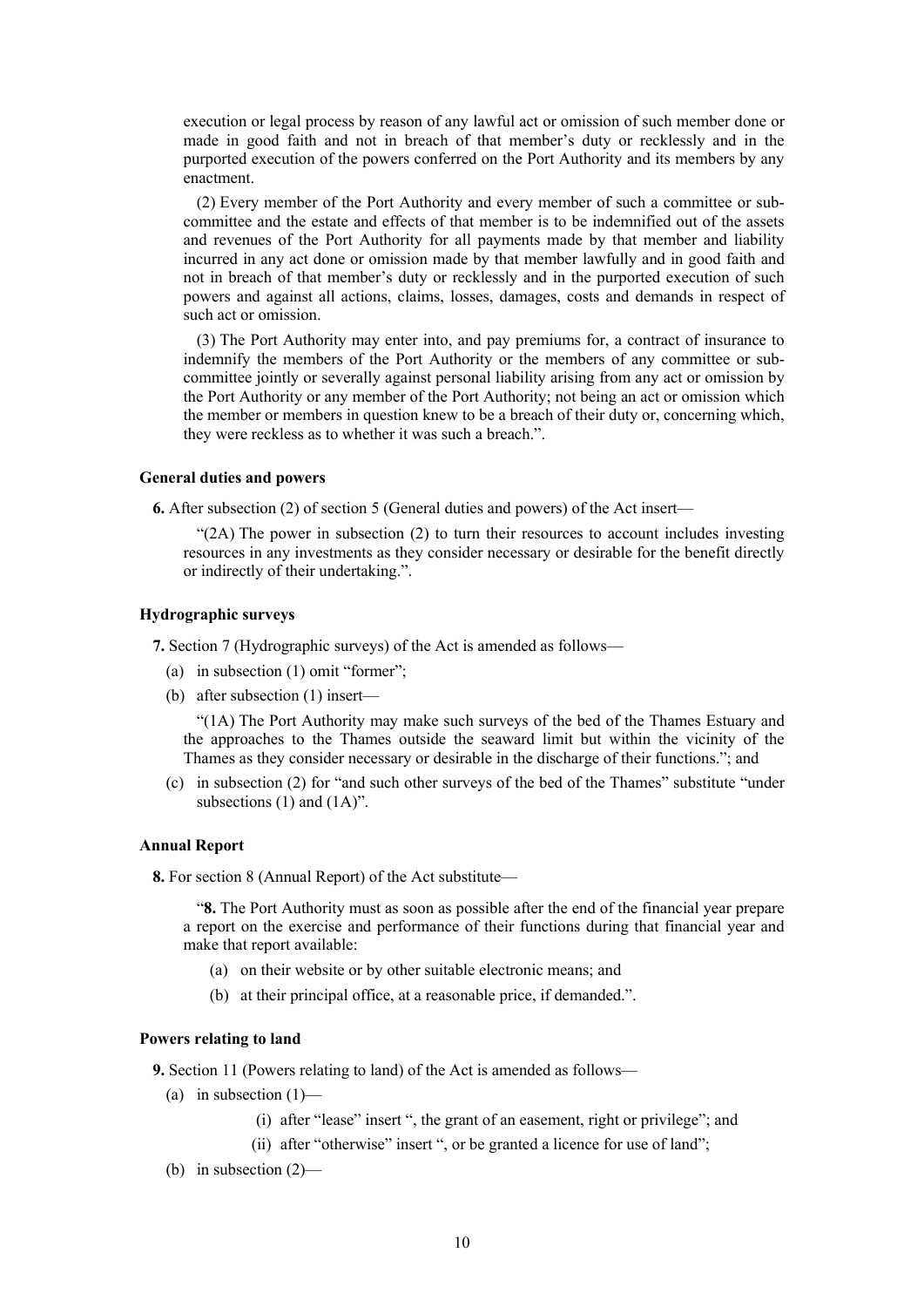execution or legal process by reason of any lawful act or omission of such member done or made in good faith and not in breach of that member's duty or recklessly and in the purported execution of the powers conferred on the Port Authority and its members by any enactment.

(2) Every member of the Port Authority and every member of such a committee or sub-committee and the estate and effects of that member is to be indemnified out of the assets and revenues of the Port Authority for all payments made by that member and liability incurred in any act done or omission made by that member lawfully and in good faith and not in breach of that member's duty or recklessly and in the purported execution of such powers and against all actions, claims, losses, damages, costs and demands in respect of such act or omission.

(3) The Port Authority may enter into, and pay premiums for, a contract of insurance to indemnify the members of the Port Authority or the members of any committee or sub-committee jointly or severally against personal liability arising from any act or omission by the Port Authority or any member of the Port Authority; not being an act or omission which the member or members in question knew to be a breach of their duty or, concerning which, they were reckless as to whether it was such a breach.".

**General duties and powers**

**6.** After subsection (2) of section 5 (General duties and powers) of the Act insert—

"(2A) The power in subsection (2) to turn their resources to account includes investing resources in any investments as they consider necessary or desirable for the benefit directly or indirectly of their undertaking.".

**Hydrographic surveys**

**7.** Section 7 (Hydrographic surveys) of the Act is amended as follows—

(a) in subsection (1) omit "former";

(b) after subsection (1) insert—

"(1A) The Port Authority may make such surveys of the bed of the Thames Estuary and the approaches to the Thames outside the seaward limit but within the vicinity of the Thames as they consider necessary or desirable in the discharge of their functions."; and

(c) in subsection (2) for "and such other surveys of the bed of the Thames" substitute "under subsections (1) and (1A)".

**Annual Report**

**8.** For section 8 (Annual Report) of the Act substitute—

"**8.** The Port Authority must as soon as possible after the end of the financial year prepare a report on the exercise and performance of their functions during that financial year and make that report available:

(a) on their website or by other suitable electronic means; and

(b) at their principal office, at a reasonable price, if demanded.".

**Powers relating to land**

**9.** Section 11 (Powers relating to land) of the Act is amended as follows—

(a) in subsection (1)—

(i) after "lease" insert ", the grant of an easement, right or privilege"; and

(ii) after "otherwise" insert ", or be granted a licence for use of land";

(b) in subsection (2)—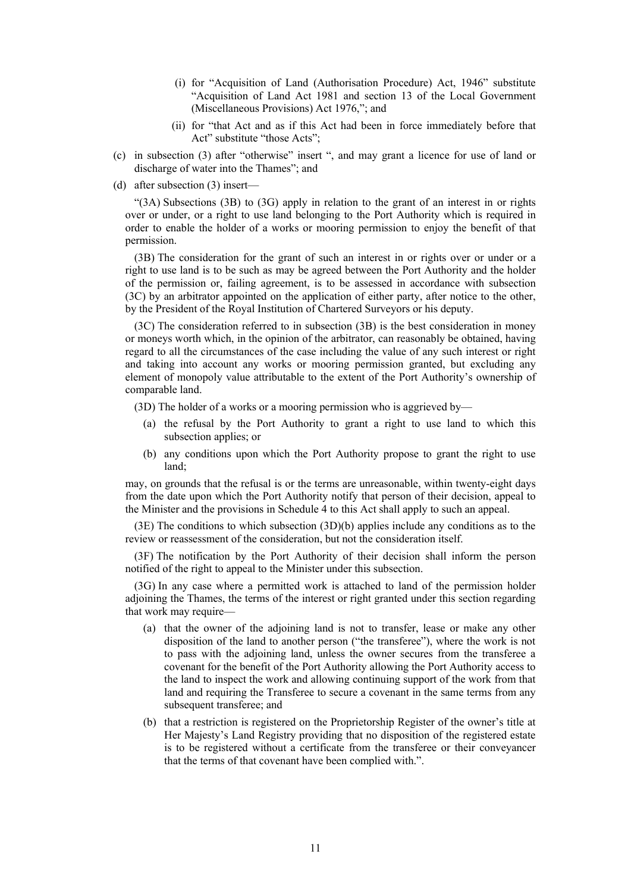(i) for "Acquisition of Land (Authorisation Procedure) Act, 1946" substitute "Acquisition of Land Act 1981 and section 13 of the Local Government (Miscellaneous Provisions) Act 1976,"; and

(ii) for "that Act and as if this Act had been in force immediately before that Act" substitute "those Acts";

(c) in subsection (3) after "otherwise" insert ", and may grant a licence for use of land or discharge of water into the Thames"; and

(d) after subsection (3) insert—

"(3A) Subsections (3B) to (3G) apply in relation to the grant of an interest in or rights over or under, or a right to use land belonging to the Port Authority which is required in order to enable the holder of a works or mooring permission to enjoy the benefit of that permission.

(3B) The consideration for the grant of such an interest in or rights over or under or a right to use land is to be such as may be agreed between the Port Authority and the holder of the permission or, failing agreement, is to be assessed in accordance with subsection (3C) by an arbitrator appointed on the application of either party, after notice to the other, by the President of the Royal Institution of Chartered Surveyors or his deputy.

(3C) The consideration referred to in subsection (3B) is the best consideration in money or moneys worth which, in the opinion of the arbitrator, can reasonably be obtained, having regard to all the circumstances of the case including the value of any such interest or right and taking into account any works or mooring permission granted, but excluding any element of monopoly value attributable to the extent of the Port Authority's ownership of comparable land.

(3D) The holder of a works or a mooring permission who is aggrieved by—

(a) the refusal by the Port Authority to grant a right to use land to which this subsection applies; or

(b) any conditions upon which the Port Authority propose to grant the right to use land;

may, on grounds that the refusal is or the terms are unreasonable, within twenty-eight days from the date upon which the Port Authority notify that person of their decision, appeal to the Minister and the provisions in Schedule 4 to this Act shall apply to such an appeal.

(3E) The conditions to which subsection (3D)(b) applies include any conditions as to the review or reassessment of the consideration, but not the consideration itself.

(3F) The notification by the Port Authority of their decision shall inform the person notified of the right to appeal to the Minister under this subsection.

(3G) In any case where a permitted work is attached to land of the permission holder adjoining the Thames, the terms of the interest or right granted under this section regarding that work may require—

(a) that the owner of the adjoining land is not to transfer, lease or make any other disposition of the land to another person ("the transferee"), where the work is not to pass with the adjoining land, unless the owner secures from the transferee a covenant for the benefit of the Port Authority allowing the Port Authority access to the land to inspect the work and allowing continuing support of the work from that land and requiring the Transferee to secure a covenant in the same terms from any subsequent transferee; and

(b) that a restriction is registered on the Proprietorship Register of the owner's title at Her Majesty's Land Registry providing that no disposition of the registered estate is to be registered without a certificate from the transferee or their conveyancer that the terms of that covenant have been complied with.".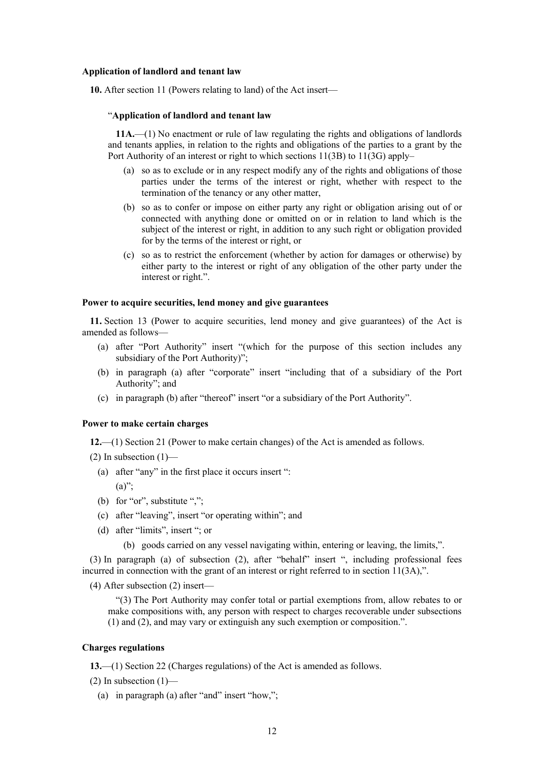**Application of landlord and tenant law**

**10.** After section 11 (Powers relating to land) of the Act insert—

"**Application of landlord and tenant law**

**11A.**—(1) No enactment or rule of law regulating the rights and obligations of landlords and tenants applies, in relation to the rights and obligations of the parties to a grant by the Port Authority of an interest or right to which sections 11(3B) to 11(3G) apply–

- (a) so as to exclude or in any respect modify any of the rights and obligations of those parties under the terms of the interest or right, whether with respect to the termination of the tenancy or any other matter,
- (b) so as to confer or impose on either party any right or obligation arising out of or connected with anything done or omitted on or in relation to land which is the subject of the interest or right, in addition to any such right or obligation provided for by the terms of the interest or right, or
- (c) so as to restrict the enforcement (whether by action for damages or otherwise) by either party to the interest or right of any obligation of the other party under the interest or right.".

**Power to acquire securities, lend money and give guarantees**

**11.** Section 13 (Power to acquire securities, lend money and give guarantees) of the Act is amended as follows—

- (a) after "Port Authority" insert "(which for the purpose of this section includes any subsidiary of the Port Authority)";
- (b) in paragraph (a) after "corporate" insert "including that of a subsidiary of the Port Authority"; and
- (c) in paragraph (b) after "thereof" insert "or a subsidiary of the Port Authority".

**Power to make certain charges**

**12.**—(1) Section 21 (Power to make certain changes) of the Act is amended as follows.

(2) In subsection (1)—

- (a) after "any" in the first place it occurs insert ":
  (a)";
- (b) for "or", substitute ",";
- (c) after "leaving", insert "or operating within"; and
- (d) after "limits", insert "; or
  - (b) goods carried on any vessel navigating within, entering or leaving, the limits,".

(3) In paragraph (a) of subsection (2), after "behalf" insert ", including professional fees incurred in connection with the grant of an interest or right referred to in section 11(3A),".

(4) After subsection (2) insert—

"(3) The Port Authority may confer total or partial exemptions from, allow rebates to or make compositions with, any person with respect to charges recoverable under subsections (1) and (2), and may vary or extinguish any such exemption or composition.".

**Charges regulations**

**13.**—(1) Section 22 (Charges regulations) of the Act is amended as follows.

(2) In subsection (1)—

- (a) in paragraph (a) after "and" insert "how,";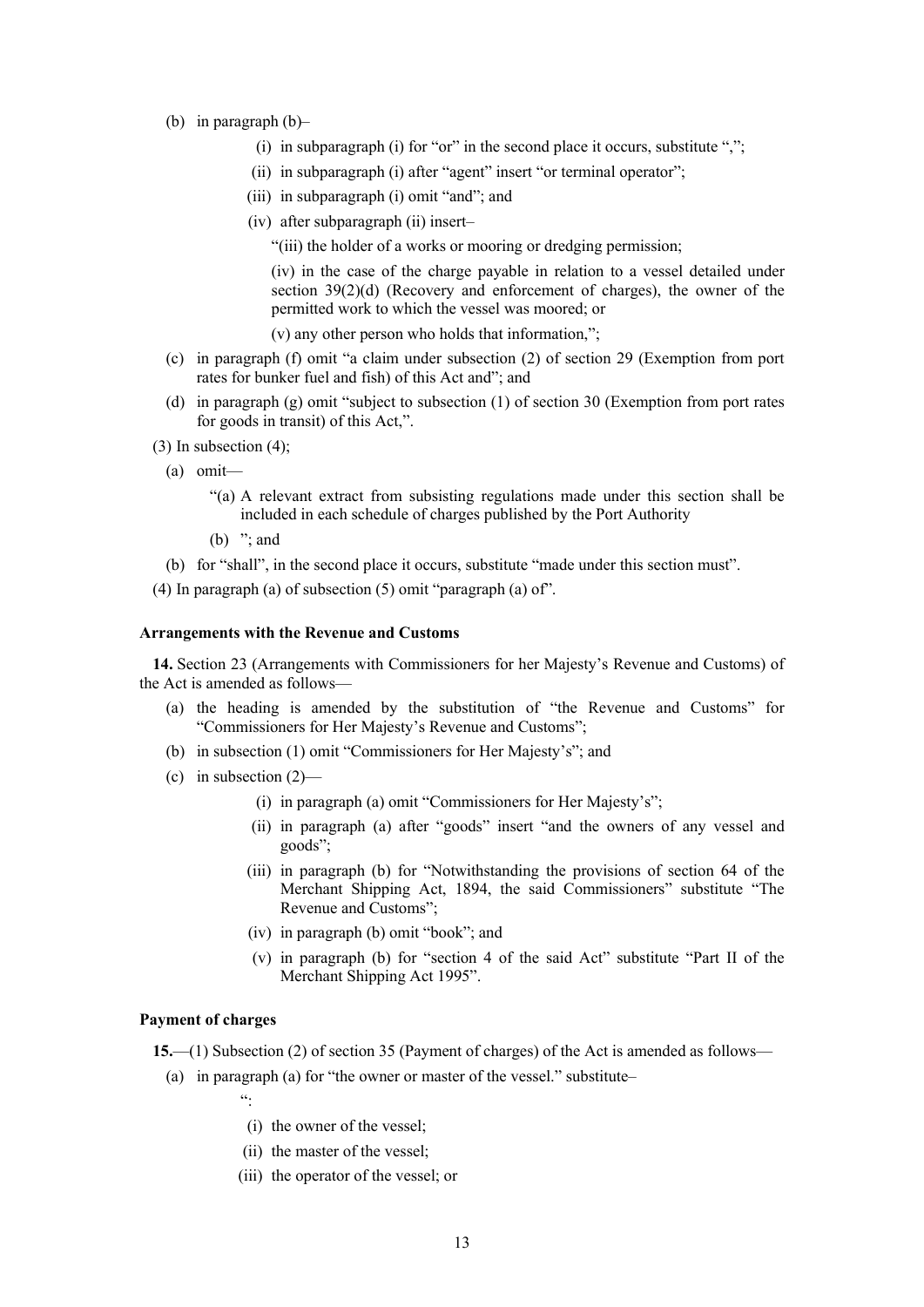(b) in paragraph (b)–

  (i) in subparagraph (i) for "or" in the second place it occurs, substitute ",";

  (ii) in subparagraph (i) after "agent" insert "or terminal operator";

  (iii) in subparagraph (i) omit "and"; and

  (iv) after subparagraph (ii) insert–

  "(iii) the holder of a works or mooring or dredging permission;

  (iv) in the case of the charge payable in relation to a vessel detailed under section 39(2)(d) (Recovery and enforcement of charges), the owner of the permitted work to which the vessel was moored; or

  (v) any other person who holds that information,";

(c) in paragraph (f) omit "a claim under subsection (2) of section 29 (Exemption from port rates for bunker fuel and fish) of this Act and"; and

(d) in paragraph (g) omit "subject to subsection (1) of section 30 (Exemption from port rates for goods in transit) of this Act,".

(3) In subsection (4);

(a) omit—

  "(a) A relevant extract from subsisting regulations made under this section shall be included in each schedule of charges published by the Port Authority

  (b) "; and

(b) for "shall", in the second place it occurs, substitute "made under this section must".

(4) In paragraph (a) of subsection (5) omit "paragraph (a) of".

**Arrangements with the Revenue and Customs**

**14.** Section 23 (Arrangements with Commissioners for her Majesty's Revenue and Customs) of the Act is amended as follows—

(a) the heading is amended by the substitution of "the Revenue and Customs" for "Commissioners for Her Majesty's Revenue and Customs";

(b) in subsection (1) omit "Commissioners for Her Majesty's"; and

(c) in subsection (2)—

  (i) in paragraph (a) omit "Commissioners for Her Majesty's";

  (ii) in paragraph (a) after "goods" insert "and the owners of any vessel and goods";

  (iii) in paragraph (b) for "Notwithstanding the provisions of section 64 of the Merchant Shipping Act, 1894, the said Commissioners" substitute "The Revenue and Customs";

  (iv) in paragraph (b) omit "book"; and

  (v) in paragraph (b) for "section 4 of the said Act" substitute "Part II of the Merchant Shipping Act 1995".

**Payment of charges**

**15.**—(1) Subsection (2) of section 35 (Payment of charges) of the Act is amended as follows—

(a) in paragraph (a) for "the owner or master of the vessel." substitute–

  ":

  (i) the owner of the vessel;

  (ii) the master of the vessel;

  (iii) the operator of the vessel; or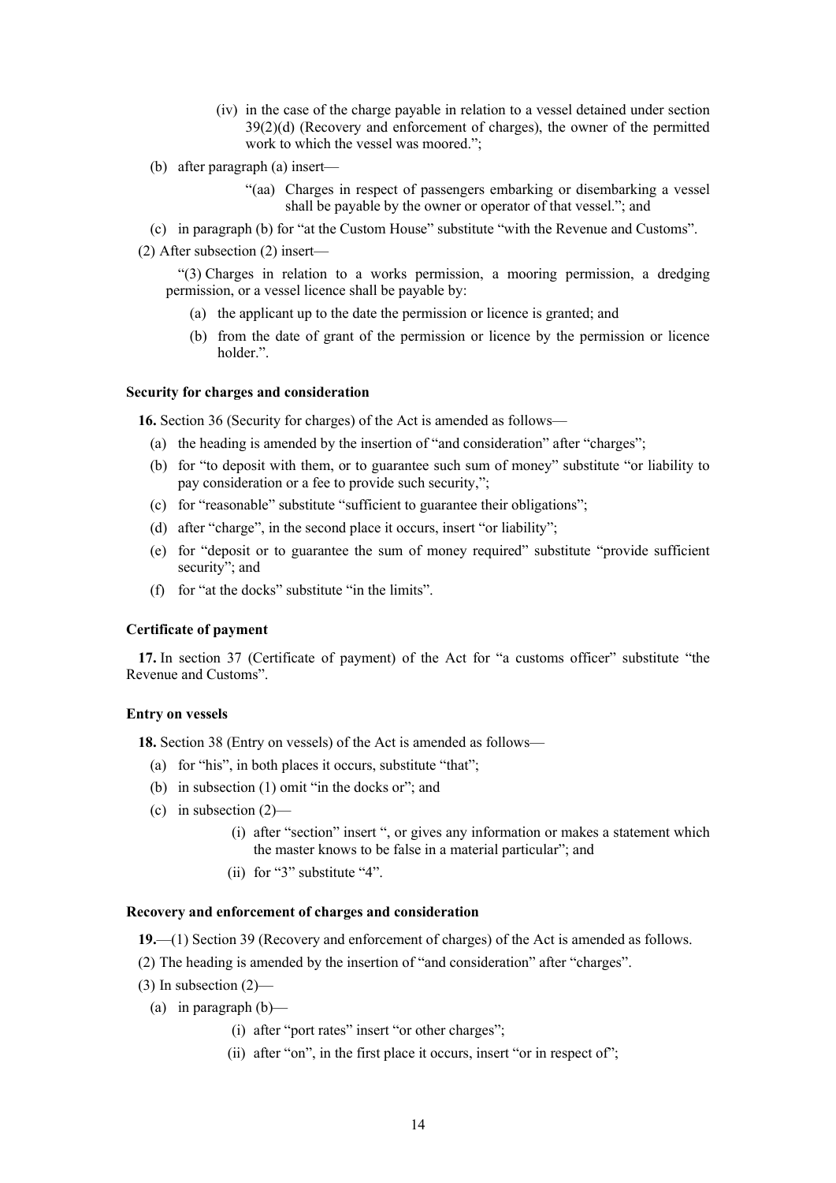(iv) in the case of the charge payable in relation to a vessel detained under section 39(2)(d) (Recovery and enforcement of charges), the owner of the permitted work to which the vessel was moored.";

(b) after paragraph (a) insert—

"(aa) Charges in respect of passengers embarking or disembarking a vessel shall be payable by the owner or operator of that vessel."; and

(c) in paragraph (b) for "at the Custom House" substitute "with the Revenue and Customs".

(2) After subsection (2) insert—

"(3) Charges in relation to a works permission, a mooring permission, a dredging permission, or a vessel licence shall be payable by:

(a) the applicant up to the date the permission or licence is granted; and

(b) from the date of grant of the permission or licence by the permission or licence holder.".

**Security for charges and consideration**

**16.** Section 36 (Security for charges) of the Act is amended as follows—

(a) the heading is amended by the insertion of "and consideration" after "charges";

(b) for "to deposit with them, or to guarantee such sum of money" substitute "or liability to pay consideration or a fee to provide such security,";

(c) for "reasonable" substitute "sufficient to guarantee their obligations";

(d) after "charge", in the second place it occurs, insert "or liability";

(e) for "deposit or to guarantee the sum of money required" substitute "provide sufficient security"; and

(f) for "at the docks" substitute "in the limits".

**Certificate of payment**

**17.** In section 37 (Certificate of payment) of the Act for "a customs officer" substitute "the Revenue and Customs".

**Entry on vessels**

**18.** Section 38 (Entry on vessels) of the Act is amended as follows—

(a) for "his", in both places it occurs, substitute "that";

(b) in subsection (1) omit "in the docks or"; and

(c) in subsection (2)—

(i) after "section" insert ", or gives any information or makes a statement which the master knows to be false in a material particular"; and

(ii) for "3" substitute "4".

**Recovery and enforcement of charges and consideration**

**19.**—(1) Section 39 (Recovery and enforcement of charges) of the Act is amended as follows.

(2) The heading is amended by the insertion of "and consideration" after "charges".

(3) In subsection (2)—

(a) in paragraph (b)—

(i) after "port rates" insert "or other charges";

(ii) after "on", in the first place it occurs, insert "or in respect of";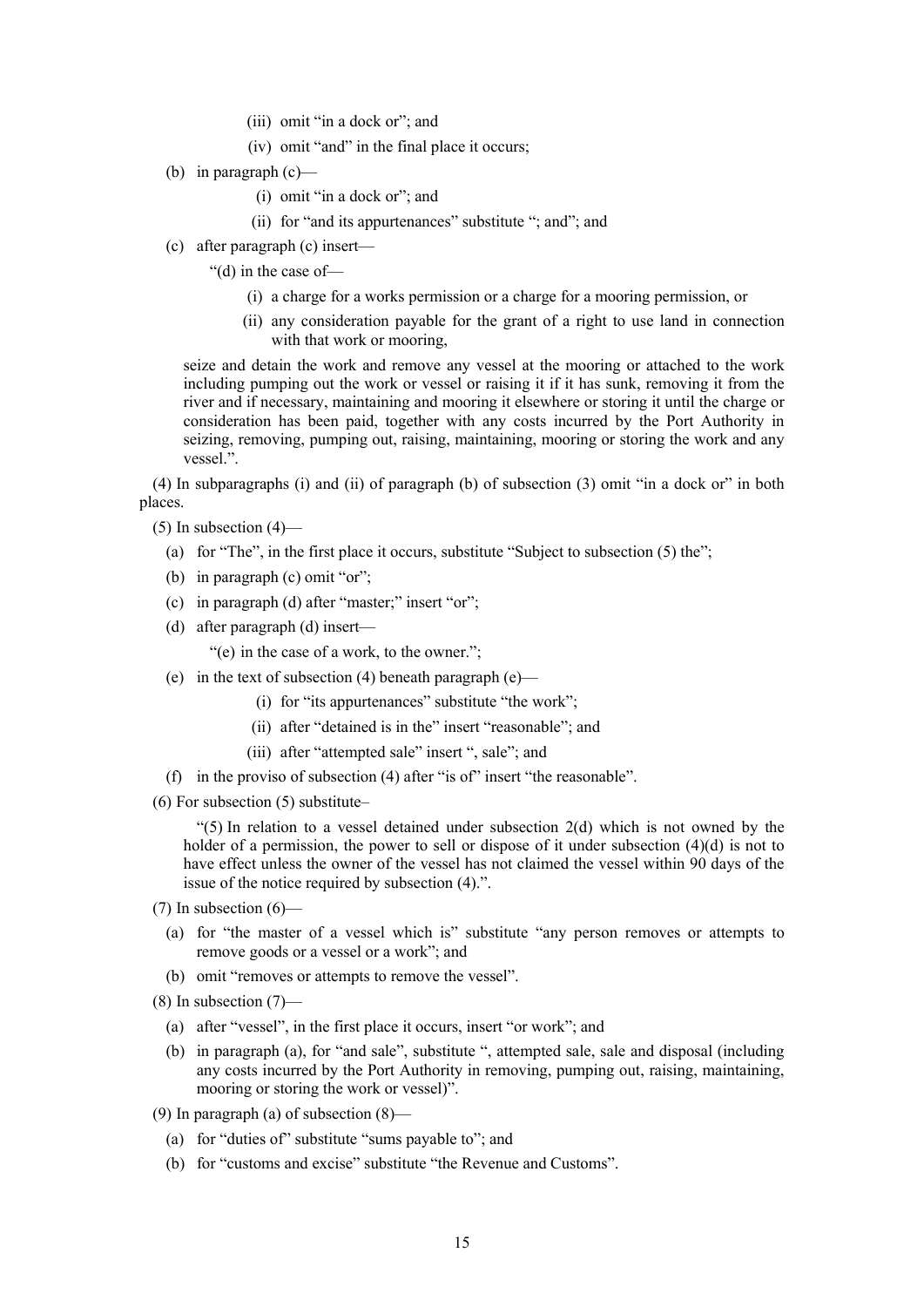(iii) omit "in a dock or"; and

(iv) omit "and" in the final place it occurs;

(b) in paragraph (c)—

(i) omit "in a dock or"; and

(ii) for "and its appurtenances" substitute "; and"; and

(c) after paragraph (c) insert—

"(d) in the case of—

(i) a charge for a works permission or a charge for a mooring permission, or

(ii) any consideration payable for the grant of a right to use land in connection with that work or mooring,

seize and detain the work and remove any vessel at the mooring or attached to the work including pumping out the work or vessel or raising it if it has sunk, removing it from the river and if necessary, maintaining and mooring it elsewhere or storing it until the charge or consideration has been paid, together with any costs incurred by the Port Authority in seizing, removing, pumping out, raising, maintaining, mooring or storing the work and any vessel.".

(4) In subparagraphs (i) and (ii) of paragraph (b) of subsection (3) omit "in a dock or" in both places.

(5) In subsection (4)—

(a) for "The", in the first place it occurs, substitute "Subject to subsection (5) the";

(b) in paragraph (c) omit "or";

(c) in paragraph (d) after "master;" insert "or";

(d) after paragraph (d) insert—

"(e) in the case of a work, to the owner.";

(e) in the text of subsection (4) beneath paragraph (e)—

(i) for "its appurtenances" substitute "the work";

(ii) after "detained is in the" insert "reasonable"; and

(iii) after "attempted sale" insert ", sale"; and

(f) in the proviso of subsection (4) after "is of" insert "the reasonable".

(6) For subsection (5) substitute–

"(5) In relation to a vessel detained under subsection 2(d) which is not owned by the holder of a permission, the power to sell or dispose of it under subsection (4)(d) is not to have effect unless the owner of the vessel has not claimed the vessel within 90 days of the issue of the notice required by subsection (4).".

(7) In subsection (6)—

(a) for "the master of a vessel which is" substitute "any person removes or attempts to remove goods or a vessel or a work"; and

(b) omit "removes or attempts to remove the vessel".

(8) In subsection (7)—

(a) after "vessel", in the first place it occurs, insert "or work"; and

(b) in paragraph (a), for "and sale", substitute ", attempted sale, sale and disposal (including any costs incurred by the Port Authority in removing, pumping out, raising, maintaining, mooring or storing the work or vessel)".

(9) In paragraph (a) of subsection (8)—

(a) for "duties of" substitute "sums payable to"; and

(b) for "customs and excise" substitute "the Revenue and Customs".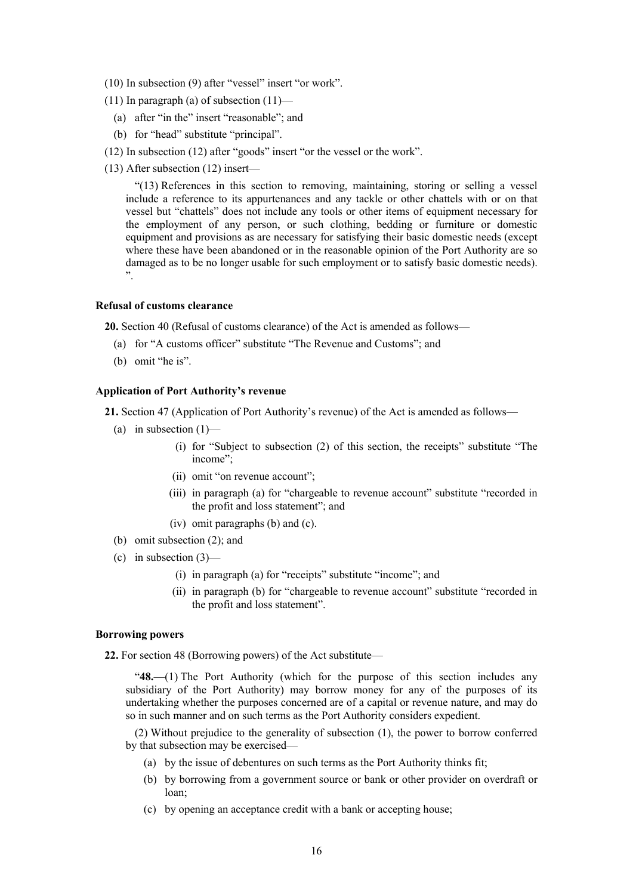(10) In subsection (9) after "vessel" insert "or work".

(11) In paragraph (a) of subsection (11)—

- (a) after "in the" insert "reasonable"; and
- (b) for "head" substitute "principal".

(12) In subsection (12) after "goods" insert "or the vessel or the work".

(13) After subsection (12) insert—

> "(13) References in this section to removing, maintaining, storing or selling a vessel include a reference to its appurtenances and any tackle or other chattels with or on that vessel but "chattels" does not include any tools or other items of equipment necessary for the employment of any person, or such clothing, bedding or furniture or domestic equipment and provisions as are necessary for satisfying their basic domestic needs (except where these have been abandoned or in the reasonable opinion of the Port Authority are so damaged as to be no longer usable for such employment or to satisfy basic domestic needs).
> ".

#### Refusal of customs clearance

**20.** Section 40 (Refusal of customs clearance) of the Act is amended as follows—

- (a) for "A customs officer" substitute "The Revenue and Customs"; and
- (b) omit "he is".

#### Application of Port Authority's revenue

**21.** Section 47 (Application of Port Authority's revenue) of the Act is amended as follows—

- (a) in subsection (1)—
  - (i) for "Subject to subsection (2) of this section, the receipts" substitute "The income";
  - (ii) omit "on revenue account";
  - (iii) in paragraph (a) for "chargeable to revenue account" substitute "recorded in the profit and loss statement"; and
  - (iv) omit paragraphs (b) and (c).
- (b) omit subsection (2); and
- (c) in subsection (3)—
  - (i) in paragraph (a) for "receipts" substitute "income"; and
  - (ii) in paragraph (b) for "chargeable to revenue account" substitute "recorded in the profit and loss statement".

#### Borrowing powers

**22.** For section 48 (Borrowing powers) of the Act substitute—

> "**48.**—(1) The Port Authority (which for the purpose of this section includes any subsidiary of the Port Authority) may borrow money for any of the purposes of its undertaking whether the purposes concerned are of a capital or revenue nature, and may do so in such manner and on such terms as the Port Authority considers expedient.
>
> (2) Without prejudice to the generality of subsection (1), the power to borrow conferred by that subsection may be exercised—
>
> - (a) by the issue of debentures on such terms as the Port Authority thinks fit;
> - (b) by borrowing from a government source or bank or other provider on overdraft or loan;
> - (c) by opening an acceptance credit with a bank or accepting house;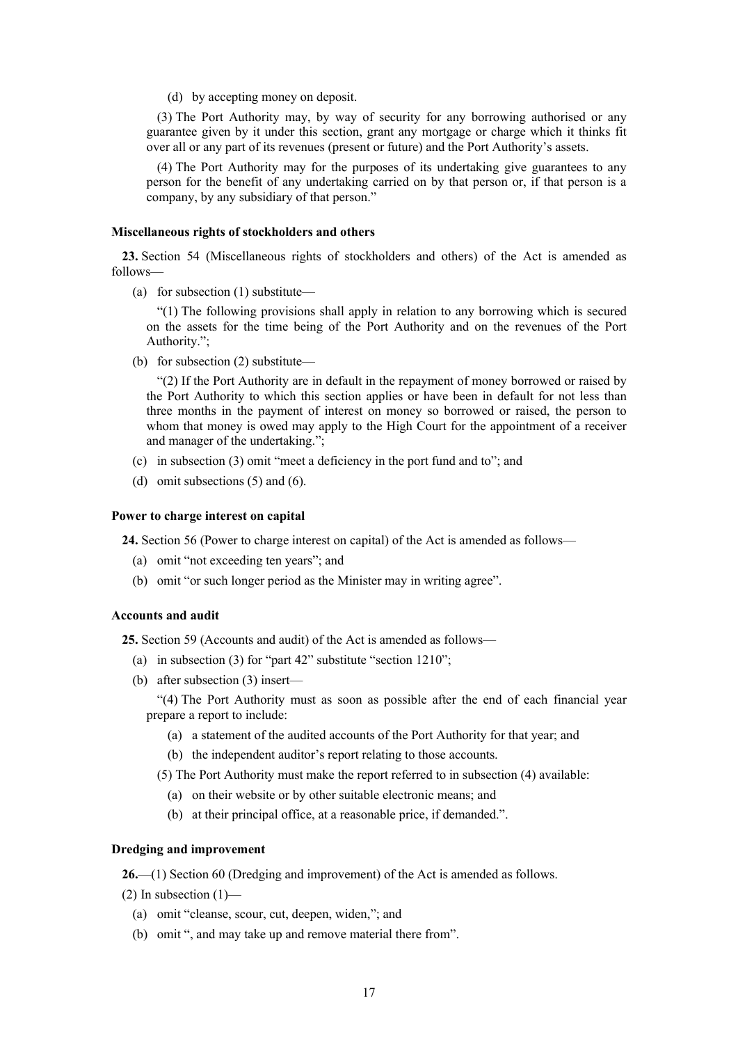(d) by accepting money on deposit.

(3) The Port Authority may, by way of security for any borrowing authorised or any guarantee given by it under this section, grant any mortgage or charge which it thinks fit over all or any part of its revenues (present or future) and the Port Authority's assets.

(4) The Port Authority may for the purposes of its undertaking give guarantees to any person for the benefit of any undertaking carried on by that person or, if that person is a company, by any subsidiary of that person."

**Miscellaneous rights of stockholders and others**

**23.** Section 54 (Miscellaneous rights of stockholders and others) of the Act is amended as follows—

(a) for subsection (1) substitute—

"(1) The following provisions shall apply in relation to any borrowing which is secured on the assets for the time being of the Port Authority and on the revenues of the Port Authority.";

(b) for subsection (2) substitute—

"(2) If the Port Authority are in default in the repayment of money borrowed or raised by the Port Authority to which this section applies or have been in default for not less than three months in the payment of interest on money so borrowed or raised, the person to whom that money is owed may apply to the High Court for the appointment of a receiver and manager of the undertaking.";

(c) in subsection (3) omit "meet a deficiency in the port fund and to"; and

(d) omit subsections (5) and (6).

**Power to charge interest on capital**

**24.** Section 56 (Power to charge interest on capital) of the Act is amended as follows—

(a) omit "not exceeding ten years"; and

(b) omit "or such longer period as the Minister may in writing agree".

**Accounts and audit**

**25.** Section 59 (Accounts and audit) of the Act is amended as follows—

(a) in subsection (3) for "part 42" substitute "section 1210";

(b) after subsection (3) insert—

"(4) The Port Authority must as soon as possible after the end of each financial year prepare a report to include:

(a) a statement of the audited accounts of the Port Authority for that year; and

(b) the independent auditor's report relating to those accounts.

(5) The Port Authority must make the report referred to in subsection (4) available:

(a) on their website or by other suitable electronic means; and

(b) at their principal office, at a reasonable price, if demanded.".

**Dredging and improvement**

**26.**—(1) Section 60 (Dredging and improvement) of the Act is amended as follows.

(2) In subsection (1)—

(a) omit "cleanse, scour, cut, deepen, widen,"; and

(b) omit ", and may take up and remove material there from".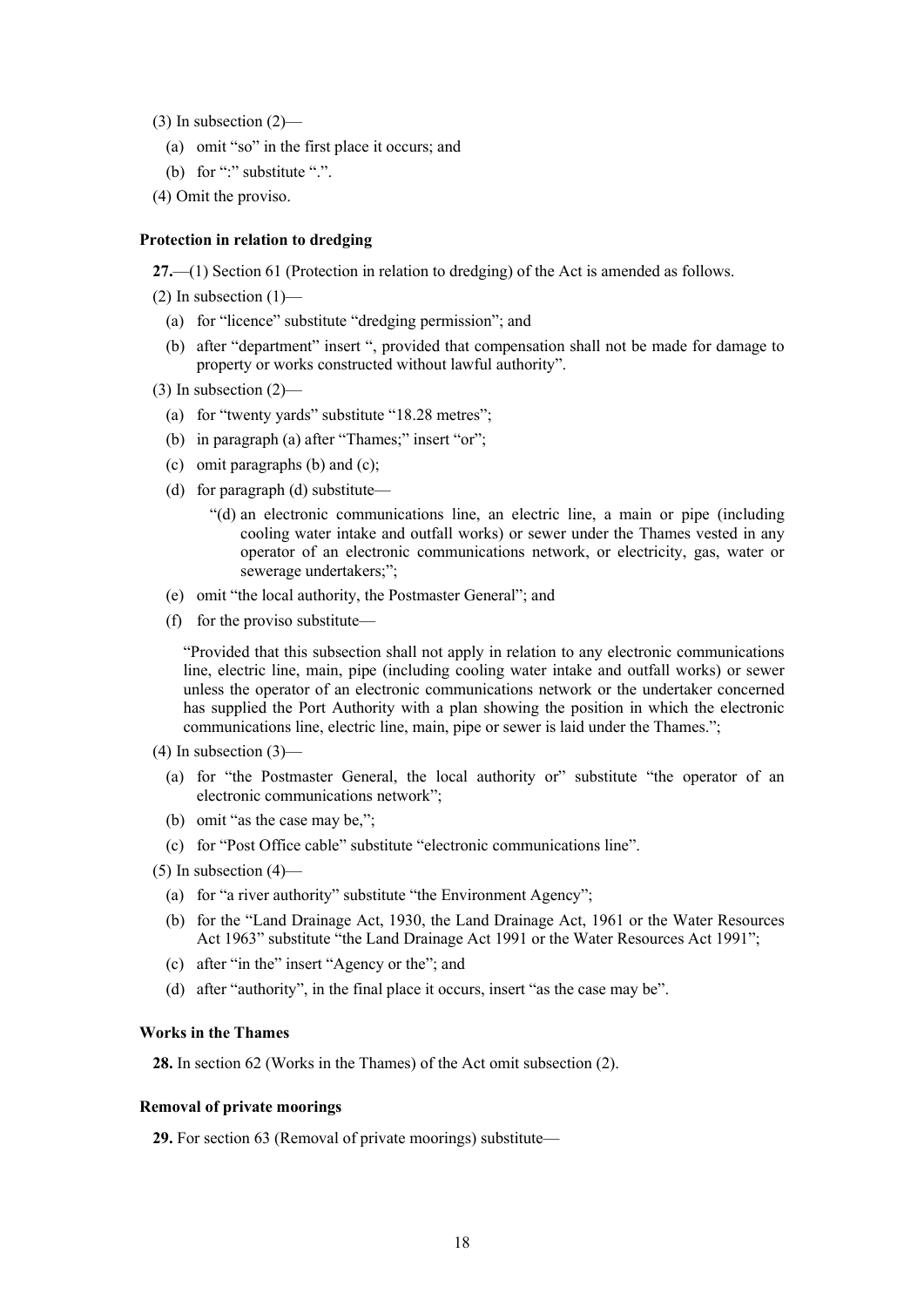(3) In subsection (2)—

(a) omit "so" in the first place it occurs; and

(b) for ":" substitute ".".

(4) Omit the proviso.

**Protection in relation to dredging**

**27.**—(1) Section 61 (Protection in relation to dredging) of the Act is amended as follows.

(2) In subsection (1)—

(a) for "licence" substitute "dredging permission"; and

(b) after "department" insert ", provided that compensation shall not be made for damage to property or works constructed without lawful authority".

(3) In subsection (2)—

(a) for "twenty yards" substitute "18.28 metres";

(b) in paragraph (a) after "Thames;" insert "or";

(c) omit paragraphs (b) and (c);

(d) for paragraph (d) substitute—

"(d) an electronic communications line, an electric line, a main or pipe (including cooling water intake and outfall works) or sewer under the Thames vested in any operator of an electronic communications network, or electricity, gas, water or sewerage undertakers;";

(e) omit "the local authority, the Postmaster General"; and

(f) for the proviso substitute—

"Provided that this subsection shall not apply in relation to any electronic communications line, electric line, main, pipe (including cooling water intake and outfall works) or sewer unless the operator of an electronic communications network or the undertaker concerned has supplied the Port Authority with a plan showing the position in which the electronic communications line, electric line, main, pipe or sewer is laid under the Thames.";

(4) In subsection (3)—

(a) for "the Postmaster General, the local authority or" substitute "the operator of an electronic communications network";

(b) omit "as the case may be,";

(c) for "Post Office cable" substitute "electronic communications line".

(5) In subsection (4)—

(a) for "a river authority" substitute "the Environment Agency";

(b) for the "Land Drainage Act, 1930, the Land Drainage Act, 1961 or the Water Resources Act 1963" substitute "the Land Drainage Act 1991 or the Water Resources Act 1991";

(c) after "in the" insert "Agency or the"; and

(d) after "authority", in the final place it occurs, insert "as the case may be".

**Works in the Thames**

**28.** In section 62 (Works in the Thames) of the Act omit subsection (2).

**Removal of private moorings**

**29.** For section 63 (Removal of private moorings) substitute—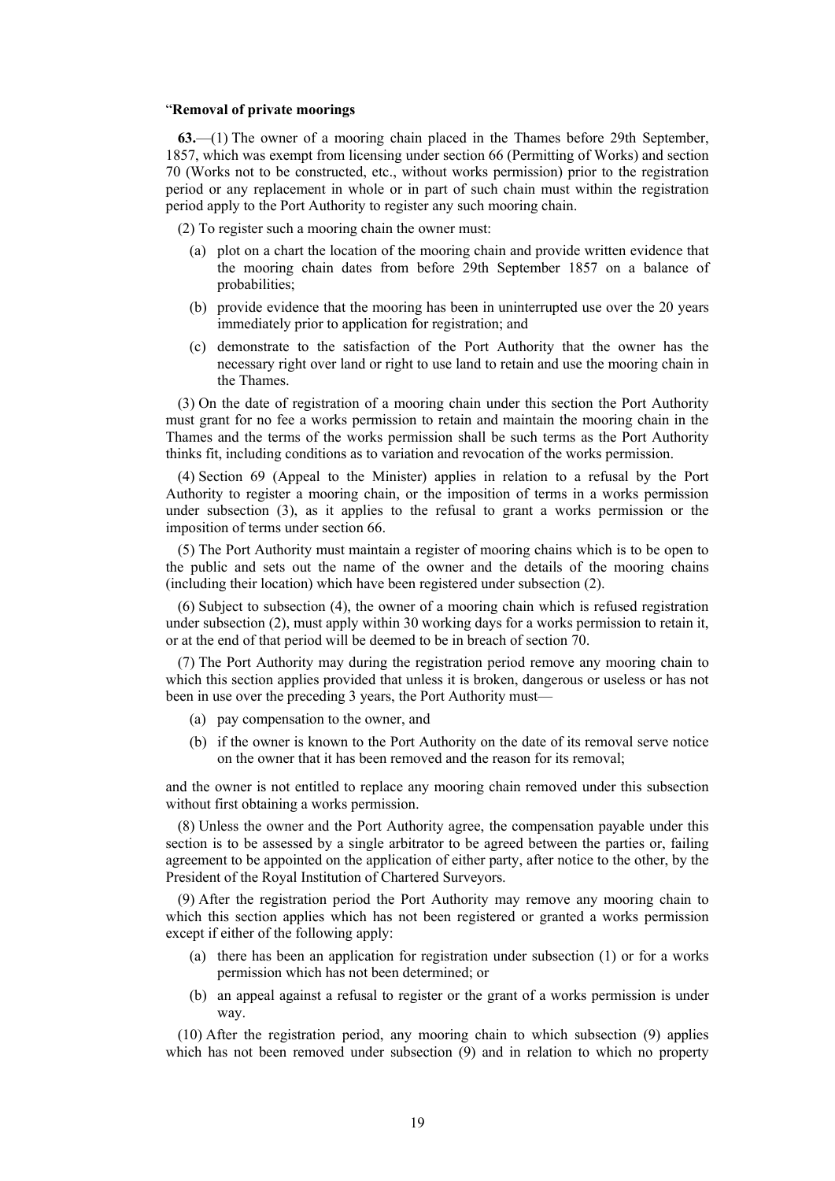"**Removal of private moorings**

**63.**—(1) The owner of a mooring chain placed in the Thames before 29th September, 1857, which was exempt from licensing under section 66 (Permitting of Works) and section 70 (Works not to be constructed, etc., without works permission) prior to the registration period or any replacement in whole or in part of such chain must within the registration period apply to the Port Authority to register any such mooring chain.

(2) To register such a mooring chain the owner must:

- (a) plot on a chart the location of the mooring chain and provide written evidence that the mooring chain dates from before 29th September 1857 on a balance of probabilities;
- (b) provide evidence that the mooring has been in uninterrupted use over the 20 years immediately prior to application for registration; and
- (c) demonstrate to the satisfaction of the Port Authority that the owner has the necessary right over land or right to use land to retain and use the mooring chain in the Thames.

(3) On the date of registration of a mooring chain under this section the Port Authority must grant for no fee a works permission to retain and maintain the mooring chain in the Thames and the terms of the works permission shall be such terms as the Port Authority thinks fit, including conditions as to variation and revocation of the works permission.

(4) Section 69 (Appeal to the Minister) applies in relation to a refusal by the Port Authority to register a mooring chain, or the imposition of terms in a works permission under subsection (3), as it applies to the refusal to grant a works permission or the imposition of terms under section 66.

(5) The Port Authority must maintain a register of mooring chains which is to be open to the public and sets out the name of the owner and the details of the mooring chains (including their location) which have been registered under subsection (2).

(6) Subject to subsection (4), the owner of a mooring chain which is refused registration under subsection (2), must apply within 30 working days for a works permission to retain it, or at the end of that period will be deemed to be in breach of section 70.

(7) The Port Authority may during the registration period remove any mooring chain to which this section applies provided that unless it is broken, dangerous or useless or has not been in use over the preceding 3 years, the Port Authority must—

- (a) pay compensation to the owner, and
- (b) if the owner is known to the Port Authority on the date of its removal serve notice on the owner that it has been removed and the reason for its removal;

and the owner is not entitled to replace any mooring chain removed under this subsection without first obtaining a works permission.

(8) Unless the owner and the Port Authority agree, the compensation payable under this section is to be assessed by a single arbitrator to be agreed between the parties or, failing agreement to be appointed on the application of either party, after notice to the other, by the President of the Royal Institution of Chartered Surveyors.

(9) After the registration period the Port Authority may remove any mooring chain to which this section applies which has not been registered or granted a works permission except if either of the following apply:

- (a) there has been an application for registration under subsection (1) or for a works permission which has not been determined; or
- (b) an appeal against a refusal to register or the grant of a works permission is under way.

(10) After the registration period, any mooring chain to which subsection (9) applies which has not been removed under subsection (9) and in relation to which no property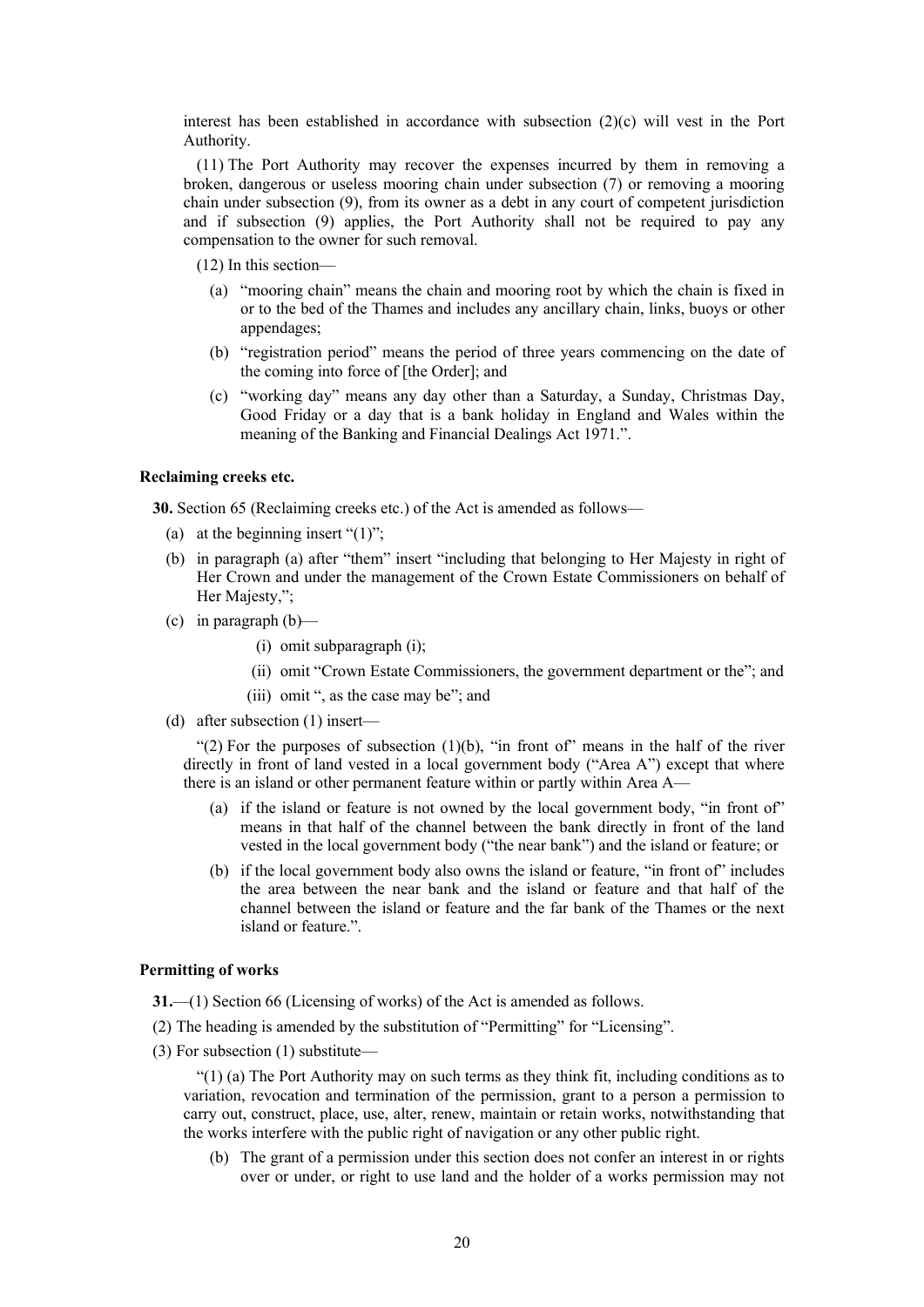interest has been established in accordance with subsection (2)(c) will vest in the Port Authority.

(11) The Port Authority may recover the expenses incurred by them in removing a broken, dangerous or useless mooring chain under subsection (7) or removing a mooring chain under subsection (9), from its owner as a debt in any court of competent jurisdiction and if subsection (9) applies, the Port Authority shall not be required to pay any compensation to the owner for such removal.

(12) In this section—

(a) "mooring chain" means the chain and mooring root by which the chain is fixed in or to the bed of the Thames and includes any ancillary chain, links, buoys or other appendages;

(b) "registration period" means the period of three years commencing on the date of the coming into force of [the Order]; and

(c) "working day" means any day other than a Saturday, a Sunday, Christmas Day, Good Friday or a day that is a bank holiday in England and Wales within the meaning of the Banking and Financial Dealings Act 1971.".

**Reclaiming creeks etc.**

**30.** Section 65 (Reclaiming creeks etc.) of the Act is amended as follows—

(a) at the beginning insert "(1)";

(b) in paragraph (a) after "them" insert "including that belonging to Her Majesty in right of Her Crown and under the management of the Crown Estate Commissioners on behalf of Her Majesty,";

(c) in paragraph (b)—

(i) omit subparagraph (i);

(ii) omit "Crown Estate Commissioners, the government department or the"; and

(iii) omit ", as the case may be"; and

(d) after subsection (1) insert—

"(2) For the purposes of subsection (1)(b), "in front of" means in the half of the river directly in front of land vested in a local government body ("Area A") except that where there is an island or other permanent feature within or partly within Area A—

(a) if the island or feature is not owned by the local government body, "in front of" means in that half of the channel between the bank directly in front of the land vested in the local government body ("the near bank") and the island or feature; or

(b) if the local government body also owns the island or feature, "in front of" includes the area between the near bank and the island or feature and that half of the channel between the island or feature and the far bank of the Thames or the next island or feature.".

**Permitting of works**

**31.**—(1) Section 66 (Licensing of works) of the Act is amended as follows.

(2) The heading is amended by the substitution of "Permitting" for "Licensing".

(3) For subsection (1) substitute—

"(1) (a) The Port Authority may on such terms as they think fit, including conditions as to variation, revocation and termination of the permission, grant to a person a permission to carry out, construct, place, use, alter, renew, maintain or retain works, notwithstanding that the works interfere with the public right of navigation or any other public right.

(b) The grant of a permission under this section does not confer an interest in or rights over or under, or right to use land and the holder of a works permission may not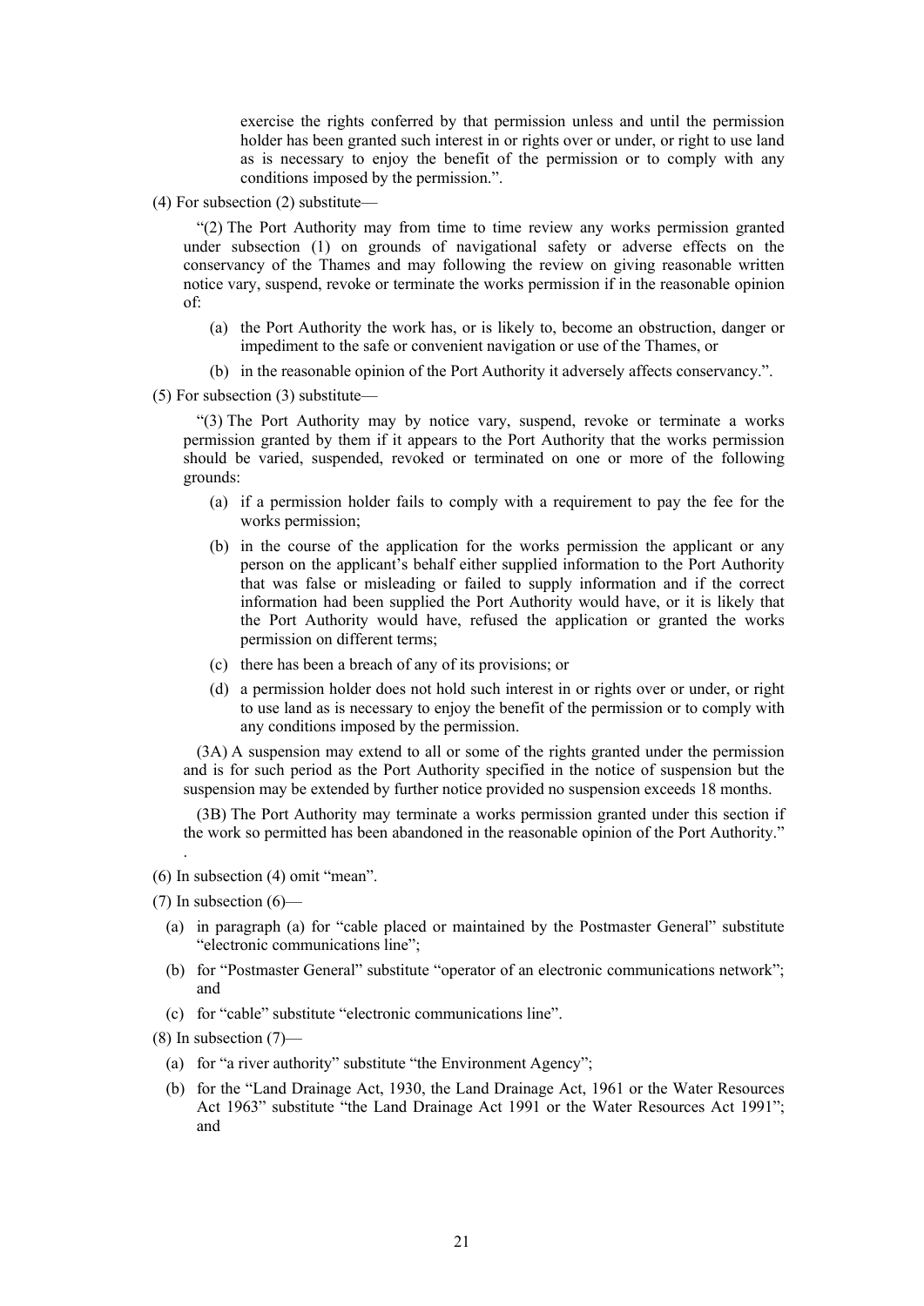exercise the rights conferred by that permission unless and until the permission holder has been granted such interest in or rights over or under, or right to use land as is necessary to enjoy the benefit of the permission or to comply with any conditions imposed by the permission.".

(4) For subsection (2) substitute—

"(2) The Port Authority may from time to time review any works permission granted under subsection (1) on grounds of navigational safety or adverse effects on the conservancy of the Thames and may following the review on giving reasonable written notice vary, suspend, revoke or terminate the works permission if in the reasonable opinion of:

- (a) the Port Authority the work has, or is likely to, become an obstruction, danger or impediment to the safe or convenient navigation or use of the Thames, or
- (b) in the reasonable opinion of the Port Authority it adversely affects conservancy.".

(5) For subsection (3) substitute—

"(3) The Port Authority may by notice vary, suspend, revoke or terminate a works permission granted by them if it appears to the Port Authority that the works permission should be varied, suspended, revoked or terminated on one or more of the following grounds:

- (a) if a permission holder fails to comply with a requirement to pay the fee for the works permission;
- (b) in the course of the application for the works permission the applicant or any person on the applicant's behalf either supplied information to the Port Authority that was false or misleading or failed to supply information and if the correct information had been supplied the Port Authority would have, or it is likely that the Port Authority would have, refused the application or granted the works permission on different terms;
- (c) there has been a breach of any of its provisions; or
- (d) a permission holder does not hold such interest in or rights over or under, or right to use land as is necessary to enjoy the benefit of the permission or to comply with any conditions imposed by the permission.

(3A) A suspension may extend to all or some of the rights granted under the permission and is for such period as the Port Authority specified in the notice of suspension but the suspension may be extended by further notice provided no suspension exceeds 18 months.

(3B) The Port Authority may terminate a works permission granted under this section if the work so permitted has been abandoned in the reasonable opinion of the Port Authority."

.

(6) In subsection (4) omit "mean".

(7) In subsection (6)—

- (a) in paragraph (a) for "cable placed or maintained by the Postmaster General" substitute "electronic communications line";
- (b) for "Postmaster General" substitute "operator of an electronic communications network"; and
- (c) for "cable" substitute "electronic communications line".

(8) In subsection (7)—

- (a) for "a river authority" substitute "the Environment Agency";
- (b) for the "Land Drainage Act, 1930, the Land Drainage Act, 1961 or the Water Resources Act 1963" substitute "the Land Drainage Act 1991 or the Water Resources Act 1991"; and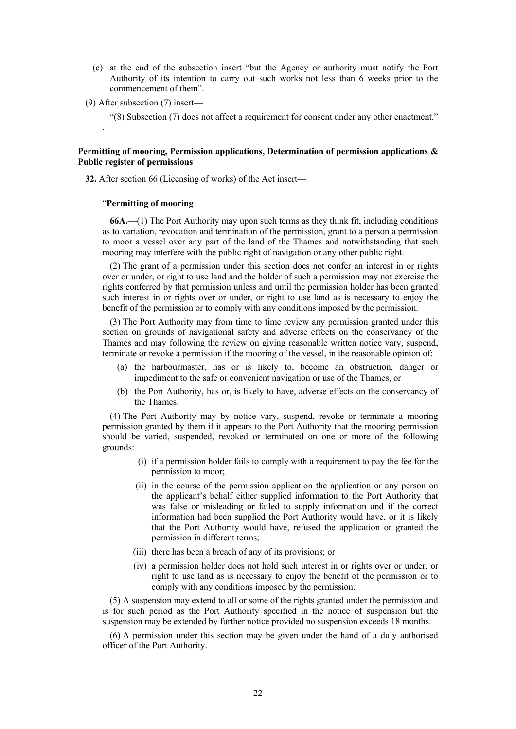(c) at the end of the subsection insert "but the Agency or authority must notify the Port Authority of its intention to carry out such works not less than 6 weeks prior to the commencement of them".

(9) After subsection (7) insert—

"(8) Subsection (7) does not affect a requirement for consent under any other enactment."

.

**Permitting of mooring, Permission applications, Determination of permission applications & Public register of permissions**

**32.** After section 66 (Licensing of works) of the Act insert—

"**Permitting of mooring**

**66A.**—(1) The Port Authority may upon such terms as they think fit, including conditions as to variation, revocation and termination of the permission, grant to a person a permission to moor a vessel over any part of the land of the Thames and notwithstanding that such mooring may interfere with the public right of navigation or any other public right.

(2) The grant of a permission under this section does not confer an interest in or rights over or under, or right to use land and the holder of such a permission may not exercise the rights conferred by that permission unless and until the permission holder has been granted such interest in or rights over or under, or right to use land as is necessary to enjoy the benefit of the permission or to comply with any conditions imposed by the permission.

(3) The Port Authority may from time to time review any permission granted under this section on grounds of navigational safety and adverse effects on the conservancy of the Thames and may following the review on giving reasonable written notice vary, suspend, terminate or revoke a permission if the mooring of the vessel, in the reasonable opinion of:

(a) the harbourmaster, has or is likely to, become an obstruction, danger or impediment to the safe or convenient navigation or use of the Thames, or

(b) the Port Authority, has or, is likely to have, adverse effects on the conservancy of the Thames.

(4) The Port Authority may by notice vary, suspend, revoke or terminate a mooring permission granted by them if it appears to the Port Authority that the mooring permission should be varied, suspended, revoked or terminated on one or more of the following grounds:

(i) if a permission holder fails to comply with a requirement to pay the fee for the permission to moor;

(ii) in the course of the permission application the application or any person on the applicant's behalf either supplied information to the Port Authority that was false or misleading or failed to supply information and if the correct information had been supplied the Port Authority would have, or it is likely that the Port Authority would have, refused the application or granted the permission in different terms;

(iii) there has been a breach of any of its provisions; or

(iv) a permission holder does not hold such interest in or rights over or under, or right to use land as is necessary to enjoy the benefit of the permission or to comply with any conditions imposed by the permission.

(5) A suspension may extend to all or some of the rights granted under the permission and is for such period as the Port Authority specified in the notice of suspension but the suspension may be extended by further notice provided no suspension exceeds 18 months.

(6) A permission under this section may be given under the hand of a duly authorised officer of the Port Authority.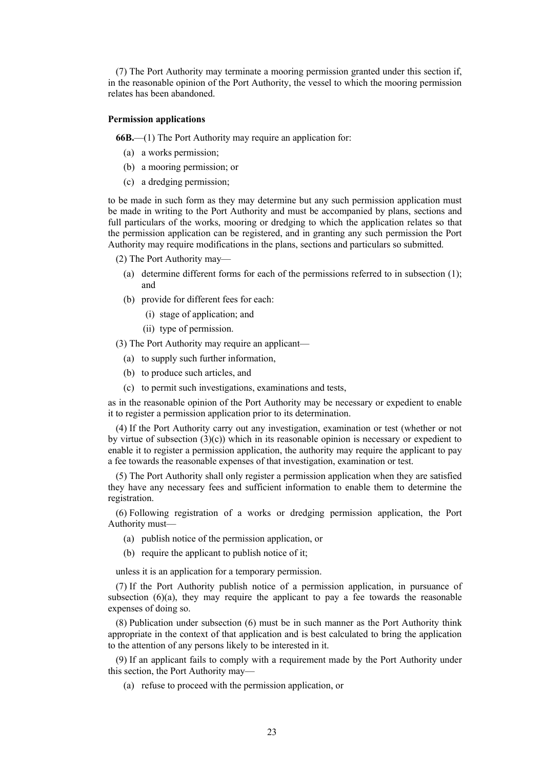(7) The Port Authority may terminate a mooring permission granted under this section if, in the reasonable opinion of the Port Authority, the vessel to which the mooring permission relates has been abandoned.

**Permission applications**

**66B.**—(1) The Port Authority may require an application for:

(a) a works permission;

(b) a mooring permission; or

(c) a dredging permission;

to be made in such form as they may determine but any such permission application must be made in writing to the Port Authority and must be accompanied by plans, sections and full particulars of the works, mooring or dredging to which the application relates so that the permission application can be registered, and in granting any such permission the Port Authority may require modifications in the plans, sections and particulars so submitted.

(2) The Port Authority may—

(a) determine different forms for each of the permissions referred to in subsection (1); and

(b) provide for different fees for each:

(i) stage of application; and

(ii) type of permission.

(3) The Port Authority may require an applicant—

(a) to supply such further information,

(b) to produce such articles, and

(c) to permit such investigations, examinations and tests,

as in the reasonable opinion of the Port Authority may be necessary or expedient to enable it to register a permission application prior to its determination.

(4) If the Port Authority carry out any investigation, examination or test (whether or not by virtue of subsection (3)(c)) which in its reasonable opinion is necessary or expedient to enable it to register a permission application, the authority may require the applicant to pay a fee towards the reasonable expenses of that investigation, examination or test.

(5) The Port Authority shall only register a permission application when they are satisfied they have any necessary fees and sufficient information to enable them to determine the registration.

(6) Following registration of a works or dredging permission application, the Port Authority must—

(a) publish notice of the permission application, or

(b) require the applicant to publish notice of it;

unless it is an application for a temporary permission.

(7) If the Port Authority publish notice of a permission application, in pursuance of subsection (6)(a), they may require the applicant to pay a fee towards the reasonable expenses of doing so.

(8) Publication under subsection (6) must be in such manner as the Port Authority think appropriate in the context of that application and is best calculated to bring the application to the attention of any persons likely to be interested in it.

(9) If an applicant fails to comply with a requirement made by the Port Authority under this section, the Port Authority may—

(a) refuse to proceed with the permission application, or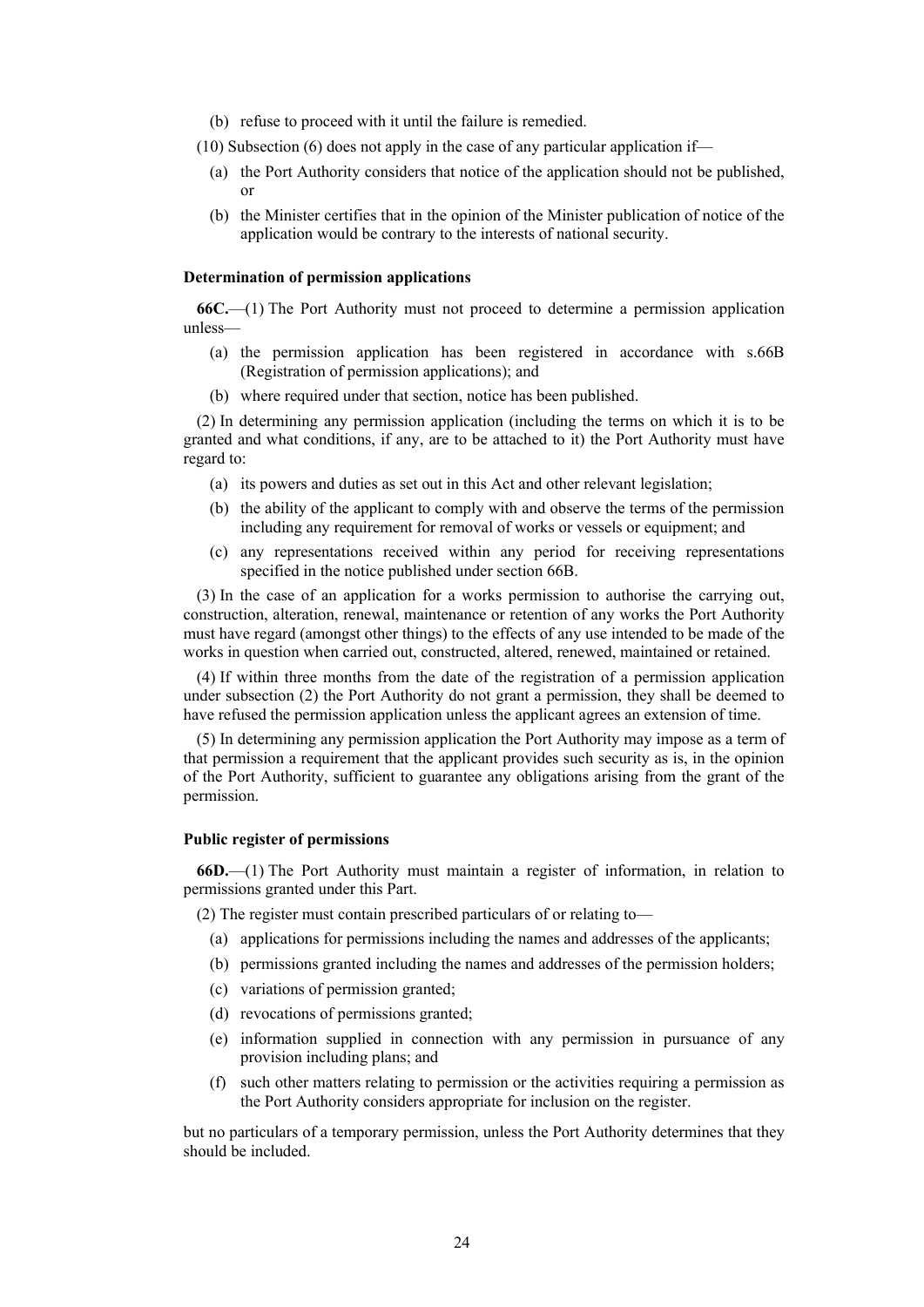(b) refuse to proceed with it until the failure is remedied.

(10) Subsection (6) does not apply in the case of any particular application if—

(a) the Port Authority considers that notice of the application should not be published, or

(b) the Minister certifies that in the opinion of the Minister publication of notice of the application would be contrary to the interests of national security.

**Determination of permission applications**

**66C.**—(1) The Port Authority must not proceed to determine a permission application unless—

(a) the permission application has been registered in accordance with s.66B (Registration of permission applications); and

(b) where required under that section, notice has been published.

(2) In determining any permission application (including the terms on which it is to be granted and what conditions, if any, are to be attached to it) the Port Authority must have regard to:

(a) its powers and duties as set out in this Act and other relevant legislation;

(b) the ability of the applicant to comply with and observe the terms of the permission including any requirement for removal of works or vessels or equipment; and

(c) any representations received within any period for receiving representations specified in the notice published under section 66B.

(3) In the case of an application for a works permission to authorise the carrying out, construction, alteration, renewal, maintenance or retention of any works the Port Authority must have regard (amongst other things) to the effects of any use intended to be made of the works in question when carried out, constructed, altered, renewed, maintained or retained.

(4) If within three months from the date of the registration of a permission application under subsection (2) the Port Authority do not grant a permission, they shall be deemed to have refused the permission application unless the applicant agrees an extension of time.

(5) In determining any permission application the Port Authority may impose as a term of that permission a requirement that the applicant provides such security as is, in the opinion of the Port Authority, sufficient to guarantee any obligations arising from the grant of the permission.

**Public register of permissions**

**66D.**—(1) The Port Authority must maintain a register of information, in relation to permissions granted under this Part.

(2) The register must contain prescribed particulars of or relating to—

(a) applications for permissions including the names and addresses of the applicants;

(b) permissions granted including the names and addresses of the permission holders;

(c) variations of permission granted;

(d) revocations of permissions granted;

(e) information supplied in connection with any permission in pursuance of any provision including plans; and

(f) such other matters relating to permission or the activities requiring a permission as the Port Authority considers appropriate for inclusion on the register.

but no particulars of a temporary permission, unless the Port Authority determines that they should be included.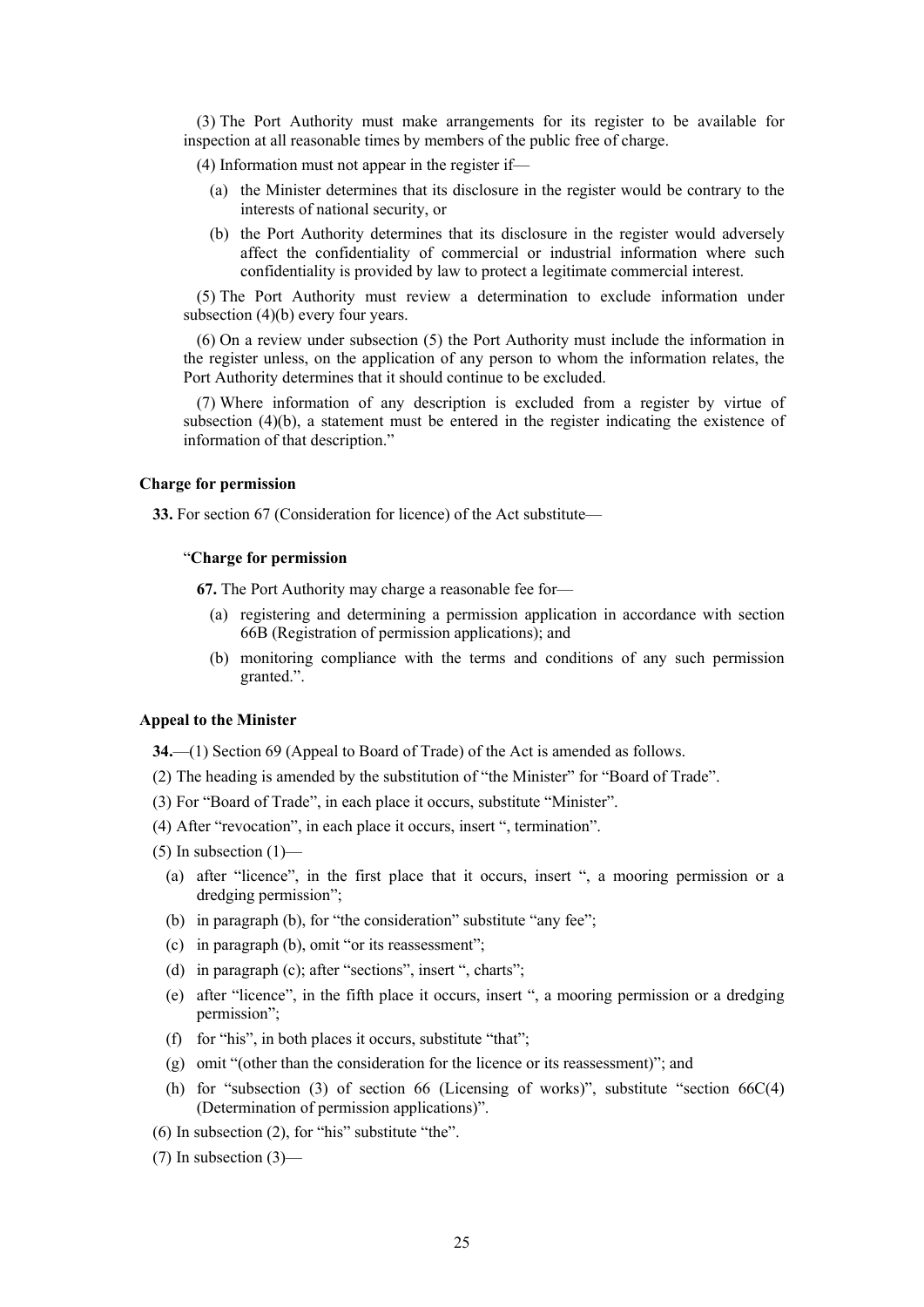(3) The Port Authority must make arrangements for its register to be available for inspection at all reasonable times by members of the public free of charge.

(4) Information must not appear in the register if—

(a) the Minister determines that its disclosure in the register would be contrary to the interests of national security, or

(b) the Port Authority determines that its disclosure in the register would adversely affect the confidentiality of commercial or industrial information where such confidentiality is provided by law to protect a legitimate commercial interest.

(5) The Port Authority must review a determination to exclude information under subsection (4)(b) every four years.

(6) On a review under subsection (5) the Port Authority must include the information in the register unless, on the application of any person to whom the information relates, the Port Authority determines that it should continue to be excluded.

(7) Where information of any description is excluded from a register by virtue of subsection (4)(b), a statement must be entered in the register indicating the existence of information of that description."

**Charge for permission**

**33.** For section 67 (Consideration for licence) of the Act substitute—

"**Charge for permission**

**67.** The Port Authority may charge a reasonable fee for—

(a) registering and determining a permission application in accordance with section 66B (Registration of permission applications); and

(b) monitoring compliance with the terms and conditions of any such permission granted.".

**Appeal to the Minister**

**34.**—(1) Section 69 (Appeal to Board of Trade) of the Act is amended as follows.

(2) The heading is amended by the substitution of "the Minister" for "Board of Trade".

(3) For "Board of Trade", in each place it occurs, substitute "Minister".

(4) After "revocation", in each place it occurs, insert ", termination".

(5) In subsection (1)—

(a) after "licence", in the first place that it occurs, insert ", a mooring permission or a dredging permission";

(b) in paragraph (b), for "the consideration" substitute "any fee";

(c) in paragraph (b), omit "or its reassessment";

(d) in paragraph (c); after "sections", insert ", charts";

(e) after "licence", in the fifth place it occurs, insert ", a mooring permission or a dredging permission";

(f) for "his", in both places it occurs, substitute "that";

(g) omit "(other than the consideration for the licence or its reassessment)"; and

(h) for "subsection (3) of section 66 (Licensing of works)", substitute "section 66C(4) (Determination of permission applications)".

(6) In subsection (2), for "his" substitute "the".

(7) In subsection (3)—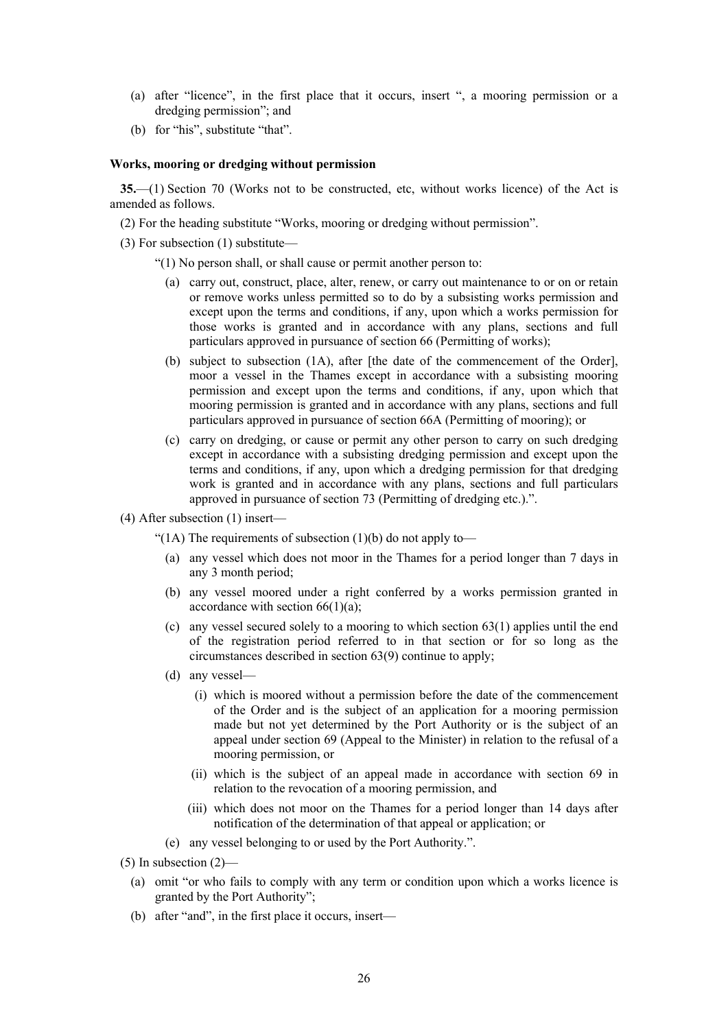(a) after "licence", in the first place that it occurs, insert ", a mooring permission or a dredging permission"; and

(b) for "his", substitute "that".

**Works, mooring or dredging without permission**

**35.**—(1) Section 70 (Works not to be constructed, etc, without works licence) of the Act is amended as follows.

(2) For the heading substitute "Works, mooring or dredging without permission".

(3) For subsection (1) substitute—

"(1) No person shall, or shall cause or permit another person to:

(a) carry out, construct, place, alter, renew, or carry out maintenance to or on or retain or remove works unless permitted so to do by a subsisting works permission and except upon the terms and conditions, if any, upon which a works permission for those works is granted and in accordance with any plans, sections and full particulars approved in pursuance of section 66 (Permitting of works);

(b) subject to subsection (1A), after [the date of the commencement of the Order], moor a vessel in the Thames except in accordance with a subsisting mooring permission and except upon the terms and conditions, if any, upon which that mooring permission is granted and in accordance with any plans, sections and full particulars approved in pursuance of section 66A (Permitting of mooring); or

(c) carry on dredging, or cause or permit any other person to carry on such dredging except in accordance with a subsisting dredging permission and except upon the terms and conditions, if any, upon which a dredging permission for that dredging work is granted and in accordance with any plans, sections and full particulars approved in pursuance of section 73 (Permitting of dredging etc.).".

(4) After subsection (1) insert—

"(1A) The requirements of subsection (1)(b) do not apply to—

(a) any vessel which does not moor in the Thames for a period longer than 7 days in any 3 month period;

(b) any vessel moored under a right conferred by a works permission granted in accordance with section 66(1)(a);

(c) any vessel secured solely to a mooring to which section 63(1) applies until the end of the registration period referred to in that section or for so long as the circumstances described in section 63(9) continue to apply;

(d) any vessel—

(i) which is moored without a permission before the date of the commencement of the Order and is the subject of an application for a mooring permission made but not yet determined by the Port Authority or is the subject of an appeal under section 69 (Appeal to the Minister) in relation to the refusal of a mooring permission, or

(ii) which is the subject of an appeal made in accordance with section 69 in relation to the revocation of a mooring permission, and

(iii) which does not moor on the Thames for a period longer than 14 days after notification of the determination of that appeal or application; or

(e) any vessel belonging to or used by the Port Authority.".

(5) In subsection (2)—

(a) omit "or who fails to comply with any term or condition upon which a works licence is granted by the Port Authority";

(b) after "and", in the first place it occurs, insert—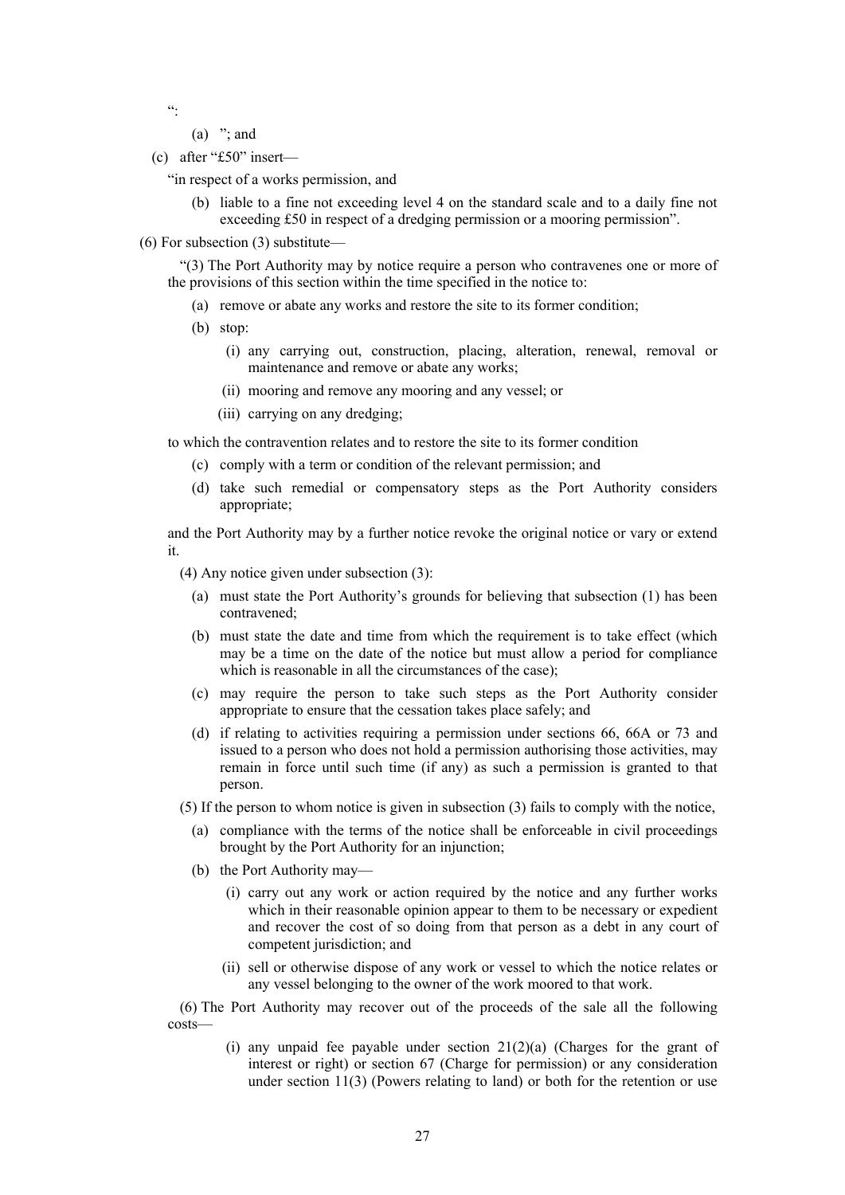":

(a) "; and

(c) after "£50" insert—

"in respect of a works permission, and

(b) liable to a fine not exceeding level 4 on the standard scale and to a daily fine not exceeding £50 in respect of a dredging permission or a mooring permission".

(6) For subsection (3) substitute—

"(3) The Port Authority may by notice require a person who contravenes one or more of the provisions of this section within the time specified in the notice to:

(a) remove or abate any works and restore the site to its former condition;

(b) stop:

(i) any carrying out, construction, placing, alteration, renewal, removal or maintenance and remove or abate any works;

(ii) mooring and remove any mooring and any vessel; or

(iii) carrying on any dredging;

to which the contravention relates and to restore the site to its former condition

(c) comply with a term or condition of the relevant permission; and

(d) take such remedial or compensatory steps as the Port Authority considers appropriate;

and the Port Authority may by a further notice revoke the original notice or vary or extend it.

(4) Any notice given under subsection (3):

(a) must state the Port Authority's grounds for believing that subsection (1) has been contravened;

(b) must state the date and time from which the requirement is to take effect (which may be a time on the date of the notice but must allow a period for compliance which is reasonable in all the circumstances of the case);

(c) may require the person to take such steps as the Port Authority consider appropriate to ensure that the cessation takes place safely; and

(d) if relating to activities requiring a permission under sections 66, 66A or 73 and issued to a person who does not hold a permission authorising those activities, may remain in force until such time (if any) as such a permission is granted to that person.

(5) If the person to whom notice is given in subsection (3) fails to comply with the notice,

(a) compliance with the terms of the notice shall be enforceable in civil proceedings brought by the Port Authority for an injunction;

(b) the Port Authority may—

(i) carry out any work or action required by the notice and any further works which in their reasonable opinion appear to them to be necessary or expedient and recover the cost of so doing from that person as a debt in any court of competent jurisdiction; and

(ii) sell or otherwise dispose of any work or vessel to which the notice relates or any vessel belonging to the owner of the work moored to that work.

(6) The Port Authority may recover out of the proceeds of the sale all the following costs—

(i) any unpaid fee payable under section 21(2)(a) (Charges for the grant of interest or right) or section 67 (Charge for permission) or any consideration under section 11(3) (Powers relating to land) or both for the retention or use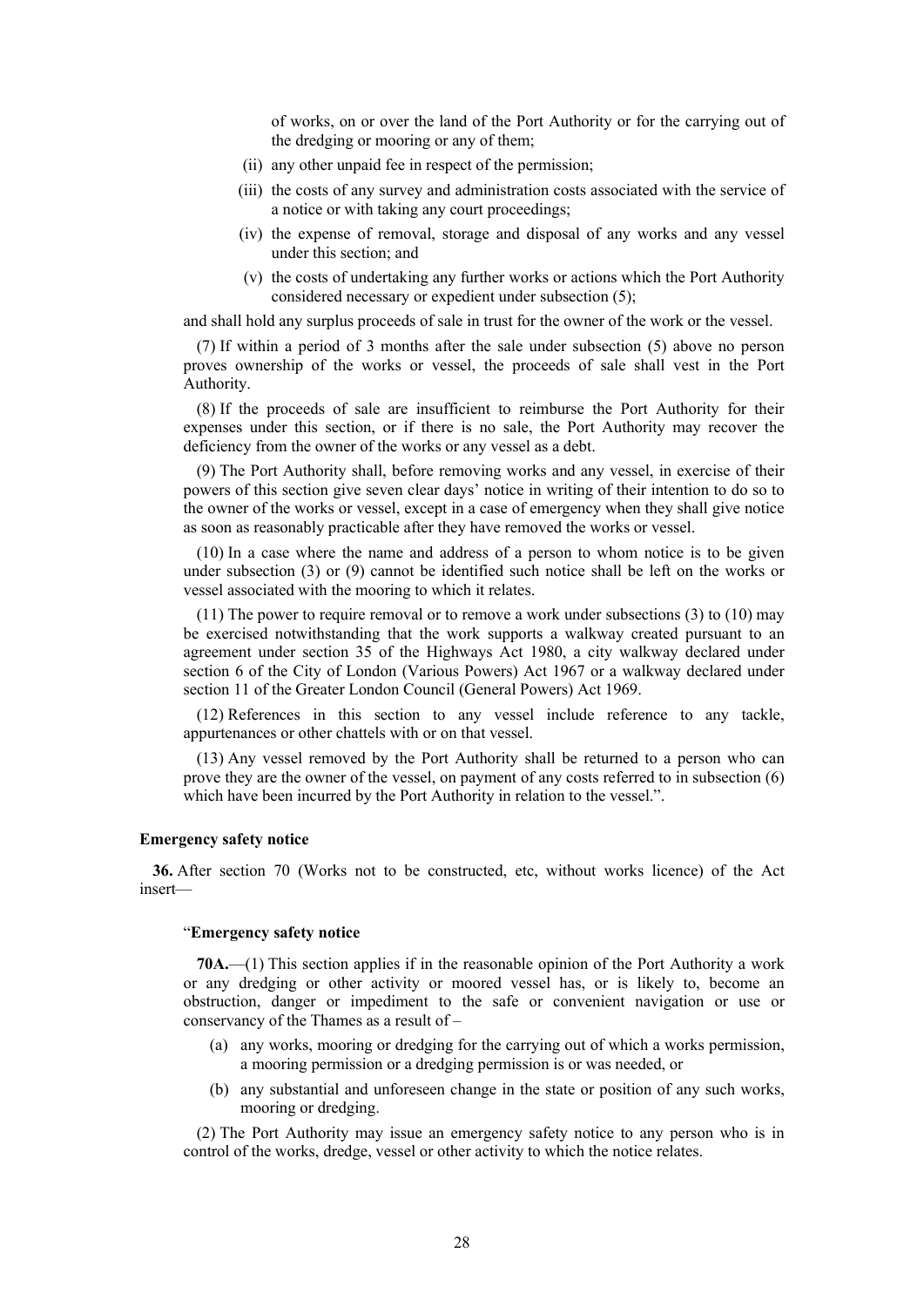of works, on or over the land of the Port Authority or for the carrying out of the dredging or mooring or any of them;

(ii) any other unpaid fee in respect of the permission;

(iii) the costs of any survey and administration costs associated with the service of a notice or with taking any court proceedings;

(iv) the expense of removal, storage and disposal of any works and any vessel under this section; and

(v) the costs of undertaking any further works or actions which the Port Authority considered necessary or expedient under subsection (5);

and shall hold any surplus proceeds of sale in trust for the owner of the work or the vessel.

(7) If within a period of 3 months after the sale under subsection (5) above no person proves ownership of the works or vessel, the proceeds of sale shall vest in the Port Authority.

(8) If the proceeds of sale are insufficient to reimburse the Port Authority for their expenses under this section, or if there is no sale, the Port Authority may recover the deficiency from the owner of the works or any vessel as a debt.

(9) The Port Authority shall, before removing works and any vessel, in exercise of their powers of this section give seven clear days' notice in writing of their intention to do so to the owner of the works or vessel, except in a case of emergency when they shall give notice as soon as reasonably practicable after they have removed the works or vessel.

(10) In a case where the name and address of a person to whom notice is to be given under subsection (3) or (9) cannot be identified such notice shall be left on the works or vessel associated with the mooring to which it relates.

(11) The power to require removal or to remove a work under subsections (3) to (10) may be exercised notwithstanding that the work supports a walkway created pursuant to an agreement under section 35 of the Highways Act 1980, a city walkway declared under section 6 of the City of London (Various Powers) Act 1967 or a walkway declared under section 11 of the Greater London Council (General Powers) Act 1969.

(12) References in this section to any vessel include reference to any tackle, appurtenances or other chattels with or on that vessel.

(13) Any vessel removed by the Port Authority shall be returned to a person who can prove they are the owner of the vessel, on payment of any costs referred to in subsection (6) which have been incurred by the Port Authority in relation to the vessel.".

**Emergency safety notice**

**36.** After section 70 (Works not to be constructed, etc, without works licence) of the Act insert—

"**Emergency safety notice**

**70A.**—(1) This section applies if in the reasonable opinion of the Port Authority a work or any dredging or other activity or moored vessel has, or is likely to, become an obstruction, danger or impediment to the safe or convenient navigation or use or conservancy of the Thames as a result of –

(a) any works, mooring or dredging for the carrying out of which a works permission, a mooring permission or a dredging permission is or was needed, or

(b) any substantial and unforeseen change in the state or position of any such works, mooring or dredging.

(2) The Port Authority may issue an emergency safety notice to any person who is in control of the works, dredge, vessel or other activity to which the notice relates.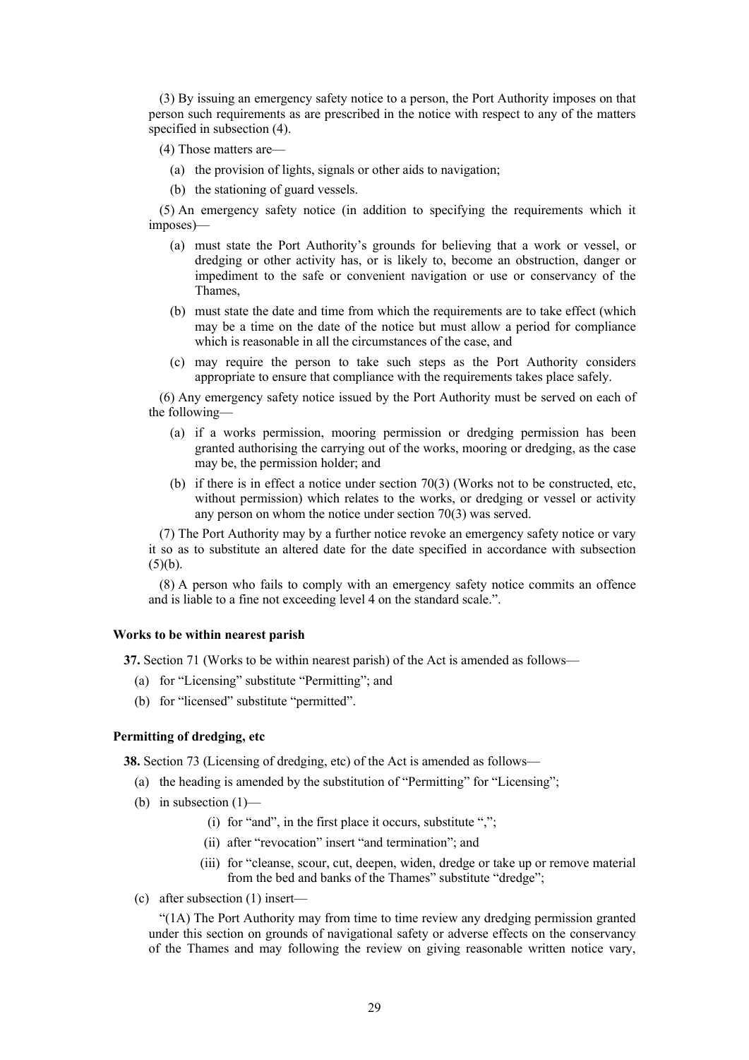(3) By issuing an emergency safety notice to a person, the Port Authority imposes on that person such requirements as are prescribed in the notice with respect to any of the matters specified in subsection (4).

(4) Those matters are—

(a) the provision of lights, signals or other aids to navigation;

(b) the stationing of guard vessels.

(5) An emergency safety notice (in addition to specifying the requirements which it imposes)—

(a) must state the Port Authority's grounds for believing that a work or vessel, or dredging or other activity has, or is likely to, become an obstruction, danger or impediment to the safe or convenient navigation or use or conservancy of the Thames,

(b) must state the date and time from which the requirements are to take effect (which may be a time on the date of the notice but must allow a period for compliance which is reasonable in all the circumstances of the case, and

(c) may require the person to take such steps as the Port Authority considers appropriate to ensure that compliance with the requirements takes place safely.

(6) Any emergency safety notice issued by the Port Authority must be served on each of the following—

(a) if a works permission, mooring permission or dredging permission has been granted authorising the carrying out of the works, mooring or dredging, as the case may be, the permission holder; and

(b) if there is in effect a notice under section 70(3) (Works not to be constructed, etc, without permission) which relates to the works, or dredging or vessel or activity any person on whom the notice under section 70(3) was served.

(7) The Port Authority may by a further notice revoke an emergency safety notice or vary it so as to substitute an altered date for the date specified in accordance with subsection (5)(b).

(8) A person who fails to comply with an emergency safety notice commits an offence and is liable to a fine not exceeding level 4 on the standard scale.".

#### Works to be within nearest parish

**37.** Section 71 (Works to be within nearest parish) of the Act is amended as follows—

(a) for "Licensing" substitute "Permitting"; and

(b) for "licensed" substitute "permitted".

#### Permitting of dredging, etc

**38.** Section 73 (Licensing of dredging, etc) of the Act is amended as follows—

(a) the heading is amended by the substitution of "Permitting" for "Licensing";

(b) in subsection (1)—

(i) for "and", in the first place it occurs, substitute ",";

(ii) after "revocation" insert "and termination"; and

(iii) for "cleanse, scour, cut, deepen, widen, dredge or take up or remove material from the bed and banks of the Thames" substitute "dredge";

(c) after subsection (1) insert—

"(1A) The Port Authority may from time to time review any dredging permission granted under this section on grounds of navigational safety or adverse effects on the conservancy of the Thames and may following the review on giving reasonable written notice vary,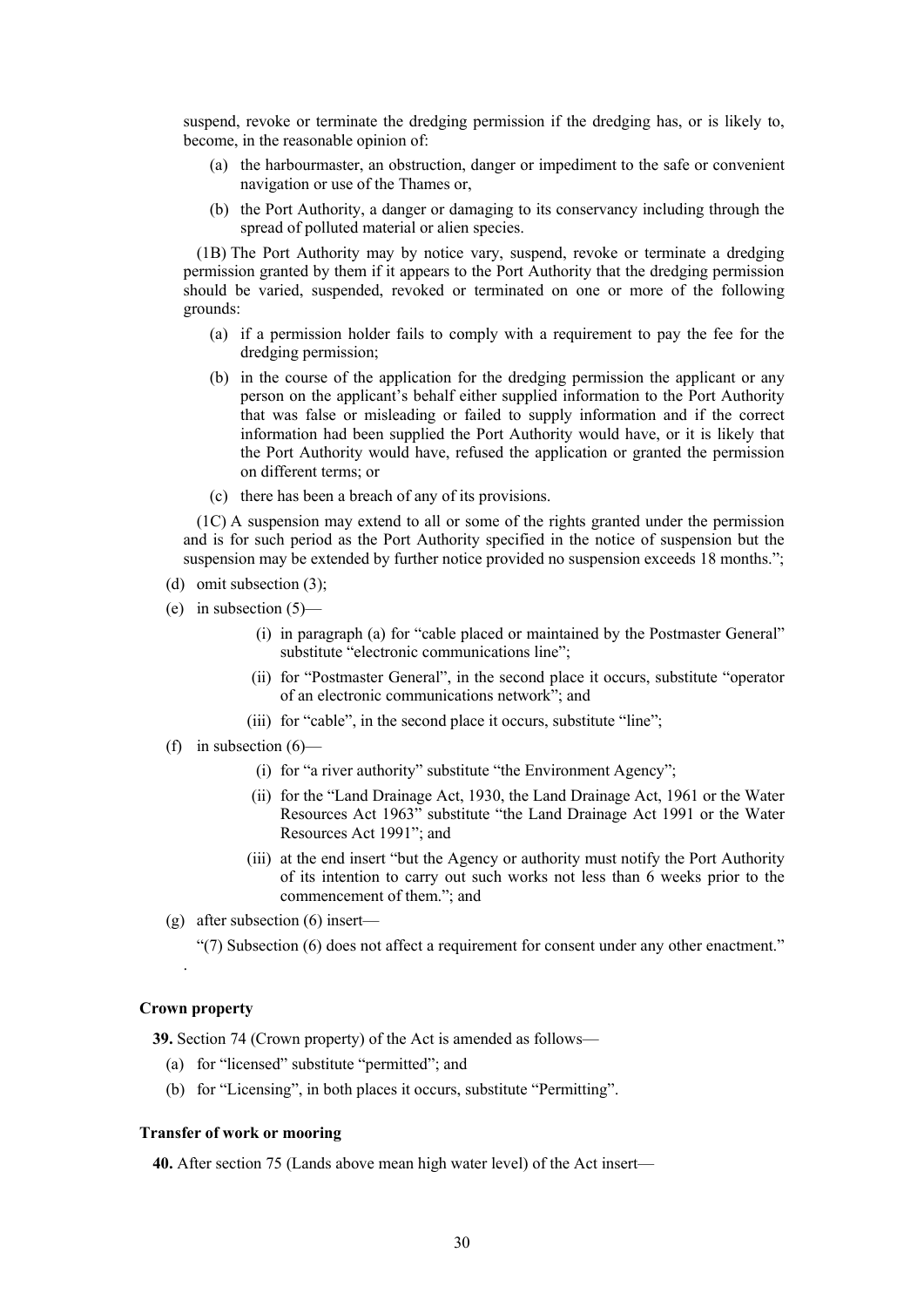suspend, revoke or terminate the dredging permission if the dredging has, or is likely to, become, in the reasonable opinion of:

(a) the harbourmaster, an obstruction, danger or impediment to the safe or convenient navigation or use of the Thames or,

(b) the Port Authority, a danger or damaging to its conservancy including through the spread of polluted material or alien species.

(1B) The Port Authority may by notice vary, suspend, revoke or terminate a dredging permission granted by them if it appears to the Port Authority that the dredging permission should be varied, suspended, revoked or terminated on one or more of the following grounds:

(a) if a permission holder fails to comply with a requirement to pay the fee for the dredging permission;

(b) in the course of the application for the dredging permission the applicant or any person on the applicant's behalf either supplied information to the Port Authority that was false or misleading or failed to supply information and if the correct information had been supplied the Port Authority would have, or it is likely that the Port Authority would have, refused the application or granted the permission on different terms; or

(c) there has been a breach of any of its provisions.

(1C) A suspension may extend to all or some of the rights granted under the permission and is for such period as the Port Authority specified in the notice of suspension but the suspension may be extended by further notice provided no suspension exceeds 18 months.";

(d) omit subsection (3);

(e) in subsection (5)—

(i) in paragraph (a) for "cable placed or maintained by the Postmaster General" substitute "electronic communications line";

(ii) for "Postmaster General", in the second place it occurs, substitute "operator of an electronic communications network"; and

(iii) for "cable", in the second place it occurs, substitute "line";

(f) in subsection (6)—

(i) for "a river authority" substitute "the Environment Agency";

(ii) for the "Land Drainage Act, 1930, the Land Drainage Act, 1961 or the Water Resources Act 1963" substitute "the Land Drainage Act 1991 or the Water Resources Act 1991"; and

(iii) at the end insert "but the Agency or authority must notify the Port Authority of its intention to carry out such works not less than 6 weeks prior to the commencement of them."; and

(g) after subsection (6) insert—

"(7) Subsection (6) does not affect a requirement for consent under any other enactment."

.

**Crown property**

**39.** Section 74 (Crown property) of the Act is amended as follows—

(a) for "licensed" substitute "permitted"; and

(b) for "Licensing", in both places it occurs, substitute "Permitting".

**Transfer of work or mooring**

**40.** After section 75 (Lands above mean high water level) of the Act insert—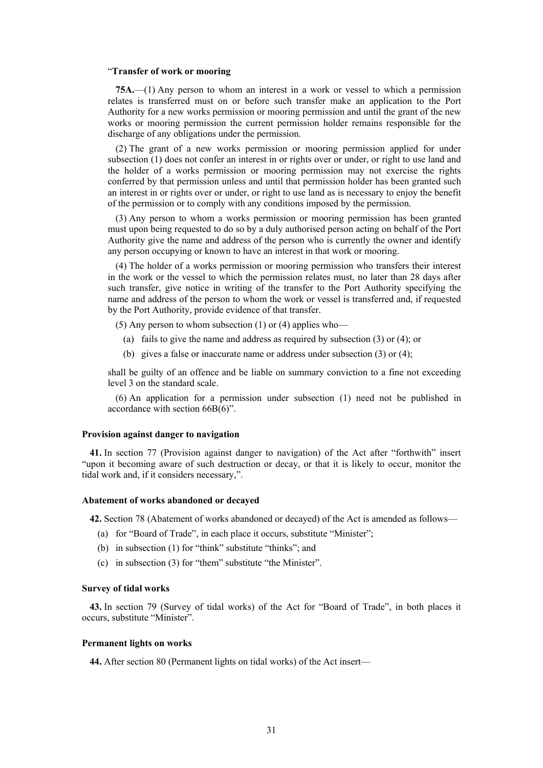"**Transfer of work or mooring**

**75A.**—(1) Any person to whom an interest in a work or vessel to which a permission relates is transferred must on or before such transfer make an application to the Port Authority for a new works permission or mooring permission and until the grant of the new works or mooring permission the current permission holder remains responsible for the discharge of any obligations under the permission.

(2) The grant of a new works permission or mooring permission applied for under subsection (1) does not confer an interest in or rights over or under, or right to use land and the holder of a works permission or mooring permission may not exercise the rights conferred by that permission unless and until that permission holder has been granted such an interest in or rights over or under, or right to use land as is necessary to enjoy the benefit of the permission or to comply with any conditions imposed by the permission.

(3) Any person to whom a works permission or mooring permission has been granted must upon being requested to do so by a duly authorised person acting on behalf of the Port Authority give the name and address of the person who is currently the owner and identify any person occupying or known to have an interest in that work or mooring.

(4) The holder of a works permission or mooring permission who transfers their interest in the work or the vessel to which the permission relates must, no later than 28 days after such transfer, give notice in writing of the transfer to the Port Authority specifying the name and address of the person to whom the work or vessel is transferred and, if requested by the Port Authority, provide evidence of that transfer.

(5) Any person to whom subsection (1) or (4) applies who—

(a) fails to give the name and address as required by subsection (3) or (4); or

(b) gives a false or inaccurate name or address under subsection (3) or (4);

shall be guilty of an offence and be liable on summary conviction to a fine not exceeding level 3 on the standard scale.

(6) An application for a permission under subsection (1) need not be published in accordance with section 66B(6)".

#### Provision against danger to navigation

**41.** In section 77 (Provision against danger to navigation) of the Act after "forthwith" insert "upon it becoming aware of such destruction or decay, or that it is likely to occur, monitor the tidal work and, if it considers necessary,".

#### Abatement of works abandoned or decayed

**42.** Section 78 (Abatement of works abandoned or decayed) of the Act is amended as follows—

(a) for "Board of Trade", in each place it occurs, substitute "Minister";

(b) in subsection (1) for "think" substitute "thinks"; and

(c) in subsection (3) for "them" substitute "the Minister".

#### Survey of tidal works

**43.** In section 79 (Survey of tidal works) of the Act for "Board of Trade", in both places it occurs, substitute "Minister".

#### Permanent lights on works

**44.** After section 80 (Permanent lights on tidal works) of the Act insert—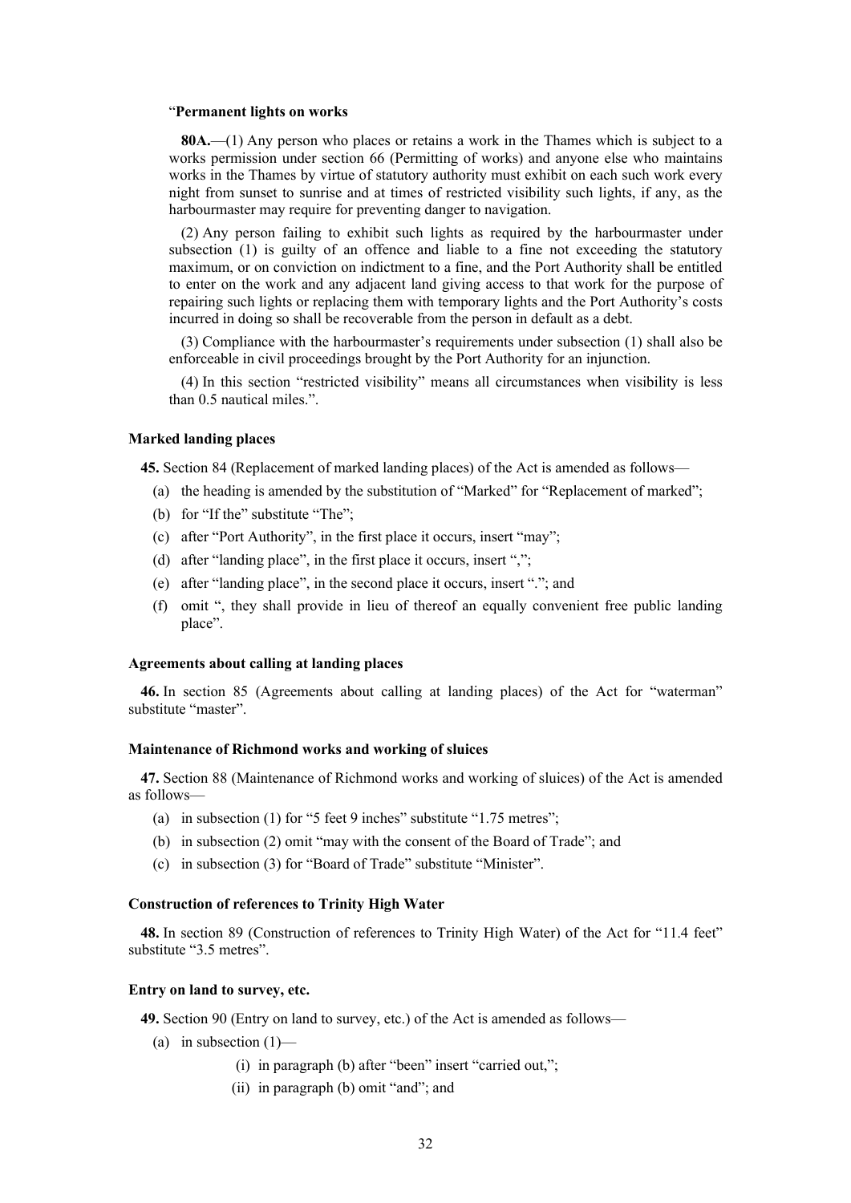"**Permanent lights on works**

**80A.**—(1) Any person who places or retains a work in the Thames which is subject to a works permission under section 66 (Permitting of works) and anyone else who maintains works in the Thames by virtue of statutory authority must exhibit on each such work every night from sunset to sunrise and at times of restricted visibility such lights, if any, as the harbourmaster may require for preventing danger to navigation.

(2) Any person failing to exhibit such lights as required by the harbourmaster under subsection (1) is guilty of an offence and liable to a fine not exceeding the statutory maximum, or on conviction on indictment to a fine, and the Port Authority shall be entitled to enter on the work and any adjacent land giving access to that work for the purpose of repairing such lights or replacing them with temporary lights and the Port Authority's costs incurred in doing so shall be recoverable from the person in default as a debt.

(3) Compliance with the harbourmaster's requirements under subsection (1) shall also be enforceable in civil proceedings brought by the Port Authority for an injunction.

(4) In this section "restricted visibility" means all circumstances when visibility is less than 0.5 nautical miles.".

**Marked landing places**

**45.** Section 84 (Replacement of marked landing places) of the Act is amended as follows—

(a) the heading is amended by the substitution of "Marked" for "Replacement of marked";

(b) for "If the" substitute "The";

(c) after "Port Authority", in the first place it occurs, insert "may";

(d) after "landing place", in the first place it occurs, insert ",";

(e) after "landing place", in the second place it occurs, insert "."; and

(f) omit ", they shall provide in lieu of thereof an equally convenient free public landing place".

**Agreements about calling at landing places**

**46.** In section 85 (Agreements about calling at landing places) of the Act for "waterman" substitute "master".

**Maintenance of Richmond works and working of sluices**

**47.** Section 88 (Maintenance of Richmond works and working of sluices) of the Act is amended as follows—

(a) in subsection (1) for "5 feet 9 inches" substitute "1.75 metres";

(b) in subsection (2) omit "may with the consent of the Board of Trade"; and

(c) in subsection (3) for "Board of Trade" substitute "Minister".

**Construction of references to Trinity High Water**

**48.** In section 89 (Construction of references to Trinity High Water) of the Act for "11.4 feet" substitute "3.5 metres".

**Entry on land to survey, etc.**

**49.** Section 90 (Entry on land to survey, etc.) of the Act is amended as follows—

(a) in subsection (1)—

(i) in paragraph (b) after "been" insert "carried out,";

(ii) in paragraph (b) omit "and"; and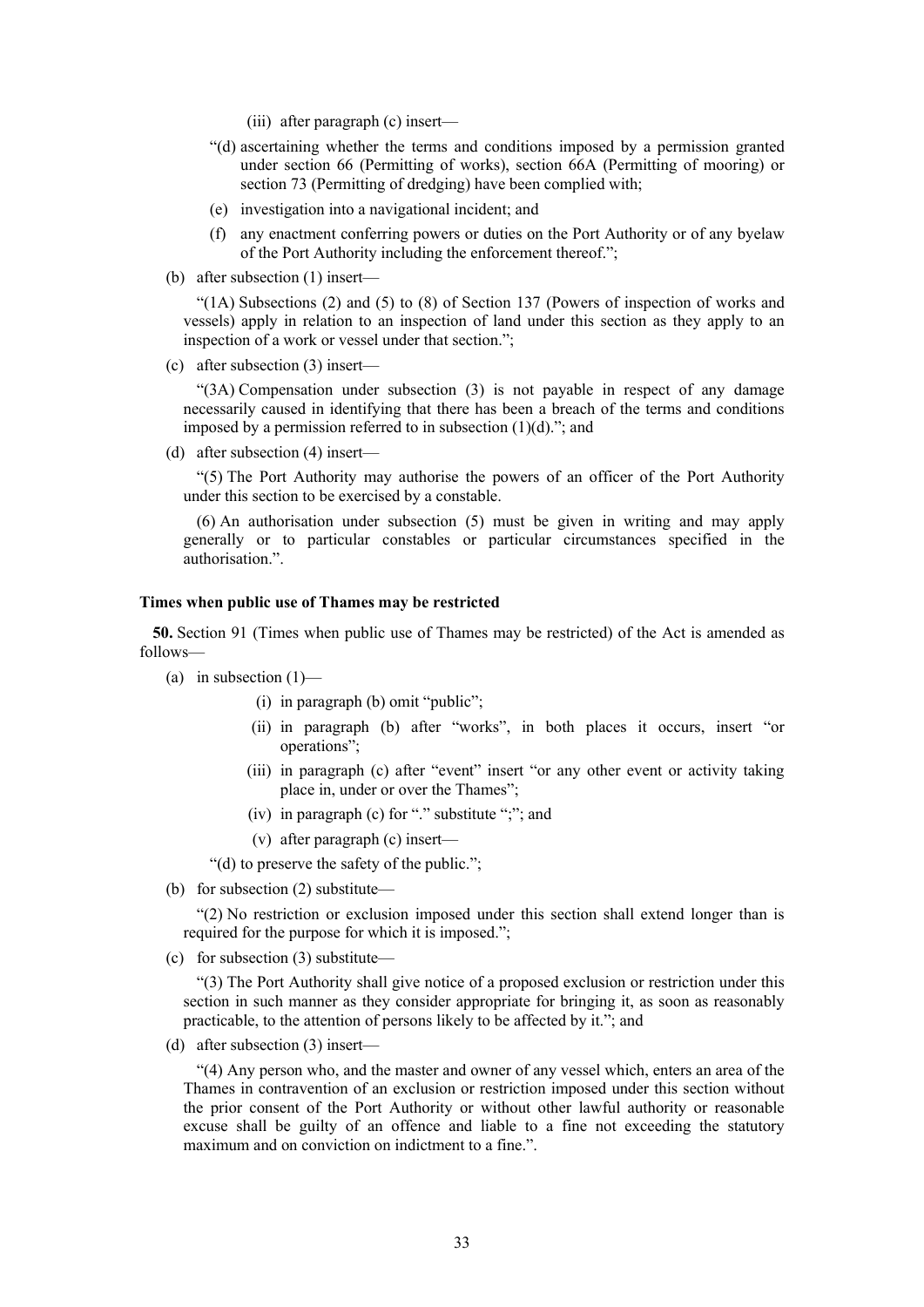(iii) after paragraph (c) insert—

"(d) ascertaining whether the terms and conditions imposed by a permission granted under section 66 (Permitting of works), section 66A (Permitting of mooring) or section 73 (Permitting of dredging) have been complied with;

(e) investigation into a navigational incident; and

(f) any enactment conferring powers or duties on the Port Authority or of any byelaw of the Port Authority including the enforcement thereof.";

(b) after subsection (1) insert—

"(1A) Subsections (2) and (5) to (8) of Section 137 (Powers of inspection of works and vessels) apply in relation to an inspection of land under this section as they apply to an inspection of a work or vessel under that section.";

(c) after subsection (3) insert—

"(3A) Compensation under subsection (3) is not payable in respect of any damage necessarily caused in identifying that there has been a breach of the terms and conditions imposed by a permission referred to in subsection (1)(d)."; and

(d) after subsection (4) insert—

"(5) The Port Authority may authorise the powers of an officer of the Port Authority under this section to be exercised by a constable.

(6) An authorisation under subsection (5) must be given in writing and may apply generally or to particular constables or particular circumstances specified in the authorisation.".

**Times when public use of Thames may be restricted**

**50.** Section 91 (Times when public use of Thames may be restricted) of the Act is amended as follows—

(a) in subsection (1)—

(i) in paragraph (b) omit "public";

(ii) in paragraph (b) after "works", in both places it occurs, insert "or operations";

(iii) in paragraph (c) after "event" insert "or any other event or activity taking place in, under or over the Thames";

(iv) in paragraph (c) for "." substitute ";"; and

(v) after paragraph (c) insert—

"(d) to preserve the safety of the public.";

(b) for subsection (2) substitute—

"(2) No restriction or exclusion imposed under this section shall extend longer than is required for the purpose for which it is imposed.";

(c) for subsection (3) substitute—

"(3) The Port Authority shall give notice of a proposed exclusion or restriction under this section in such manner as they consider appropriate for bringing it, as soon as reasonably practicable, to the attention of persons likely to be affected by it."; and

(d) after subsection (3) insert—

"(4) Any person who, and the master and owner of any vessel which, enters an area of the Thames in contravention of an exclusion or restriction imposed under this section without the prior consent of the Port Authority or without other lawful authority or reasonable excuse shall be guilty of an offence and liable to a fine not exceeding the statutory maximum and on conviction on indictment to a fine.".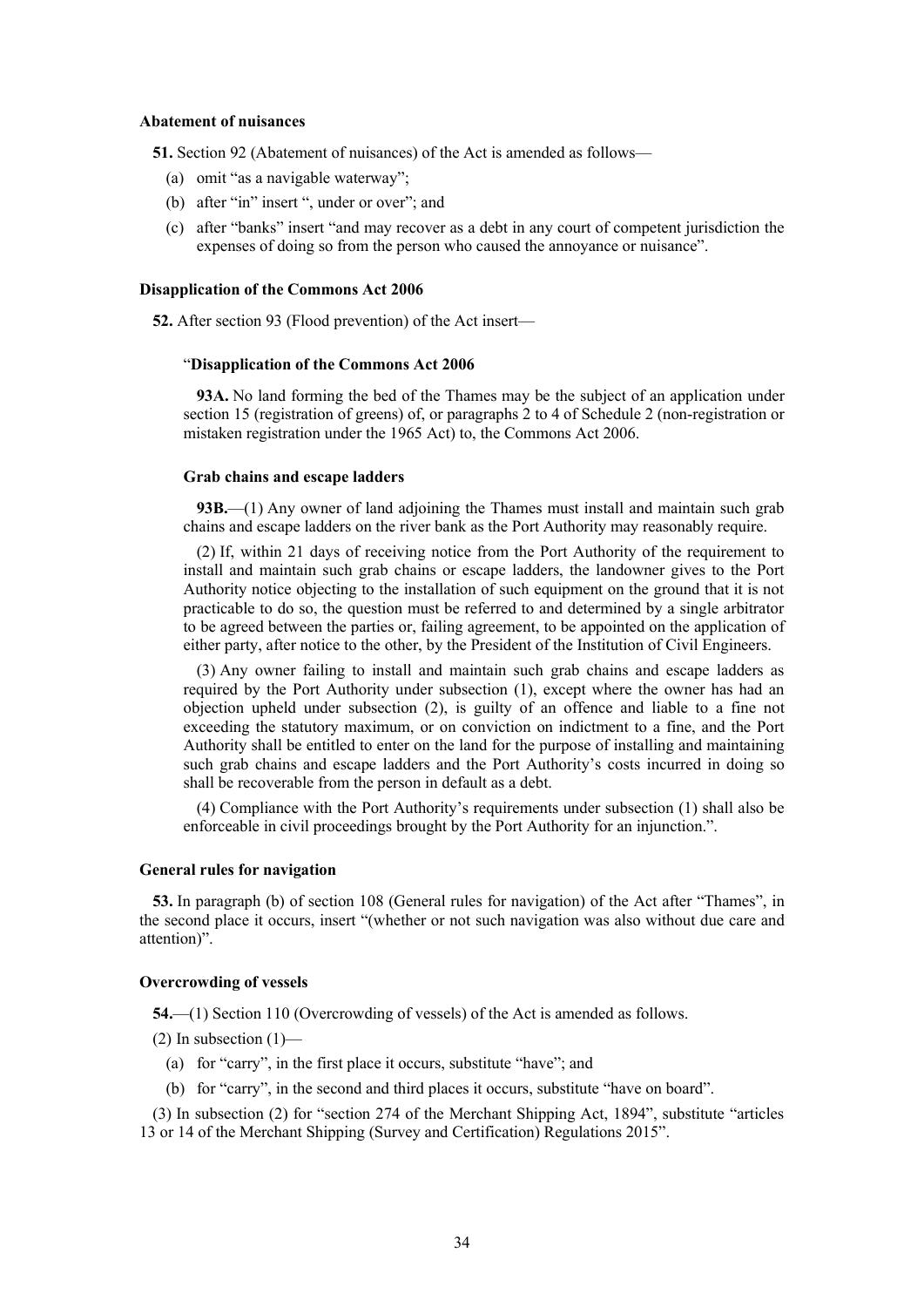#### Abatement of nuisances

**51.** Section 92 (Abatement of nuisances) of the Act is amended as follows—

(a) omit "as a navigable waterway";

(b) after "in" insert ", under or over"; and

(c) after "banks" insert "and may recover as a debt in any court of competent jurisdiction the expenses of doing so from the person who caused the annoyance or nuisance".

#### Disapplication of the Commons Act 2006

**52.** After section 93 (Flood prevention) of the Act insert—

"**Disapplication of the Commons Act 2006**

**93A.** No land forming the bed of the Thames may be the subject of an application under section 15 (registration of greens) of, or paragraphs 2 to 4 of Schedule 2 (non-registration or mistaken registration under the 1965 Act) to, the Commons Act 2006.

**Grab chains and escape ladders**

**93B.**—(1) Any owner of land adjoining the Thames must install and maintain such grab chains and escape ladders on the river bank as the Port Authority may reasonably require.

(2) If, within 21 days of receiving notice from the Port Authority of the requirement to install and maintain such grab chains or escape ladders, the landowner gives to the Port Authority notice objecting to the installation of such equipment on the ground that it is not practicable to do so, the question must be referred to and determined by a single arbitrator to be agreed between the parties or, failing agreement, to be appointed on the application of either party, after notice to the other, by the President of the Institution of Civil Engineers.

(3) Any owner failing to install and maintain such grab chains and escape ladders as required by the Port Authority under subsection (1), except where the owner has had an objection upheld under subsection (2), is guilty of an offence and liable to a fine not exceeding the statutory maximum, or on conviction on indictment to a fine, and the Port Authority shall be entitled to enter on the land for the purpose of installing and maintaining such grab chains and escape ladders and the Port Authority's costs incurred in doing so shall be recoverable from the person in default as a debt.

(4) Compliance with the Port Authority's requirements under subsection (1) shall also be enforceable in civil proceedings brought by the Port Authority for an injunction.".

#### General rules for navigation

**53.** In paragraph (b) of section 108 (General rules for navigation) of the Act after "Thames", in the second place it occurs, insert "(whether or not such navigation was also without due care and attention)".

#### Overcrowding of vessels

**54.**—(1) Section 110 (Overcrowding of vessels) of the Act is amended as follows.

(2) In subsection (1)—

(a) for "carry", in the first place it occurs, substitute "have"; and

(b) for "carry", in the second and third places it occurs, substitute "have on board".

(3) In subsection (2) for "section 274 of the Merchant Shipping Act, 1894", substitute "articles 13 or 14 of the Merchant Shipping (Survey and Certification) Regulations 2015".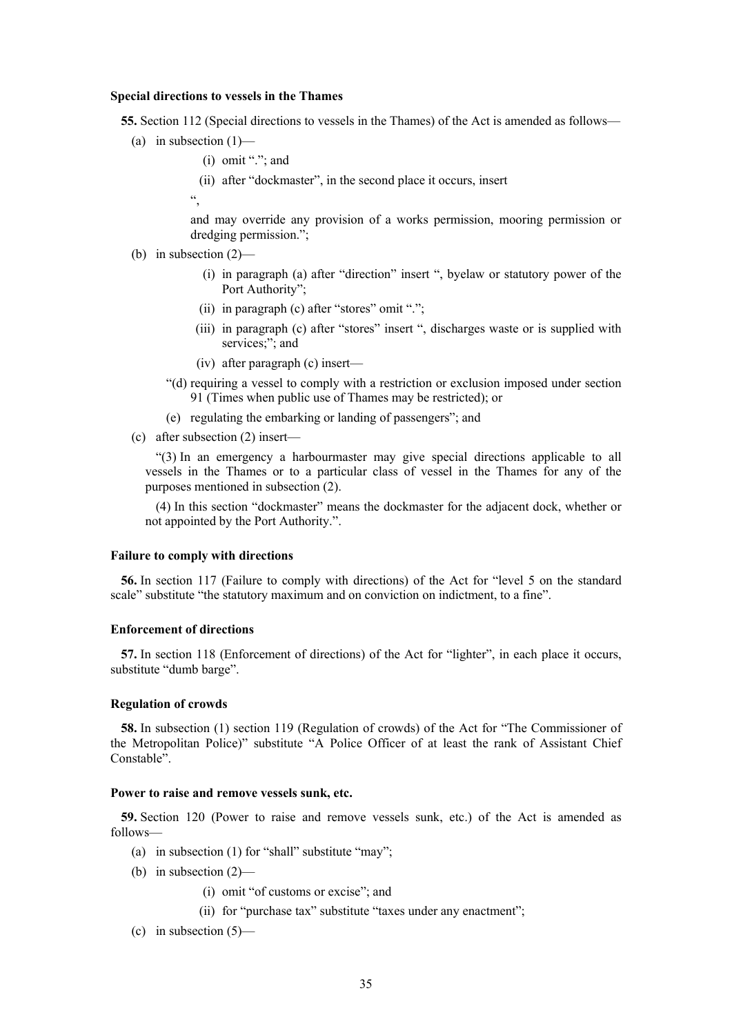**Special directions to vessels in the Thames**

**55.** Section 112 (Special directions to vessels in the Thames) of the Act is amended as follows—

(a) in subsection (1)—

(i) omit "."; and

(ii) after "dockmaster", in the second place it occurs, insert

",

and may override any provision of a works permission, mooring permission or dredging permission.";

(b) in subsection (2)—

(i) in paragraph (a) after "direction" insert ", byelaw or statutory power of the Port Authority";

(ii) in paragraph (c) after "stores" omit ".";

(iii) in paragraph (c) after "stores" insert ", discharges waste or is supplied with services;"; and

(iv) after paragraph (c) insert—

"(d) requiring a vessel to comply with a restriction or exclusion imposed under section 91 (Times when public use of Thames may be restricted); or

(e) regulating the embarking or landing of passengers"; and

(c) after subsection (2) insert—

"(3) In an emergency a harbourmaster may give special directions applicable to all vessels in the Thames or to a particular class of vessel in the Thames for any of the purposes mentioned in subsection (2).

(4) In this section "dockmaster" means the dockmaster for the adjacent dock, whether or not appointed by the Port Authority.".

**Failure to comply with directions**

**56.** In section 117 (Failure to comply with directions) of the Act for "level 5 on the standard scale" substitute "the statutory maximum and on conviction on indictment, to a fine".

**Enforcement of directions**

**57.** In section 118 (Enforcement of directions) of the Act for "lighter", in each place it occurs, substitute "dumb barge".

**Regulation of crowds**

**58.** In subsection (1) section 119 (Regulation of crowds) of the Act for "The Commissioner of the Metropolitan Police)" substitute "A Police Officer of at least the rank of Assistant Chief Constable".

**Power to raise and remove vessels sunk, etc.**

**59.** Section 120 (Power to raise and remove vessels sunk, etc.) of the Act is amended as follows—

(a) in subsection (1) for "shall" substitute "may";

(b) in subsection (2)—

(i) omit "of customs or excise"; and

(ii) for "purchase tax" substitute "taxes under any enactment";

(c) in subsection (5)—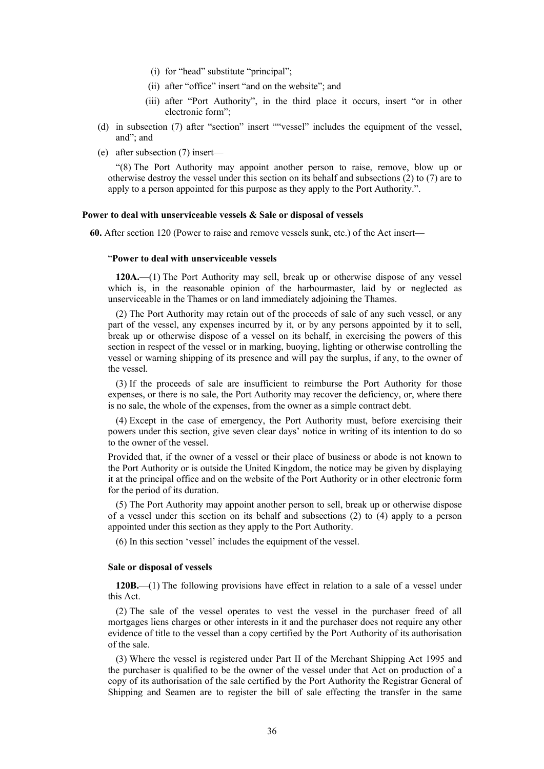(i) for "head" substitute "principal";

(ii) after "office" insert "and on the website"; and

(iii) after "Port Authority", in the third place it occurs, insert "or in other electronic form";

(d) in subsection (7) after "section" insert ""vessel" includes the equipment of the vessel, and"; and

(e) after subsection (7) insert—

"(8) The Port Authority may appoint another person to raise, remove, blow up or otherwise destroy the vessel under this section on its behalf and subsections (2) to (7) are to apply to a person appointed for this purpose as they apply to the Port Authority.".

**Power to deal with unserviceable vessels & Sale or disposal of vessels**

**60.** After section 120 (Power to raise and remove vessels sunk, etc.) of the Act insert—

"**Power to deal with unserviceable vessels**

**120A.**—(1) The Port Authority may sell, break up or otherwise dispose of any vessel which is, in the reasonable opinion of the harbourmaster, laid by or neglected as unserviceable in the Thames or on land immediately adjoining the Thames.

(2) The Port Authority may retain out of the proceeds of sale of any such vessel, or any part of the vessel, any expenses incurred by it, or by any persons appointed by it to sell, break up or otherwise dispose of a vessel on its behalf, in exercising the powers of this section in respect of the vessel or in marking, buoying, lighting or otherwise controlling the vessel or warning shipping of its presence and will pay the surplus, if any, to the owner of the vessel.

(3) If the proceeds of sale are insufficient to reimburse the Port Authority for those expenses, or there is no sale, the Port Authority may recover the deficiency, or, where there is no sale, the whole of the expenses, from the owner as a simple contract debt.

(4) Except in the case of emergency, the Port Authority must, before exercising their powers under this section, give seven clear days' notice in writing of its intention to do so to the owner of the vessel.

Provided that, if the owner of a vessel or their place of business or abode is not known to the Port Authority or is outside the United Kingdom, the notice may be given by displaying it at the principal office and on the website of the Port Authority or in other electronic form for the period of its duration.

(5) The Port Authority may appoint another person to sell, break up or otherwise dispose of a vessel under this section on its behalf and subsections (2) to (4) apply to a person appointed under this section as they apply to the Port Authority.

(6) In this section 'vessel' includes the equipment of the vessel.

**Sale or disposal of vessels**

**120B.**—(1) The following provisions have effect in relation to a sale of a vessel under this Act.

(2) The sale of the vessel operates to vest the vessel in the purchaser freed of all mortgages liens charges or other interests in it and the purchaser does not require any other evidence of title to the vessel than a copy certified by the Port Authority of its authorisation of the sale.

(3) Where the vessel is registered under Part II of the Merchant Shipping Act 1995 and the purchaser is qualified to be the owner of the vessel under that Act on production of a copy of its authorisation of the sale certified by the Port Authority the Registrar General of Shipping and Seamen are to register the bill of sale effecting the transfer in the same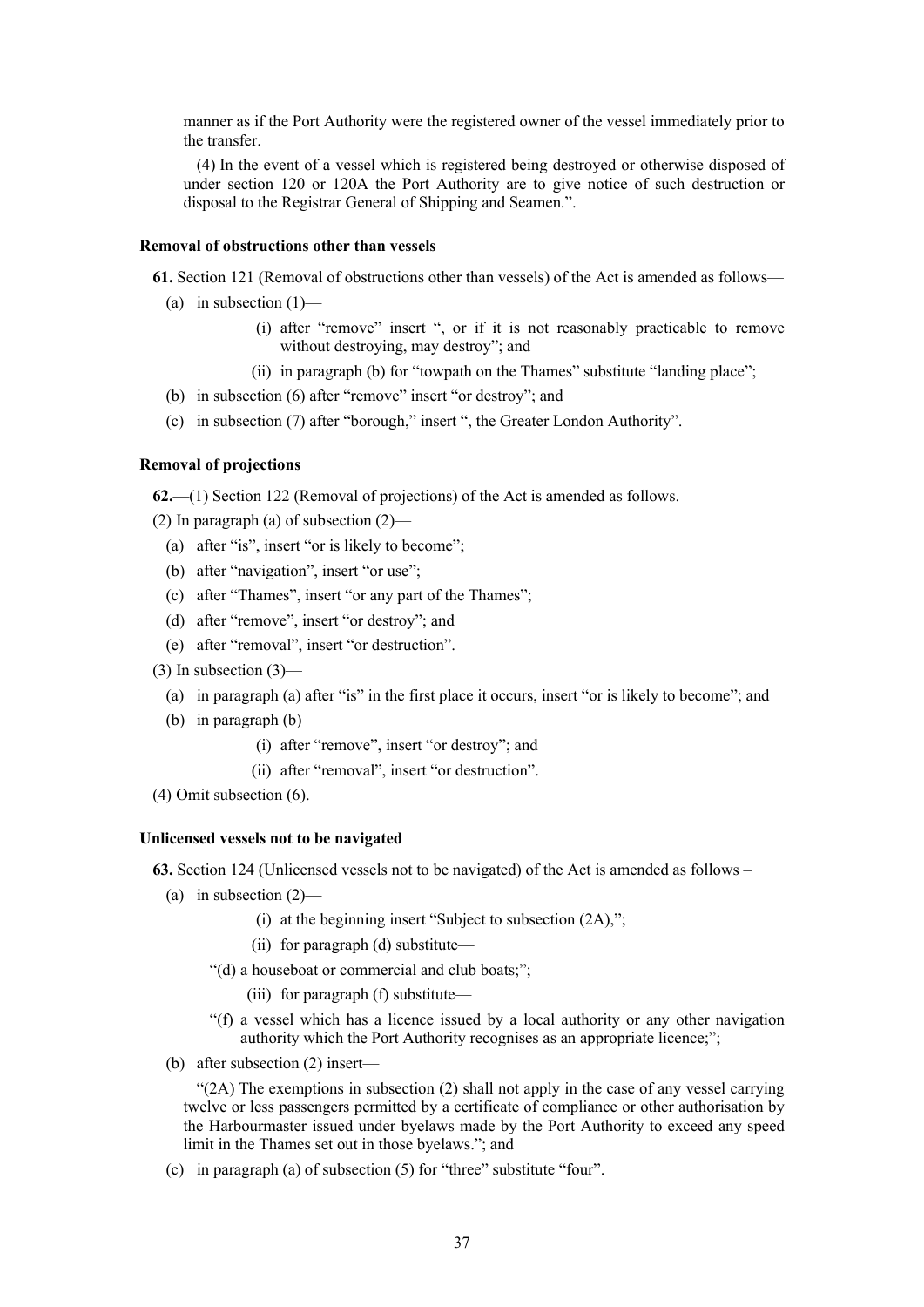manner as if the Port Authority were the registered owner of the vessel immediately prior to the transfer.

(4) In the event of a vessel which is registered being destroyed or otherwise disposed of under section 120 or 120A the Port Authority are to give notice of such destruction or disposal to the Registrar General of Shipping and Seamen.".

**Removal of obstructions other than vessels**

**61.** Section 121 (Removal of obstructions other than vessels) of the Act is amended as follows—

(a) in subsection (1)—

(i) after "remove" insert ", or if it is not reasonably practicable to remove without destroying, may destroy"; and

(ii) in paragraph (b) for "towpath on the Thames" substitute "landing place";

(b) in subsection (6) after "remove" insert "or destroy"; and

(c) in subsection (7) after "borough," insert ", the Greater London Authority".

**Removal of projections**

**62.**—(1) Section 122 (Removal of projections) of the Act is amended as follows.

(2) In paragraph (a) of subsection (2)—

(a) after "is", insert "or is likely to become";

(b) after "navigation", insert "or use";

(c) after "Thames", insert "or any part of the Thames";

(d) after "remove", insert "or destroy"; and

(e) after "removal", insert "or destruction".

(3) In subsection (3)—

(a) in paragraph (a) after "is" in the first place it occurs, insert "or is likely to become"; and

(b) in paragraph (b)—

(i) after "remove", insert "or destroy"; and

(ii) after "removal", insert "or destruction".

(4) Omit subsection (6).

**Unlicensed vessels not to be navigated**

**63.** Section 124 (Unlicensed vessels not to be navigated) of the Act is amended as follows –

(a) in subsection (2)—

(i) at the beginning insert "Subject to subsection (2A),";

(ii) for paragraph (d) substitute—

"(d) a houseboat or commercial and club boats;";

(iii) for paragraph (f) substitute—

"(f) a vessel which has a licence issued by a local authority or any other navigation authority which the Port Authority recognises as an appropriate licence;";

(b) after subsection (2) insert—

"(2A) The exemptions in subsection (2) shall not apply in the case of any vessel carrying twelve or less passengers permitted by a certificate of compliance or other authorisation by the Harbourmaster issued under byelaws made by the Port Authority to exceed any speed limit in the Thames set out in those byelaws."; and

(c) in paragraph (a) of subsection (5) for "three" substitute "four".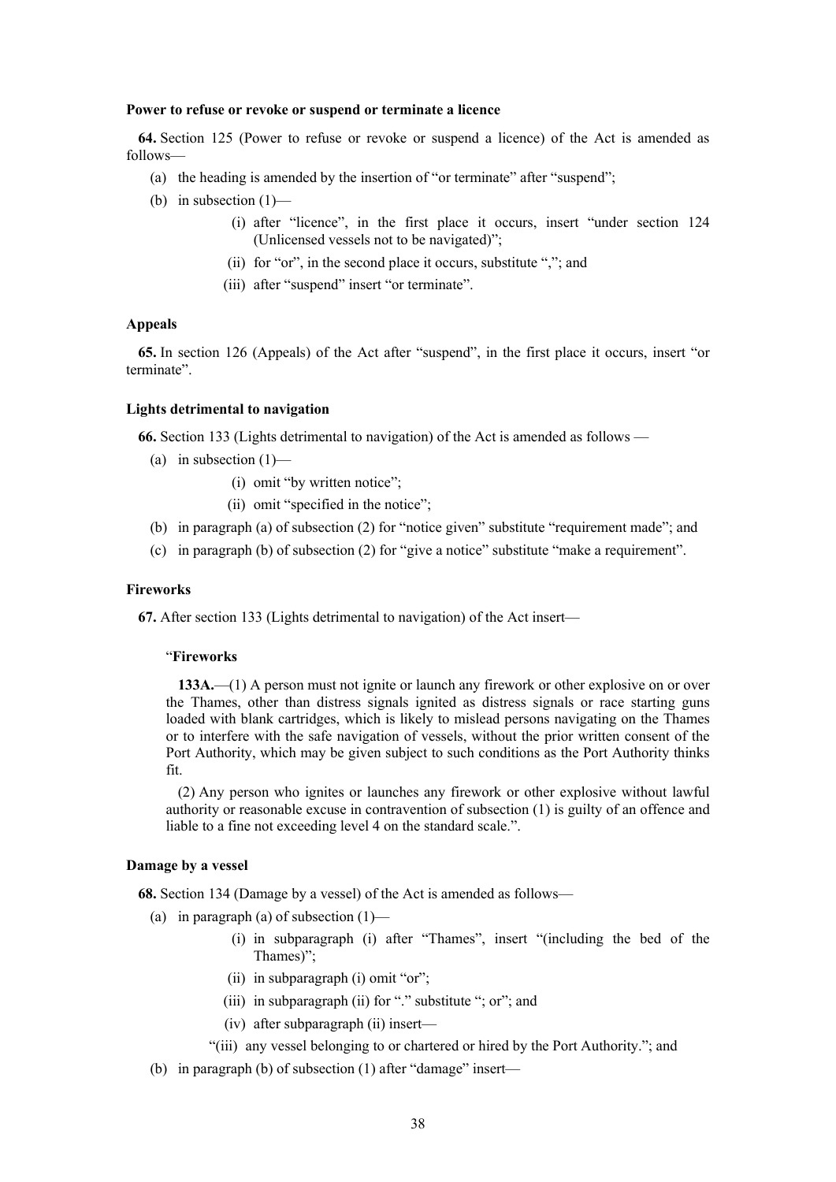**Power to refuse or revoke or suspend or terminate a licence**

**64.** Section 125 (Power to refuse or revoke or suspend a licence) of the Act is amended as follows—

(a) the heading is amended by the insertion of "or terminate" after "suspend";

(b) in subsection (1)—

(i) after "licence", in the first place it occurs, insert "under section 124 (Unlicensed vessels not to be navigated)";

(ii) for "or", in the second place it occurs, substitute ","; and

(iii) after "suspend" insert "or terminate".

**Appeals**

**65.** In section 126 (Appeals) of the Act after "suspend", in the first place it occurs, insert "or terminate".

**Lights detrimental to navigation**

**66.** Section 133 (Lights detrimental to navigation) of the Act is amended as follows —

(a) in subsection (1)—

(i) omit "by written notice";

(ii) omit "specified in the notice";

(b) in paragraph (a) of subsection (2) for "notice given" substitute "requirement made"; and

(c) in paragraph (b) of subsection (2) for "give a notice" substitute "make a requirement".

**Fireworks**

**67.** After section 133 (Lights detrimental to navigation) of the Act insert—

"**Fireworks**

**133A.**—(1) A person must not ignite or launch any firework or other explosive on or over the Thames, other than distress signals ignited as distress signals or race starting guns loaded with blank cartridges, which is likely to mislead persons navigating on the Thames or to interfere with the safe navigation of vessels, without the prior written consent of the Port Authority, which may be given subject to such conditions as the Port Authority thinks fit.

(2) Any person who ignites or launches any firework or other explosive without lawful authority or reasonable excuse in contravention of subsection (1) is guilty of an offence and liable to a fine not exceeding level 4 on the standard scale.".

**Damage by a vessel**

**68.** Section 134 (Damage by a vessel) of the Act is amended as follows—

(a) in paragraph (a) of subsection (1)—

(i) in subparagraph (i) after "Thames", insert "(including the bed of the Thames)";

(ii) in subparagraph (i) omit "or";

(iii) in subparagraph (ii) for "." substitute "; or"; and

(iv) after subparagraph (ii) insert—

"(iii) any vessel belonging to or chartered or hired by the Port Authority."; and

(b) in paragraph (b) of subsection (1) after "damage" insert—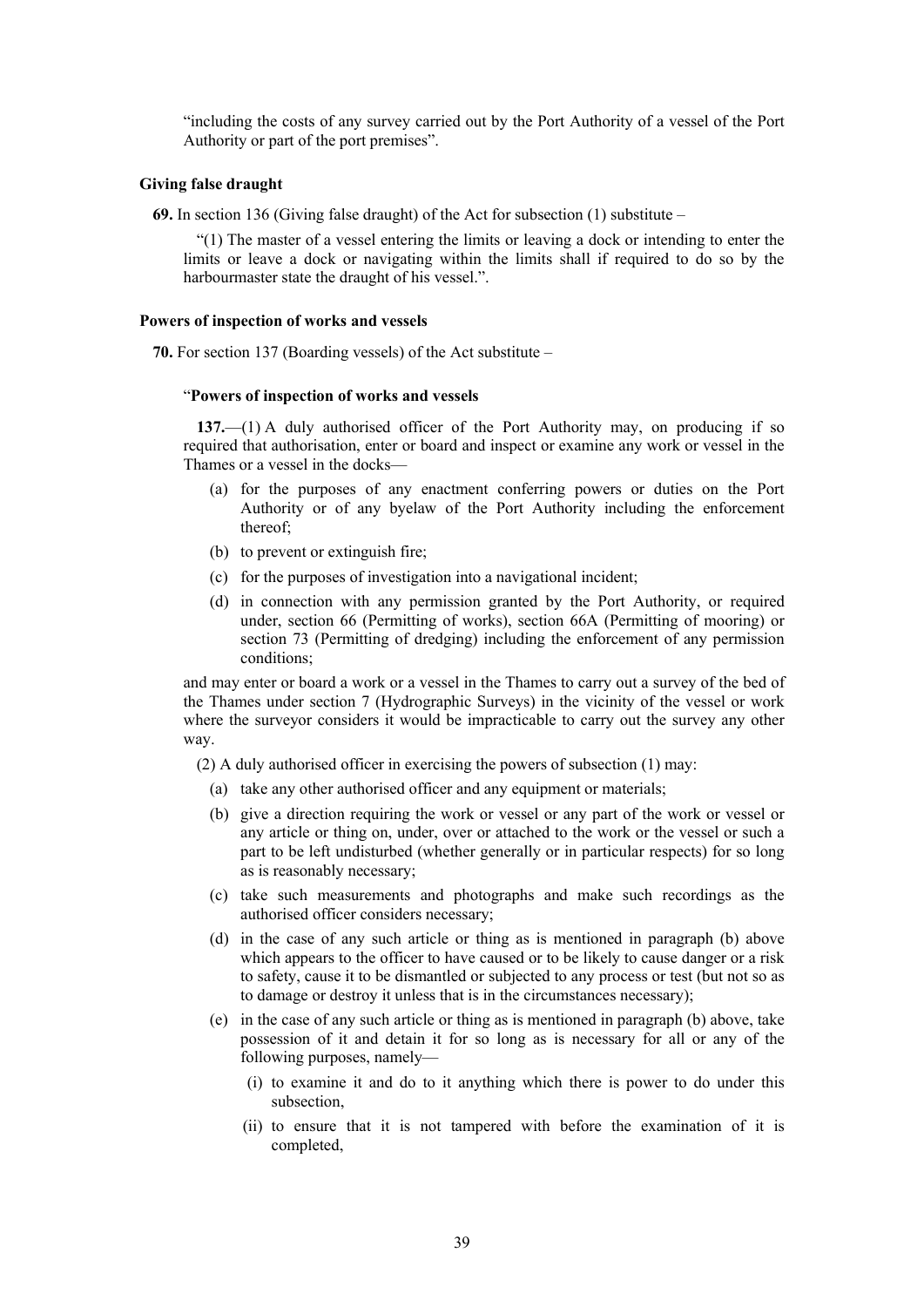"including the costs of any survey carried out by the Port Authority of a vessel of the Port Authority or part of the port premises".

**Giving false draught**

**69.** In section 136 (Giving false draught) of the Act for subsection (1) substitute –

"(1) The master of a vessel entering the limits or leaving a dock or intending to enter the limits or leave a dock or navigating within the limits shall if required to do so by the harbourmaster state the draught of his vessel.".

**Powers of inspection of works and vessels**

**70.** For section 137 (Boarding vessels) of the Act substitute –

"**Powers of inspection of works and vessels**

**137.**—(1) A duly authorised officer of the Port Authority may, on producing if so required that authorisation, enter or board and inspect or examine any work or vessel in the Thames or a vessel in the docks—

- (a) for the purposes of any enactment conferring powers or duties on the Port Authority or of any byelaw of the Port Authority including the enforcement thereof;
- (b) to prevent or extinguish fire;
- (c) for the purposes of investigation into a navigational incident;
- (d) in connection with any permission granted by the Port Authority, or required under, section 66 (Permitting of works), section 66A (Permitting of mooring) or section 73 (Permitting of dredging) including the enforcement of any permission conditions;

and may enter or board a work or a vessel in the Thames to carry out a survey of the bed of the Thames under section 7 (Hydrographic Surveys) in the vicinity of the vessel or work where the surveyor considers it would be impracticable to carry out the survey any other way.

(2) A duly authorised officer in exercising the powers of subsection (1) may:

- (a) take any other authorised officer and any equipment or materials;
- (b) give a direction requiring the work or vessel or any part of the work or vessel or any article or thing on, under, over or attached to the work or the vessel or such a part to be left undisturbed (whether generally or in particular respects) for so long as is reasonably necessary;
- (c) take such measurements and photographs and make such recordings as the authorised officer considers necessary;
- (d) in the case of any such article or thing as is mentioned in paragraph (b) above which appears to the officer to have caused or to be likely to cause danger or a risk to safety, cause it to be dismantled or subjected to any process or test (but not so as to damage or destroy it unless that is in the circumstances necessary);
- (e) in the case of any such article or thing as is mentioned in paragraph (b) above, take possession of it and detain it for so long as is necessary for all or any of the following purposes, namely—
  - (i) to examine it and do to it anything which there is power to do under this subsection,
  - (ii) to ensure that it is not tampered with before the examination of it is completed,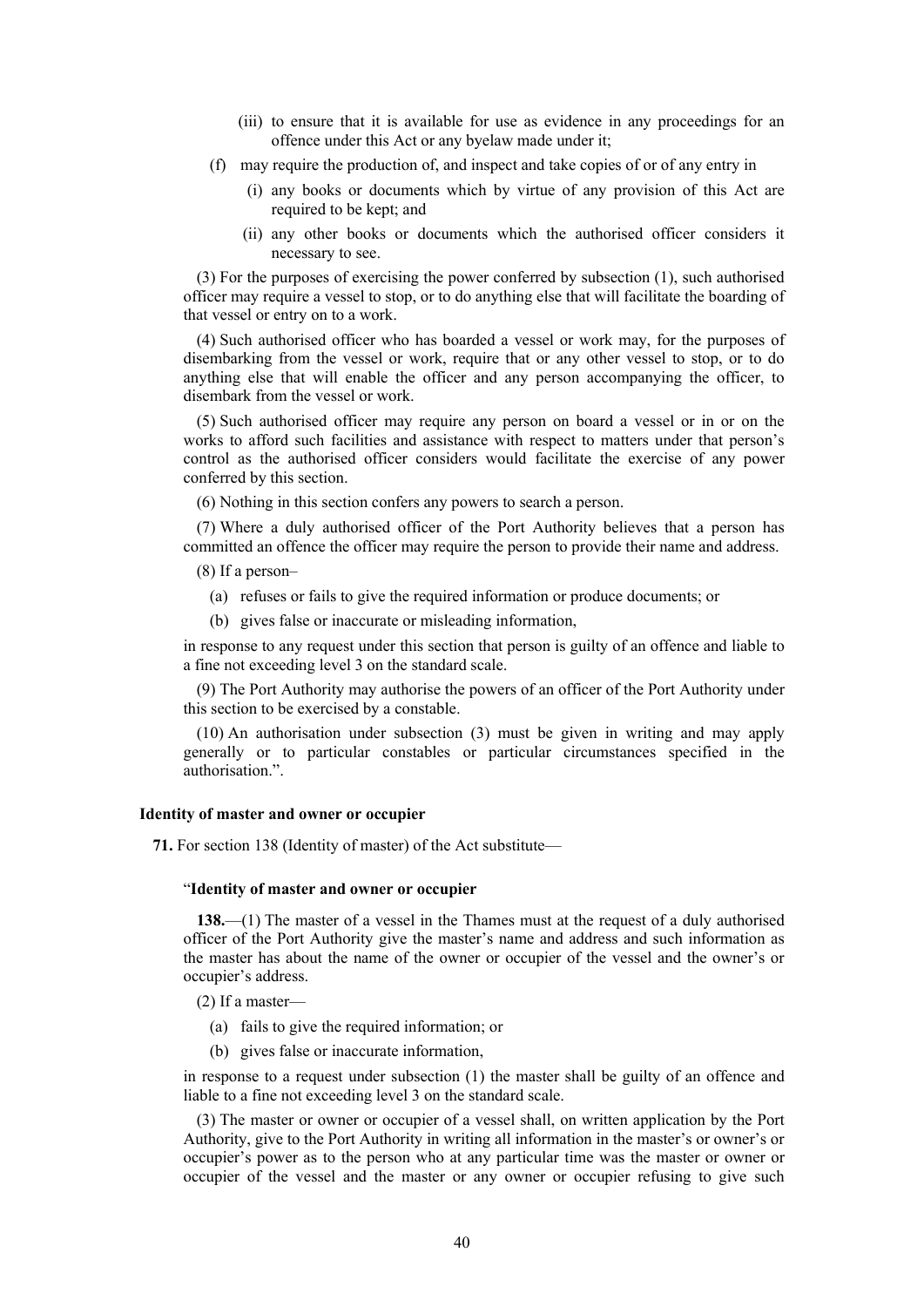(iii) to ensure that it is available for use as evidence in any proceedings for an offence under this Act or any byelaw made under it;

(f) may require the production of, and inspect and take copies of or of any entry in

(i) any books or documents which by virtue of any provision of this Act are required to be kept; and

(ii) any other books or documents which the authorised officer considers it necessary to see.

(3) For the purposes of exercising the power conferred by subsection (1), such authorised officer may require a vessel to stop, or to do anything else that will facilitate the boarding of that vessel or entry on to a work.

(4) Such authorised officer who has boarded a vessel or work may, for the purposes of disembarking from the vessel or work, require that or any other vessel to stop, or to do anything else that will enable the officer and any person accompanying the officer, to disembark from the vessel or work.

(5) Such authorised officer may require any person on board a vessel or in or on the works to afford such facilities and assistance with respect to matters under that person's control as the authorised officer considers would facilitate the exercise of any power conferred by this section.

(6) Nothing in this section confers any powers to search a person.

(7) Where a duly authorised officer of the Port Authority believes that a person has committed an offence the officer may require the person to provide their name and address.

(8) If a person–

(a) refuses or fails to give the required information or produce documents; or

(b) gives false or inaccurate or misleading information,

in response to any request under this section that person is guilty of an offence and liable to a fine not exceeding level 3 on the standard scale.

(9) The Port Authority may authorise the powers of an officer of the Port Authority under this section to be exercised by a constable.

(10) An authorisation under subsection (3) must be given in writing and may apply generally or to particular constables or particular circumstances specified in the authorisation.".

#### Identity of master and owner or occupier

**71.** For section 138 (Identity of master) of the Act substitute—

"**Identity of master and owner or occupier**

**138.**—(1) The master of a vessel in the Thames must at the request of a duly authorised officer of the Port Authority give the master's name and address and such information as the master has about the name of the owner or occupier of the vessel and the owner's or occupier's address.

(2) If a master—

(a) fails to give the required information; or

(b) gives false or inaccurate information,

in response to a request under subsection (1) the master shall be guilty of an offence and liable to a fine not exceeding level 3 on the standard scale.

(3) The master or owner or occupier of a vessel shall, on written application by the Port Authority, give to the Port Authority in writing all information in the master's or owner's or occupier's power as to the person who at any particular time was the master or owner or occupier of the vessel and the master or any owner or occupier refusing to give such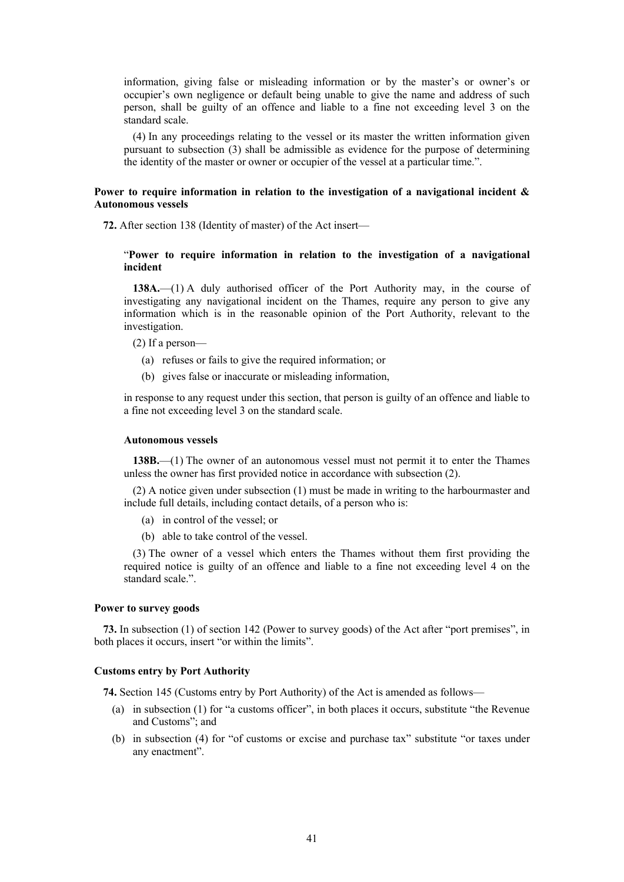information, giving false or misleading information or by the master's or owner's or occupier's own negligence or default being unable to give the name and address of such person, shall be guilty of an offence and liable to a fine not exceeding level 3 on the standard scale.

(4) In any proceedings relating to the vessel or its master the written information given pursuant to subsection (3) shall be admissible as evidence for the purpose of determining the identity of the master or owner or occupier of the vessel at a particular time.".

**Power to require information in relation to the investigation of a navigational incident & Autonomous vessels**

**72.** After section 138 (Identity of master) of the Act insert—

"**Power to require information in relation to the investigation of a navigational incident**

**138A.**—(1) A duly authorised officer of the Port Authority may, in the course of investigating any navigational incident on the Thames, require any person to give any information which is in the reasonable opinion of the Port Authority, relevant to the investigation.

(2) If a person—

(a) refuses or fails to give the required information; or

(b) gives false or inaccurate or misleading information,

in response to any request under this section, that person is guilty of an offence and liable to a fine not exceeding level 3 on the standard scale.

**Autonomous vessels**

**138B.**—(1) The owner of an autonomous vessel must not permit it to enter the Thames unless the owner has first provided notice in accordance with subsection (2).

(2) A notice given under subsection (1) must be made in writing to the harbourmaster and include full details, including contact details, of a person who is:

(a) in control of the vessel; or

(b) able to take control of the vessel.

(3) The owner of a vessel which enters the Thames without them first providing the required notice is guilty of an offence and liable to a fine not exceeding level 4 on the standard scale.".

**Power to survey goods**

**73.** In subsection (1) of section 142 (Power to survey goods) of the Act after "port premises", in both places it occurs, insert "or within the limits".

**Customs entry by Port Authority**

**74.** Section 145 (Customs entry by Port Authority) of the Act is amended as follows—

(a) in subsection (1) for "a customs officer", in both places it occurs, substitute "the Revenue and Customs"; and

(b) in subsection (4) for "of customs or excise and purchase tax" substitute "or taxes under any enactment".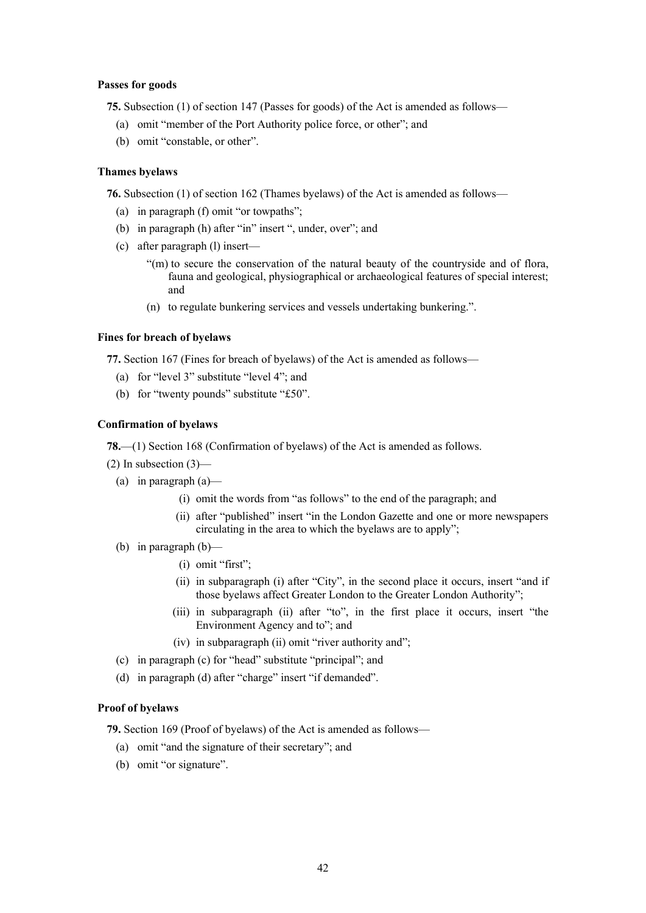**Passes for goods**

**75.** Subsection (1) of section 147 (Passes for goods) of the Act is amended as follows—

(a) omit "member of the Port Authority police force, or other"; and

(b) omit "constable, or other".

**Thames byelaws**

**76.** Subsection (1) of section 162 (Thames byelaws) of the Act is amended as follows—

(a) in paragraph (f) omit "or towpaths";

(b) in paragraph (h) after "in" insert ", under, over"; and

(c) after paragraph (l) insert—

"(m) to secure the conservation of the natural beauty of the countryside and of flora, fauna and geological, physiographical or archaeological features of special interest; and

(n) to regulate bunkering services and vessels undertaking bunkering.".

**Fines for breach of byelaws**

**77.** Section 167 (Fines for breach of byelaws) of the Act is amended as follows—

(a) for "level 3" substitute "level 4"; and

(b) for "twenty pounds" substitute "£50".

**Confirmation of byelaws**

**78.**—(1) Section 168 (Confirmation of byelaws) of the Act is amended as follows.

(2) In subsection (3)—

(a) in paragraph (a)—

(i) omit the words from "as follows" to the end of the paragraph; and

(ii) after "published" insert "in the London Gazette and one or more newspapers circulating in the area to which the byelaws are to apply";

(b) in paragraph (b)—

(i) omit "first";

(ii) in subparagraph (i) after "City", in the second place it occurs, insert "and if those byelaws affect Greater London to the Greater London Authority";

(iii) in subparagraph (ii) after "to", in the first place it occurs, insert "the Environment Agency and to"; and

(iv) in subparagraph (ii) omit "river authority and";

(c) in paragraph (c) for "head" substitute "principal"; and

(d) in paragraph (d) after "charge" insert "if demanded".

**Proof of byelaws**

**79.** Section 169 (Proof of byelaws) of the Act is amended as follows—

(a) omit "and the signature of their secretary"; and

(b) omit "or signature".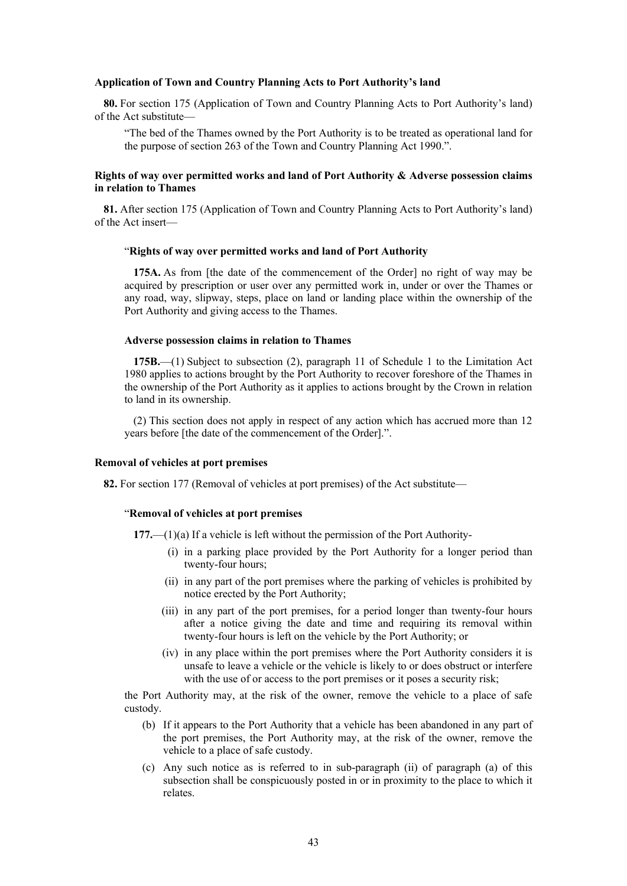**Application of Town and Country Planning Acts to Port Authority's land**

**80.** For section 175 (Application of Town and Country Planning Acts to Port Authority's land) of the Act substitute—

> "The bed of the Thames owned by the Port Authority is to be treated as operational land for the purpose of section 263 of the Town and Country Planning Act 1990.".

**Rights of way over permitted works and land of Port Authority & Adverse possession claims in relation to Thames**

**81.** After section 175 (Application of Town and Country Planning Acts to Port Authority's land) of the Act insert—

> "**Rights of way over permitted works and land of Port Authority**
>
> **175A.** As from [the date of the commencement of the Order] no right of way may be acquired by prescription or user over any permitted work in, under or over the Thames or any road, way, slipway, steps, place on land or landing place within the ownership of the Port Authority and giving access to the Thames.
>
> **Adverse possession claims in relation to Thames**
>
> **175B.**—(1) Subject to subsection (2), paragraph 11 of Schedule 1 to the Limitation Act 1980 applies to actions brought by the Port Authority to recover foreshore of the Thames in the ownership of the Port Authority as it applies to actions brought by the Crown in relation to land in its ownership.
>
> (2) This section does not apply in respect of any action which has accrued more than 12 years before [the date of the commencement of the Order].".

**Removal of vehicles at port premises**

**82.** For section 177 (Removal of vehicles at port premises) of the Act substitute—

> "**Removal of vehicles at port premises**
>
> **177.**—(1)(a) If a vehicle is left without the permission of the Port Authority-
>
> (i) in a parking place provided by the Port Authority for a longer period than twenty-four hours;
>
> (ii) in any part of the port premises where the parking of vehicles is prohibited by notice erected by the Port Authority;
>
> (iii) in any part of the port premises, for a period longer than twenty-four hours after a notice giving the date and time and requiring its removal within twenty-four hours is left on the vehicle by the Port Authority; or
>
> (iv) in any place within the port premises where the Port Authority considers it is unsafe to leave a vehicle or the vehicle is likely to or does obstruct or interfere with the use of or access to the port premises or it poses a security risk;
>
> the Port Authority may, at the risk of the owner, remove the vehicle to a place of safe custody.
>
> (b) If it appears to the Port Authority that a vehicle has been abandoned in any part of the port premises, the Port Authority may, at the risk of the owner, remove the vehicle to a place of safe custody.
>
> (c) Any such notice as is referred to in sub-paragraph (ii) of paragraph (a) of this subsection shall be conspicuously posted in or in proximity to the place to which it relates.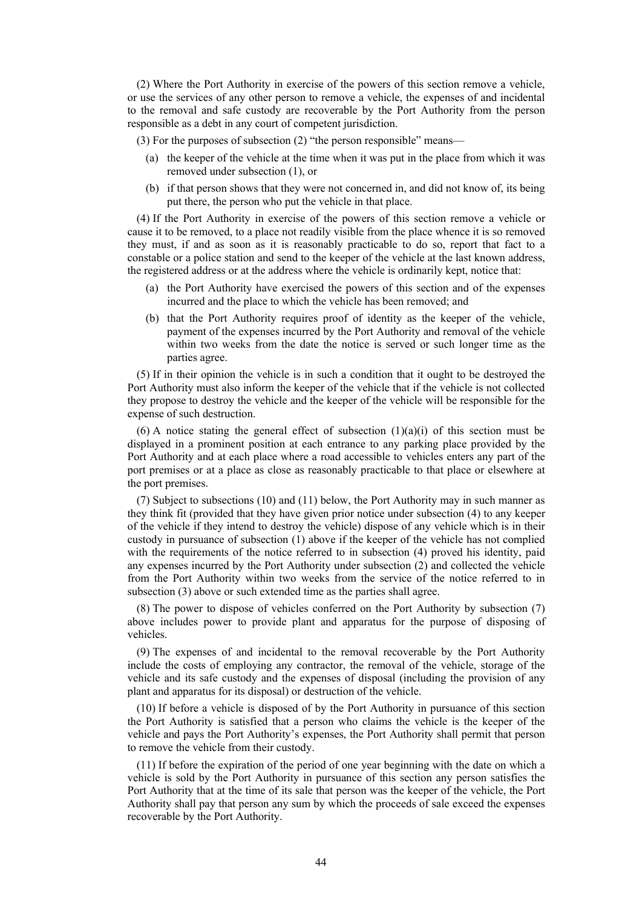(2) Where the Port Authority in exercise of the powers of this section remove a vehicle, or use the services of any other person to remove a vehicle, the expenses of and incidental to the removal and safe custody are recoverable by the Port Authority from the person responsible as a debt in any court of competent jurisdiction.

(3) For the purposes of subsection (2) "the person responsible" means—

- (a) the keeper of the vehicle at the time when it was put in the place from which it was removed under subsection (1), or
- (b) if that person shows that they were not concerned in, and did not know of, its being put there, the person who put the vehicle in that place.

(4) If the Port Authority in exercise of the powers of this section remove a vehicle or cause it to be removed, to a place not readily visible from the place whence it is so removed they must, if and as soon as it is reasonably practicable to do so, report that fact to a constable or a police station and send to the keeper of the vehicle at the last known address, the registered address or at the address where the vehicle is ordinarily kept, notice that:

- (a) the Port Authority have exercised the powers of this section and of the expenses incurred and the place to which the vehicle has been removed; and
- (b) that the Port Authority requires proof of identity as the keeper of the vehicle, payment of the expenses incurred by the Port Authority and removal of the vehicle within two weeks from the date the notice is served or such longer time as the parties agree.

(5) If in their opinion the vehicle is in such a condition that it ought to be destroyed the Port Authority must also inform the keeper of the vehicle that if the vehicle is not collected they propose to destroy the vehicle and the keeper of the vehicle will be responsible for the expense of such destruction.

(6) A notice stating the general effect of subsection (1)(a)(i) of this section must be displayed in a prominent position at each entrance to any parking place provided by the Port Authority and at each place where a road accessible to vehicles enters any part of the port premises or at a place as close as reasonably practicable to that place or elsewhere at the port premises.

(7) Subject to subsections (10) and (11) below, the Port Authority may in such manner as they think fit (provided that they have given prior notice under subsection (4) to any keeper of the vehicle if they intend to destroy the vehicle) dispose of any vehicle which is in their custody in pursuance of subsection (1) above if the keeper of the vehicle has not complied with the requirements of the notice referred to in subsection (4) proved his identity, paid any expenses incurred by the Port Authority under subsection (2) and collected the vehicle from the Port Authority within two weeks from the service of the notice referred to in subsection (3) above or such extended time as the parties shall agree.

(8) The power to dispose of vehicles conferred on the Port Authority by subsection (7) above includes power to provide plant and apparatus for the purpose of disposing of vehicles.

(9) The expenses of and incidental to the removal recoverable by the Port Authority include the costs of employing any contractor, the removal of the vehicle, storage of the vehicle and its safe custody and the expenses of disposal (including the provision of any plant and apparatus for its disposal) or destruction of the vehicle.

(10) If before a vehicle is disposed of by the Port Authority in pursuance of this section the Port Authority is satisfied that a person who claims the vehicle is the keeper of the vehicle and pays the Port Authority's expenses, the Port Authority shall permit that person to remove the vehicle from their custody.

(11) If before the expiration of the period of one year beginning with the date on which a vehicle is sold by the Port Authority in pursuance of this section any person satisfies the Port Authority that at the time of its sale that person was the keeper of the vehicle, the Port Authority shall pay that person any sum by which the proceeds of sale exceed the expenses recoverable by the Port Authority.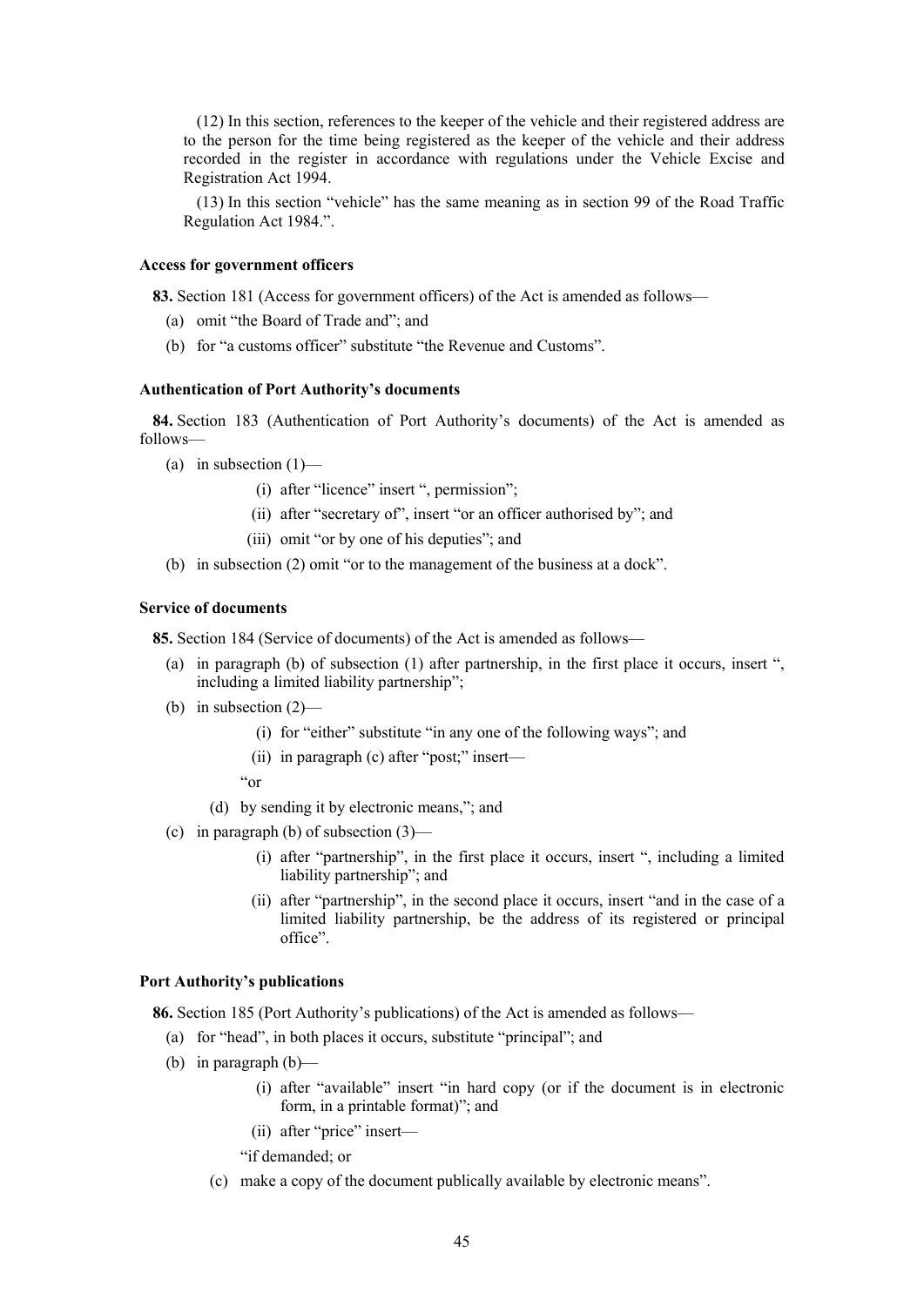(12) In this section, references to the keeper of the vehicle and their registered address are to the person for the time being registered as the keeper of the vehicle and their address recorded in the register in accordance with regulations under the Vehicle Excise and Registration Act 1994.

(13) In this section "vehicle" has the same meaning as in section 99 of the Road Traffic Regulation Act 1984.".

**Access for government officers**

**83.** Section 181 (Access for government officers) of the Act is amended as follows—

(a) omit "the Board of Trade and"; and

(b) for "a customs officer" substitute "the Revenue and Customs".

**Authentication of Port Authority's documents**

**84.** Section 183 (Authentication of Port Authority's documents) of the Act is amended as follows—

(a) in subsection (1)—

(i) after "licence" insert ", permission";

(ii) after "secretary of", insert "or an officer authorised by"; and

(iii) omit "or by one of his deputies"; and

(b) in subsection (2) omit "or to the management of the business at a dock".

**Service of documents**

**85.** Section 184 (Service of documents) of the Act is amended as follows—

(a) in paragraph (b) of subsection (1) after partnership, in the first place it occurs, insert ", including a limited liability partnership";

(b) in subsection (2)—

(i) for "either" substitute "in any one of the following ways"; and

(ii) in paragraph (c) after "post;" insert—

"or

(d) by sending it by electronic means,"; and

(c) in paragraph (b) of subsection (3)—

(i) after "partnership", in the first place it occurs, insert ", including a limited liability partnership"; and

(ii) after "partnership", in the second place it occurs, insert "and in the case of a limited liability partnership, be the address of its registered or principal office".

**Port Authority's publications**

**86.** Section 185 (Port Authority's publications) of the Act is amended as follows—

(a) for "head", in both places it occurs, substitute "principal"; and

(b) in paragraph (b)—

(i) after "available" insert "in hard copy (or if the document is in electronic form, in a printable format)"; and

(ii) after "price" insert—

"if demanded; or

(c) make a copy of the document publically available by electronic means".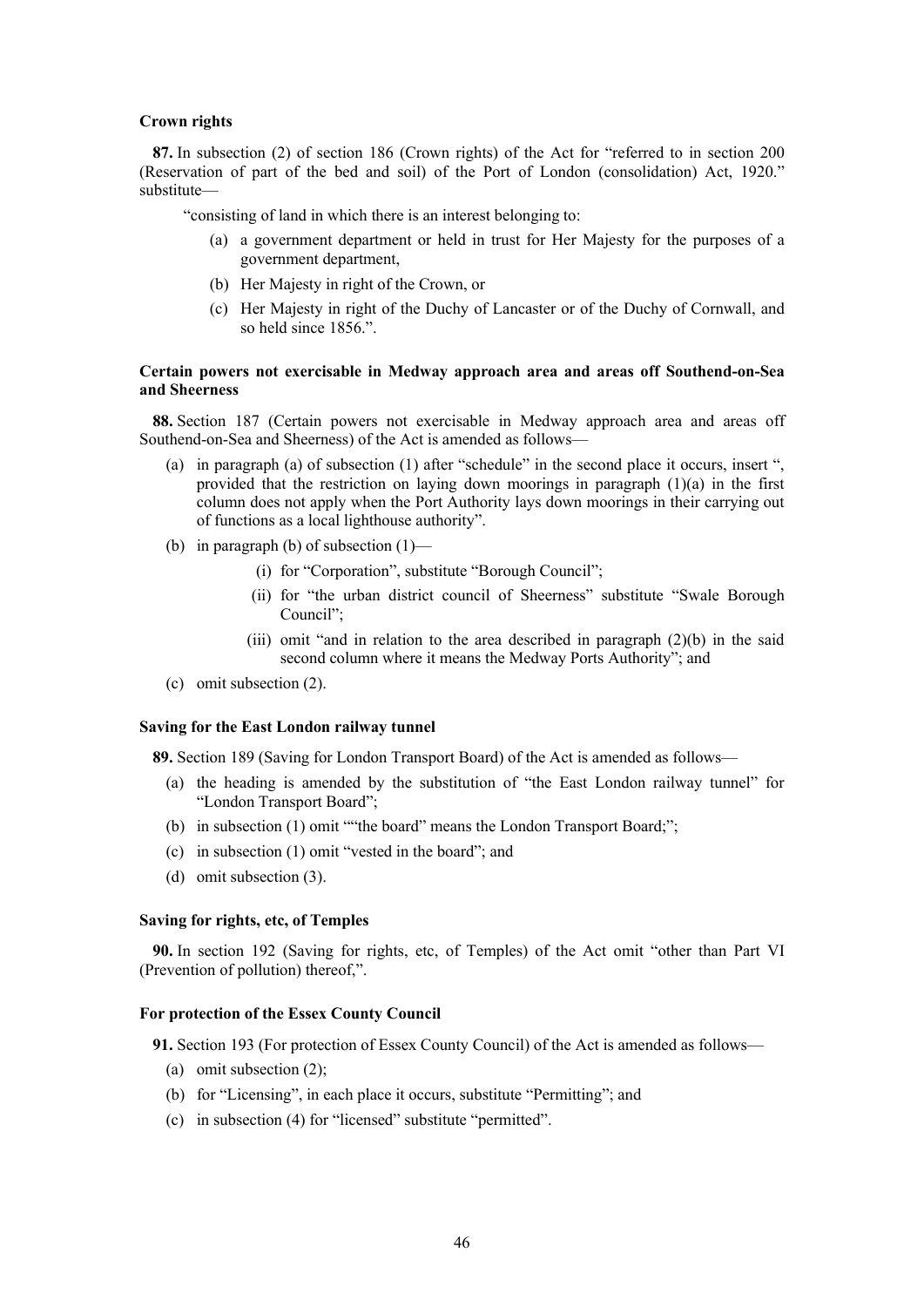**Crown rights**

**87.** In subsection (2) of section 186 (Crown rights) of the Act for "referred to in section 200 (Reservation of part of the bed and soil) of the Port of London (consolidation) Act, 1920." substitute—

"consisting of land in which there is an interest belonging to:

(a) a government department or held in trust for Her Majesty for the purposes of a government department,

(b) Her Majesty in right of the Crown, or

(c) Her Majesty in right of the Duchy of Lancaster or of the Duchy of Cornwall, and so held since 1856.".

**Certain powers not exercisable in Medway approach area and areas off Southend-on-Sea and Sheerness**

**88.** Section 187 (Certain powers not exercisable in Medway approach area and areas off Southend-on-Sea and Sheerness) of the Act is amended as follows—

(a) in paragraph (a) of subsection (1) after "schedule" in the second place it occurs, insert ", provided that the restriction on laying down moorings in paragraph (1)(a) in the first column does not apply when the Port Authority lays down moorings in their carrying out of functions as a local lighthouse authority".

(b) in paragraph (b) of subsection (1)—

(i) for "Corporation", substitute "Borough Council";

(ii) for "the urban district council of Sheerness" substitute "Swale Borough Council";

(iii) omit "and in relation to the area described in paragraph (2)(b) in the said second column where it means the Medway Ports Authority"; and

(c) omit subsection (2).

**Saving for the East London railway tunnel**

**89.** Section 189 (Saving for London Transport Board) of the Act is amended as follows—

(a) the heading is amended by the substitution of "the East London railway tunnel" for "London Transport Board";

(b) in subsection (1) omit ""the board" means the London Transport Board;";

(c) in subsection (1) omit "vested in the board"; and

(d) omit subsection (3).

**Saving for rights, etc, of Temples**

**90.** In section 192 (Saving for rights, etc, of Temples) of the Act omit "other than Part VI (Prevention of pollution) thereof,".

**For protection of the Essex County Council**

**91.** Section 193 (For protection of Essex County Council) of the Act is amended as follows—

(a) omit subsection (2);

(b) for "Licensing", in each place it occurs, substitute "Permitting"; and

(c) in subsection (4) for "licensed" substitute "permitted".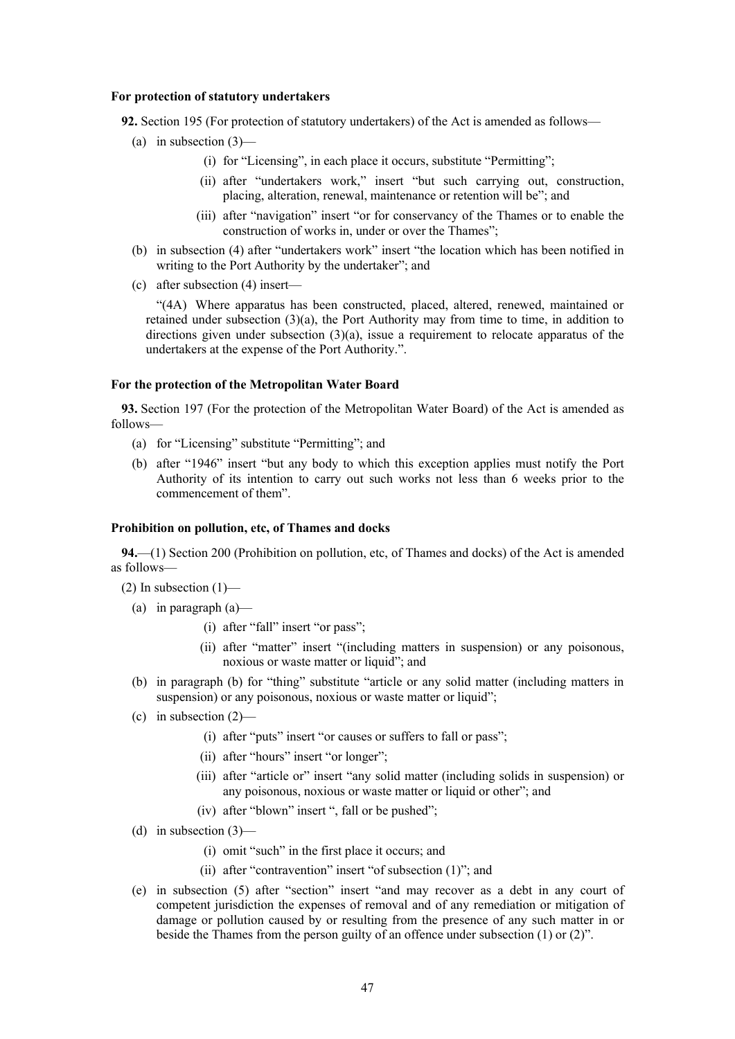**For protection of statutory undertakers**

**92.** Section 195 (For protection of statutory undertakers) of the Act is amended as follows—

(a) in subsection (3)—

(i) for "Licensing", in each place it occurs, substitute "Permitting";

(ii) after "undertakers work," insert "but such carrying out, construction, placing, alteration, renewal, maintenance or retention will be"; and

(iii) after "navigation" insert "or for conservancy of the Thames or to enable the construction of works in, under or over the Thames";

(b) in subsection (4) after "undertakers work" insert "the location which has been notified in writing to the Port Authority by the undertaker"; and

(c) after subsection (4) insert—

"(4A) Where apparatus has been constructed, placed, altered, renewed, maintained or retained under subsection (3)(a), the Port Authority may from time to time, in addition to directions given under subsection (3)(a), issue a requirement to relocate apparatus of the undertakers at the expense of the Port Authority.".

**For the protection of the Metropolitan Water Board**

**93.** Section 197 (For the protection of the Metropolitan Water Board) of the Act is amended as follows—

(a) for "Licensing" substitute "Permitting"; and

(b) after "1946" insert "but any body to which this exception applies must notify the Port Authority of its intention to carry out such works not less than 6 weeks prior to the commencement of them".

**Prohibition on pollution, etc, of Thames and docks**

**94.**—(1) Section 200 (Prohibition on pollution, etc, of Thames and docks) of the Act is amended as follows—

(2) In subsection (1)—

(a) in paragraph (a)—

(i) after "fall" insert "or pass";

(ii) after "matter" insert "(including matters in suspension) or any poisonous, noxious or waste matter or liquid"; and

(b) in paragraph (b) for "thing" substitute "article or any solid matter (including matters in suspension) or any poisonous, noxious or waste matter or liquid";

(c) in subsection (2)—

(i) after "puts" insert "or causes or suffers to fall or pass";

(ii) after "hours" insert "or longer";

(iii) after "article or" insert "any solid matter (including solids in suspension) or any poisonous, noxious or waste matter or liquid or other"; and

(iv) after "blown" insert ", fall or be pushed";

(d) in subsection (3)—

(i) omit "such" in the first place it occurs; and

(ii) after "contravention" insert "of subsection (1)"; and

(e) in subsection (5) after "section" insert "and may recover as a debt in any court of competent jurisdiction the expenses of removal and of any remediation or mitigation of damage or pollution caused by or resulting from the presence of any such matter in or beside the Thames from the person guilty of an offence under subsection (1) or (2)".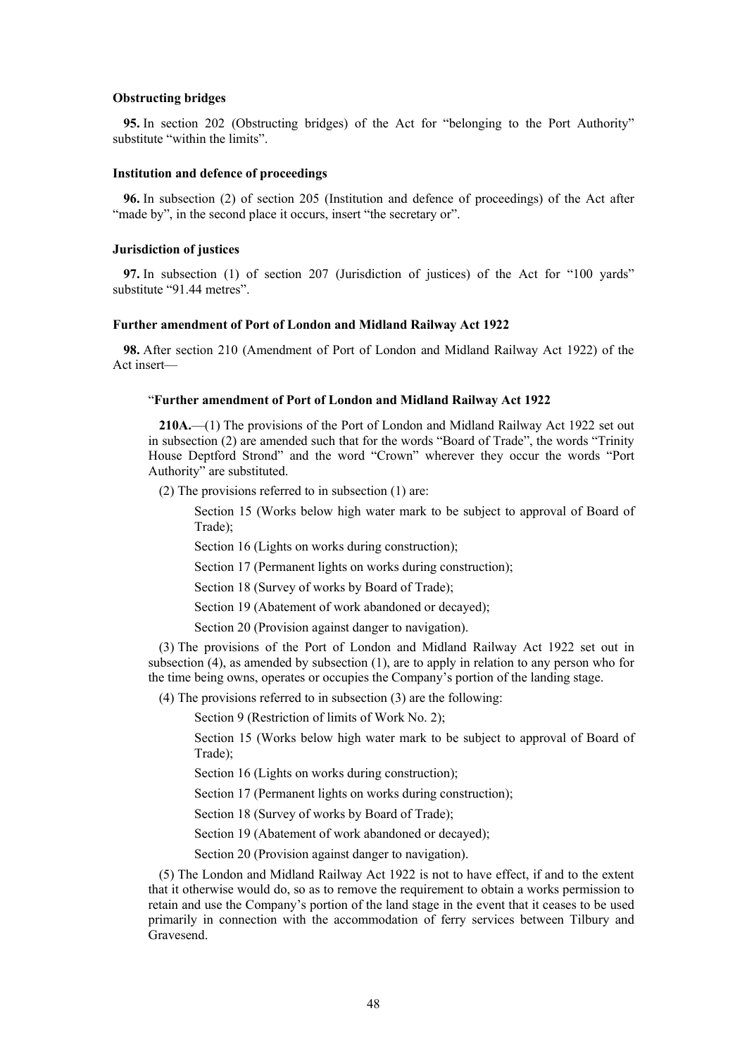**Obstructing bridges**

**95.** In section 202 (Obstructing bridges) of the Act for "belonging to the Port Authority" substitute "within the limits".

**Institution and defence of proceedings**

**96.** In subsection (2) of section 205 (Institution and defence of proceedings) of the Act after "made by", in the second place it occurs, insert "the secretary or".

**Jurisdiction of justices**

**97.** In subsection (1) of section 207 (Jurisdiction of justices) of the Act for "100 yards" substitute "91.44 metres".

**Further amendment of Port of London and Midland Railway Act 1922**

**98.** After section 210 (Amendment of Port of London and Midland Railway Act 1922) of the Act insert—

> "**Further amendment of Port of London and Midland Railway Act 1922**
>
> **210A.**—(1) The provisions of the Port of London and Midland Railway Act 1922 set out in subsection (2) are amended such that for the words "Board of Trade", the words "Trinity House Deptford Strond" and the word "Crown" wherever they occur the words "Port Authority" are substituted.
>
> (2) The provisions referred to in subsection (1) are:
>
> Section 15 (Works below high water mark to be subject to approval of Board of Trade);
>
> Section 16 (Lights on works during construction);
>
> Section 17 (Permanent lights on works during construction);
>
> Section 18 (Survey of works by Board of Trade);
>
> Section 19 (Abatement of work abandoned or decayed);
>
> Section 20 (Provision against danger to navigation).
>
> (3) The provisions of the Port of London and Midland Railway Act 1922 set out in subsection (4), as amended by subsection (1), are to apply in relation to any person who for the time being owns, operates or occupies the Company's portion of the landing stage.
>
> (4) The provisions referred to in subsection (3) are the following:
>
> Section 9 (Restriction of limits of Work No. 2);
>
> Section 15 (Works below high water mark to be subject to approval of Board of Trade);
>
> Section 16 (Lights on works during construction);
>
> Section 17 (Permanent lights on works during construction);
>
> Section 18 (Survey of works by Board of Trade);
>
> Section 19 (Abatement of work abandoned or decayed);
>
> Section 20 (Provision against danger to navigation).
>
> (5) The London and Midland Railway Act 1922 is not to have effect, if and to the extent that it otherwise would do, so as to remove the requirement to obtain a works permission to retain and use the Company's portion of the land stage in the event that it ceases to be used primarily in connection with the accommodation of ferry services between Tilbury and Gravesend.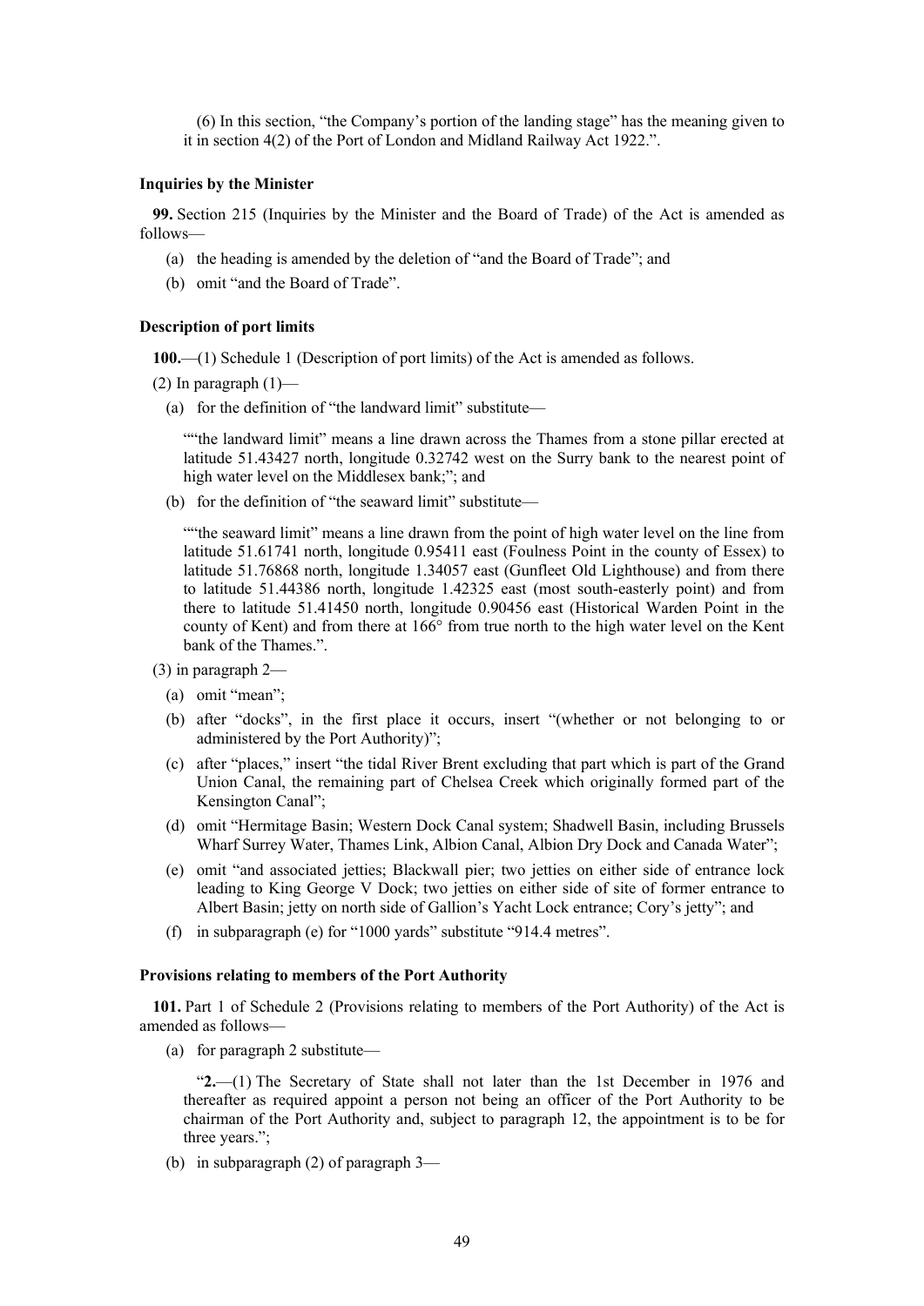(6) In this section, "the Company's portion of the landing stage" has the meaning given to it in section 4(2) of the Port of London and Midland Railway Act 1922.".

**Inquiries by the Minister**

**99.** Section 215 (Inquiries by the Minister and the Board of Trade) of the Act is amended as follows—

(a) the heading is amended by the deletion of "and the Board of Trade"; and

(b) omit "and the Board of Trade".

**Description of port limits**

**100.**—(1) Schedule 1 (Description of port limits) of the Act is amended as follows.

(2) In paragraph (1)—

(a) for the definition of "the landward limit" substitute—

""the landward limit" means a line drawn across the Thames from a stone pillar erected at latitude 51.43427 north, longitude 0.32742 west on the Surry bank to the nearest point of high water level on the Middlesex bank;"; and

(b) for the definition of "the seaward limit" substitute—

""the seaward limit" means a line drawn from the point of high water level on the line from latitude 51.61741 north, longitude 0.95411 east (Foulness Point in the county of Essex) to latitude 51.76868 north, longitude 1.34057 east (Gunfleet Old Lighthouse) and from there to latitude 51.44386 north, longitude 1.42325 east (most south-easterly point) and from there to latitude 51.41450 north, longitude 0.90456 east (Historical Warden Point in the county of Kent) and from there at 166° from true north to the high water level on the Kent bank of the Thames.".

(3) in paragraph 2—

(a) omit "mean";

(b) after "docks", in the first place it occurs, insert "(whether or not belonging to or administered by the Port Authority)";

(c) after "places," insert "the tidal River Brent excluding that part which is part of the Grand Union Canal, the remaining part of Chelsea Creek which originally formed part of the Kensington Canal";

(d) omit "Hermitage Basin; Western Dock Canal system; Shadwell Basin, including Brussels Wharf Surrey Water, Thames Link, Albion Canal, Albion Dry Dock and Canada Water";

(e) omit "and associated jetties; Blackwall pier; two jetties on either side of entrance lock leading to King George V Dock; two jetties on either side of site of former entrance to Albert Basin; jetty on north side of Gallion's Yacht Lock entrance; Cory's jetty"; and

(f) in subparagraph (e) for "1000 yards" substitute "914.4 metres".

**Provisions relating to members of the Port Authority**

**101.** Part 1 of Schedule 2 (Provisions relating to members of the Port Authority) of the Act is amended as follows—

(a) for paragraph 2 substitute—

"**2.**—(1) The Secretary of State shall not later than the 1st December in 1976 and thereafter as required appoint a person not being an officer of the Port Authority to be chairman of the Port Authority and, subject to paragraph 12, the appointment is to be for three years.";

(b) in subparagraph (2) of paragraph 3—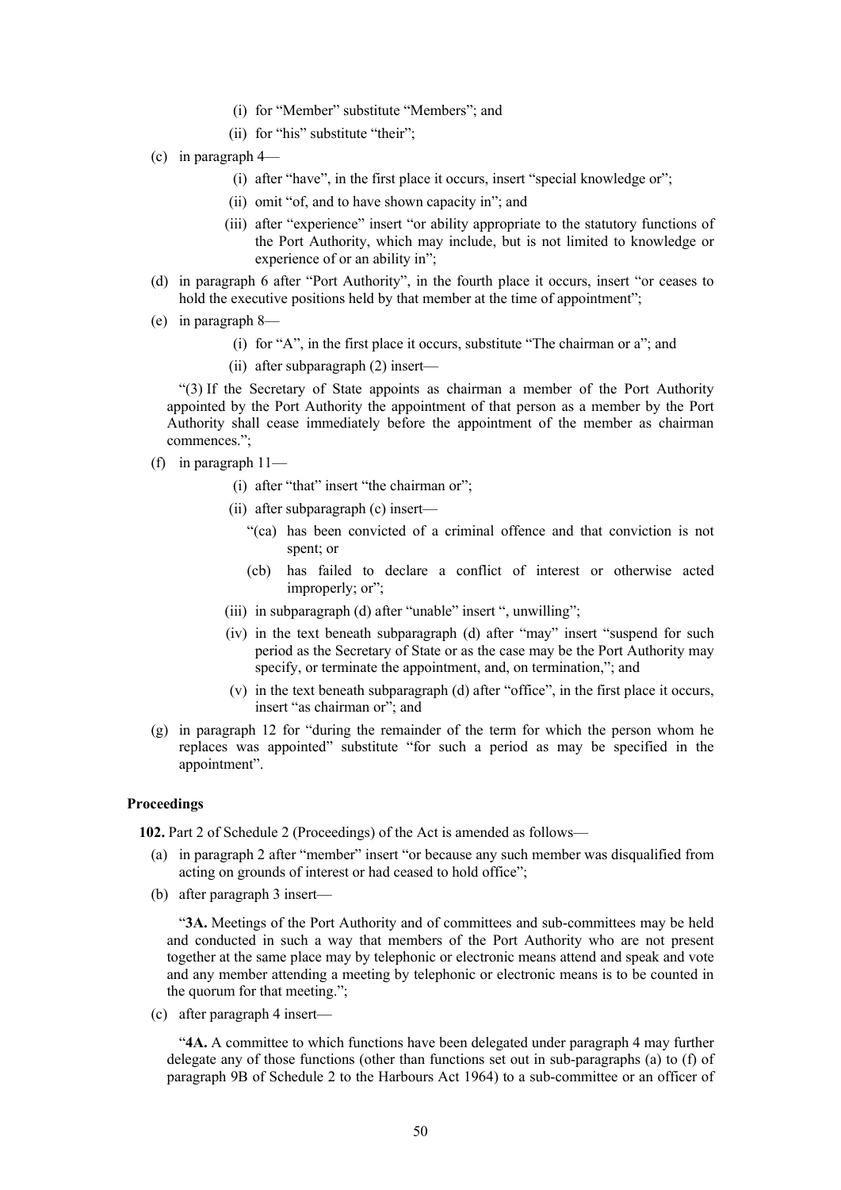(i) for "Member" substitute "Members"; and

(ii) for "his" substitute "their";

(c) in paragraph 4—

(i) after "have", in the first place it occurs, insert "special knowledge or";

(ii) omit "of, and to have shown capacity in"; and

(iii) after "experience" insert "or ability appropriate to the statutory functions of the Port Authority, which may include, but is not limited to knowledge or experience of or an ability in";

(d) in paragraph 6 after "Port Authority", in the fourth place it occurs, insert "or ceases to hold the executive positions held by that member at the time of appointment";

(e) in paragraph 8—

(i) for "A", in the first place it occurs, substitute "The chairman or a"; and

(ii) after subparagraph (2) insert—

"(3) If the Secretary of State appoints as chairman a member of the Port Authority appointed by the Port Authority the appointment of that person as a member by the Port Authority shall cease immediately before the appointment of the member as chairman commences.";

(f) in paragraph 11—

(i) after "that" insert "the chairman or";

(ii) after subparagraph (c) insert—

"(ca) has been convicted of a criminal offence and that conviction is not spent; or

(cb) has failed to declare a conflict of interest or otherwise acted improperly; or";

(iii) in subparagraph (d) after "unable" insert ", unwilling";

(iv) in the text beneath subparagraph (d) after "may" insert "suspend for such period as the Secretary of State or as the case may be the Port Authority may specify, or terminate the appointment, and, on termination,"; and

(v) in the text beneath subparagraph (d) after "office", in the first place it occurs, insert "as chairman or"; and

(g) in paragraph 12 for "during the remainder of the term for which the person whom he replaces was appointed" substitute "for such a period as may be specified in the appointment".

**Proceedings**

**102.** Part 2 of Schedule 2 (Proceedings) of the Act is amended as follows—

(a) in paragraph 2 after "member" insert "or because any such member was disqualified from acting on grounds of interest or had ceased to hold office";

(b) after paragraph 3 insert—

"**3A.** Meetings of the Port Authority and of committees and sub-committees may be held and conducted in such a way that members of the Port Authority who are not present together at the same place may by telephonic or electronic means attend and speak and vote and any member attending a meeting by telephonic or electronic means is to be counted in the quorum for that meeting.";

(c) after paragraph 4 insert—

"**4A.** A committee to which functions have been delegated under paragraph 4 may further delegate any of those functions (other than functions set out in sub-paragraphs (a) to (f) of paragraph 9B of Schedule 2 to the Harbours Act 1964) to a sub-committee or an officer of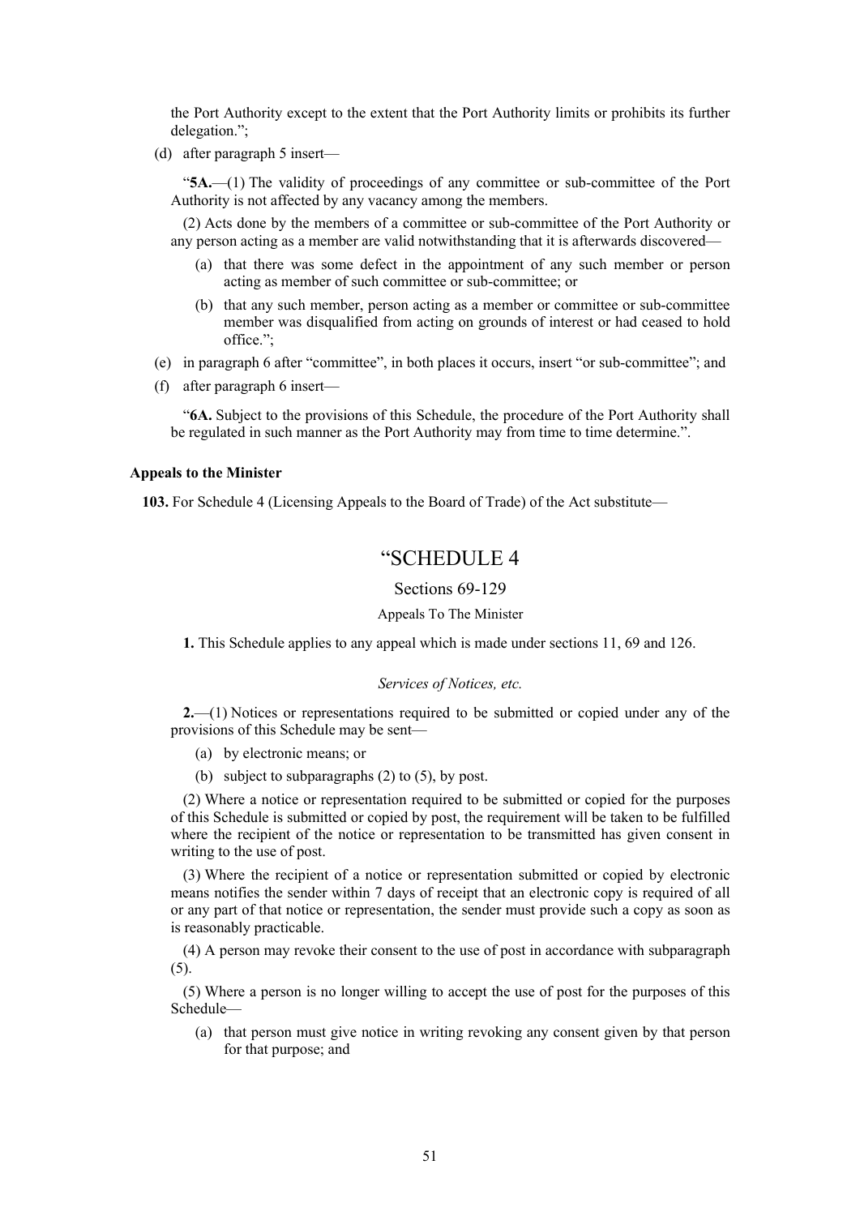the Port Authority except to the extent that the Port Authority limits or prohibits its further delegation.";

(d) after paragraph 5 insert—

"**5A.**—(1) The validity of proceedings of any committee or sub-committee of the Port Authority is not affected by any vacancy among the members.

(2) Acts done by the members of a committee or sub-committee of the Port Authority or any person acting as a member are valid notwithstanding that it is afterwards discovered—

(a) that there was some defect in the appointment of any such member or person acting as member of such committee or sub-committee; or

(b) that any such member, person acting as a member or committee or sub-committee member was disqualified from acting on grounds of interest or had ceased to hold office.";

(e) in paragraph 6 after "committee", in both places it occurs, insert "or sub-committee"; and

(f) after paragraph 6 insert—

"**6A.** Subject to the provisions of this Schedule, the procedure of the Port Authority shall be regulated in such manner as the Port Authority may from time to time determine.".

**Appeals to the Minister**

**103.** For Schedule 4 (Licensing Appeals to the Board of Trade) of the Act substitute—

# "SCHEDULE 4

Sections 69-129

Appeals To The Minister

**1.** This Schedule applies to any appeal which is made under sections 11, 69 and 126.

*Services of Notices, etc.*

**2.**—(1) Notices or representations required to be submitted or copied under any of the provisions of this Schedule may be sent—

(a) by electronic means; or

(b) subject to subparagraphs (2) to (5), by post.

(2) Where a notice or representation required to be submitted or copied for the purposes of this Schedule is submitted or copied by post, the requirement will be taken to be fulfilled where the recipient of the notice or representation to be transmitted has given consent in writing to the use of post.

(3) Where the recipient of a notice or representation submitted or copied by electronic means notifies the sender within 7 days of receipt that an electronic copy is required of all or any part of that notice or representation, the sender must provide such a copy as soon as is reasonably practicable.

(4) A person may revoke their consent to the use of post in accordance with subparagraph (5).

(5) Where a person is no longer willing to accept the use of post for the purposes of this Schedule—

(a) that person must give notice in writing revoking any consent given by that person for that purpose; and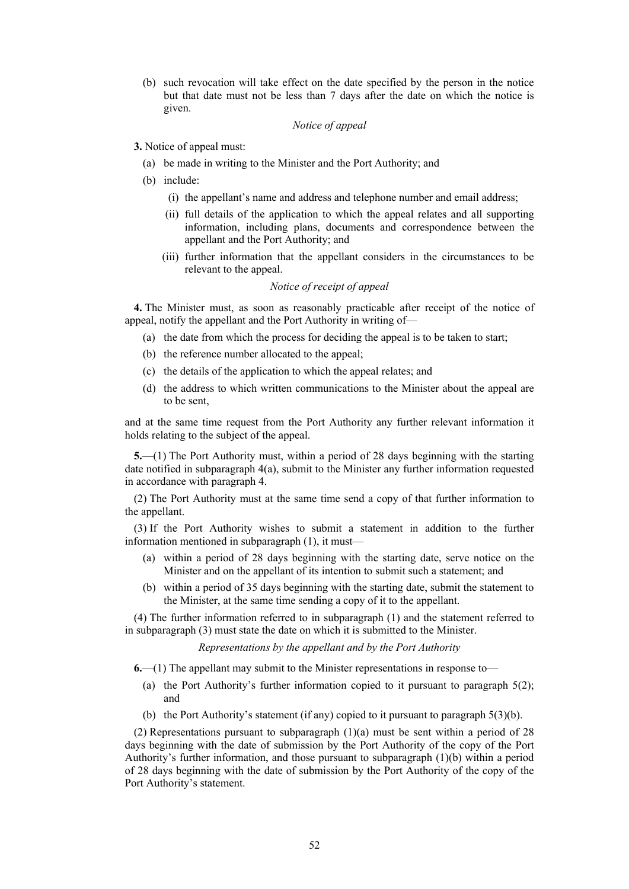(b) such revocation will take effect on the date specified by the person in the notice but that date must not be less than 7 days after the date on which the notice is given.

*Notice of appeal*

**3.** Notice of appeal must:

(a) be made in writing to the Minister and the Port Authority; and

(b) include:

(i) the appellant's name and address and telephone number and email address;

(ii) full details of the application to which the appeal relates and all supporting information, including plans, documents and correspondence between the appellant and the Port Authority; and

(iii) further information that the appellant considers in the circumstances to be relevant to the appeal.

*Notice of receipt of appeal*

**4.** The Minister must, as soon as reasonably practicable after receipt of the notice of appeal, notify the appellant and the Port Authority in writing of—

(a) the date from which the process for deciding the appeal is to be taken to start;

(b) the reference number allocated to the appeal;

(c) the details of the application to which the appeal relates; and

(d) the address to which written communications to the Minister about the appeal are to be sent,

and at the same time request from the Port Authority any further relevant information it holds relating to the subject of the appeal.

**5.**—(1) The Port Authority must, within a period of 28 days beginning with the starting date notified in subparagraph 4(a), submit to the Minister any further information requested in accordance with paragraph 4.

(2) The Port Authority must at the same time send a copy of that further information to the appellant.

(3) If the Port Authority wishes to submit a statement in addition to the further information mentioned in subparagraph (1), it must—

(a) within a period of 28 days beginning with the starting date, serve notice on the Minister and on the appellant of its intention to submit such a statement; and

(b) within a period of 35 days beginning with the starting date, submit the statement to the Minister, at the same time sending a copy of it to the appellant.

(4) The further information referred to in subparagraph (1) and the statement referred to in subparagraph (3) must state the date on which it is submitted to the Minister.

*Representations by the appellant and by the Port Authority*

**6.**—(1) The appellant may submit to the Minister representations in response to—

(a) the Port Authority's further information copied to it pursuant to paragraph 5(2); and

(b) the Port Authority's statement (if any) copied to it pursuant to paragraph 5(3)(b).

(2) Representations pursuant to subparagraph (1)(a) must be sent within a period of 28 days beginning with the date of submission by the Port Authority of the copy of the Port Authority's further information, and those pursuant to subparagraph (1)(b) within a period of 28 days beginning with the date of submission by the Port Authority of the copy of the Port Authority's statement.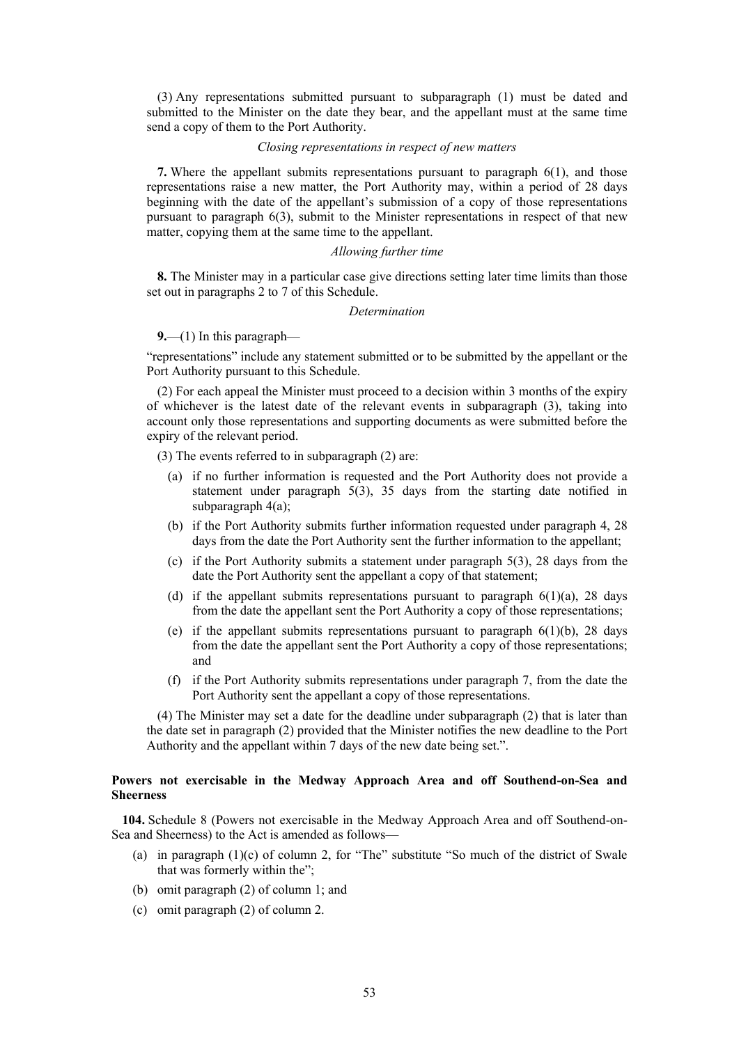(3) Any representations submitted pursuant to subparagraph (1) must be dated and submitted to the Minister on the date they bear, and the appellant must at the same time send a copy of them to the Port Authority.

*Closing representations in respect of new matters*

**7.** Where the appellant submits representations pursuant to paragraph 6(1), and those representations raise a new matter, the Port Authority may, within a period of 28 days beginning with the date of the appellant's submission of a copy of those representations pursuant to paragraph 6(3), submit to the Minister representations in respect of that new matter, copying them at the same time to the appellant.

*Allowing further time*

**8.** The Minister may in a particular case give directions setting later time limits than those set out in paragraphs 2 to 7 of this Schedule.

*Determination*

**9.**—(1) In this paragraph—

"representations" include any statement submitted or to be submitted by the appellant or the Port Authority pursuant to this Schedule.

(2) For each appeal the Minister must proceed to a decision within 3 months of the expiry of whichever is the latest date of the relevant events in subparagraph (3), taking into account only those representations and supporting documents as were submitted before the expiry of the relevant period.

(3) The events referred to in subparagraph (2) are:

(a) if no further information is requested and the Port Authority does not provide a statement under paragraph 5(3), 35 days from the starting date notified in subparagraph 4(a);

(b) if the Port Authority submits further information requested under paragraph 4, 28 days from the date the Port Authority sent the further information to the appellant;

(c) if the Port Authority submits a statement under paragraph 5(3), 28 days from the date the Port Authority sent the appellant a copy of that statement;

(d) if the appellant submits representations pursuant to paragraph 6(1)(a), 28 days from the date the appellant sent the Port Authority a copy of those representations;

(e) if the appellant submits representations pursuant to paragraph 6(1)(b), 28 days from the date the appellant sent the Port Authority a copy of those representations; and

(f) if the Port Authority submits representations under paragraph 7, from the date the Port Authority sent the appellant a copy of those representations.

(4) The Minister may set a date for the deadline under subparagraph (2) that is later than the date set in paragraph (2) provided that the Minister notifies the new deadline to the Port Authority and the appellant within 7 days of the new date being set.".

**Powers not exercisable in the Medway Approach Area and off Southend-on-Sea and Sheerness**

**104.** Schedule 8 (Powers not exercisable in the Medway Approach Area and off Southend-on-Sea and Sheerness) to the Act is amended as follows—

(a) in paragraph (1)(c) of column 2, for "The" substitute "So much of the district of Swale that was formerly within the";

(b) omit paragraph (2) of column 1; and

(c) omit paragraph (2) of column 2.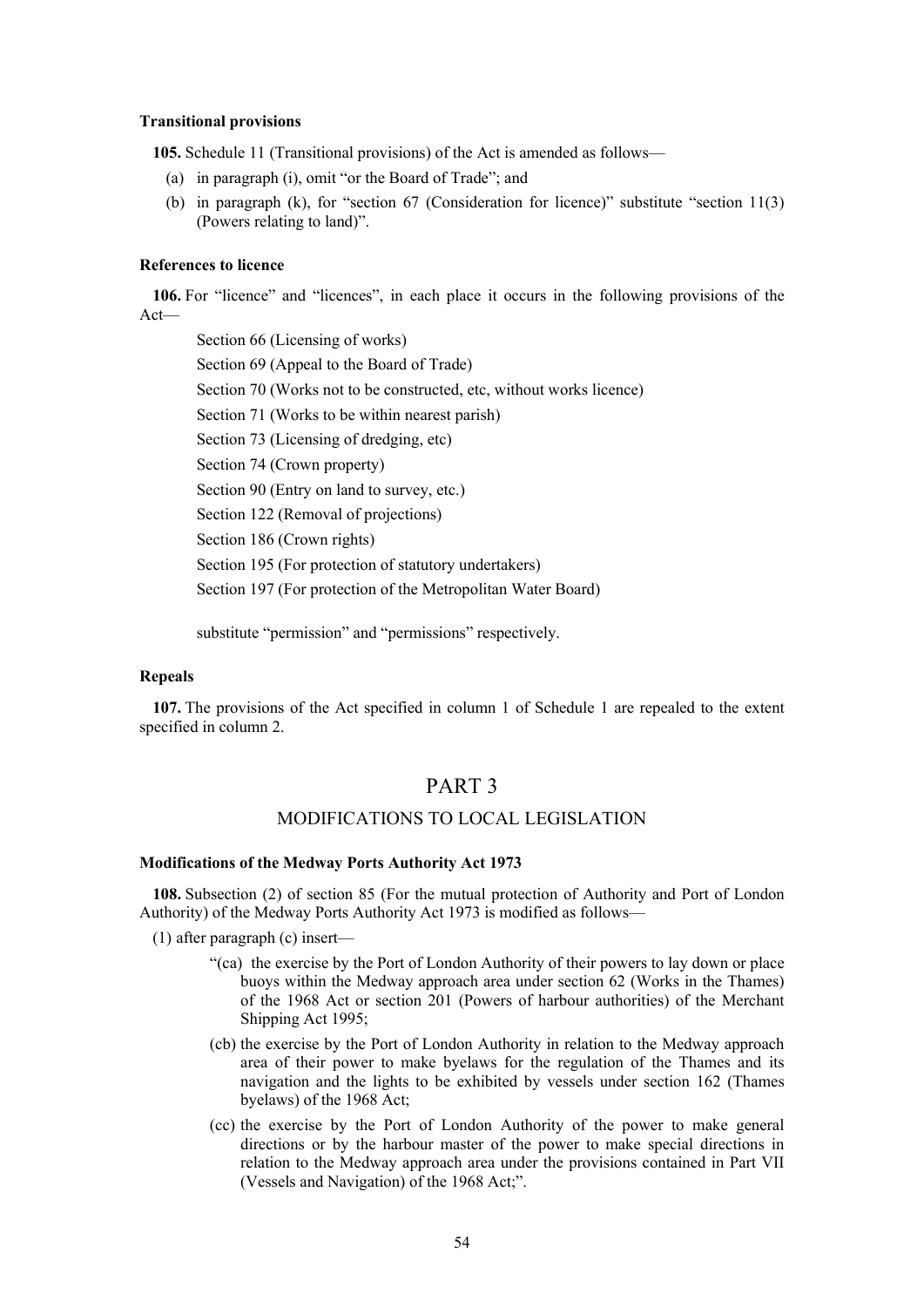#### Transitional provisions

**105.** Schedule 11 (Transitional provisions) of the Act is amended as follows—

(a) in paragraph (i), omit "or the Board of Trade"; and

(b) in paragraph (k), for "section 67 (Consideration for licence)" substitute "section 11(3) (Powers relating to land)".

#### References to licence

**106.** For "licence" and "licences", in each place it occurs in the following provisions of the Act—

Section 66 (Licensing of works)

Section 69 (Appeal to the Board of Trade)

Section 70 (Works not to be constructed, etc, without works licence)

Section 71 (Works to be within nearest parish)

Section 73 (Licensing of dredging, etc)

Section 74 (Crown property)

Section 90 (Entry on land to survey, etc.)

Section 122 (Removal of projections)

Section 186 (Crown rights)

Section 195 (For protection of statutory undertakers)

Section 197 (For protection of the Metropolitan Water Board)

substitute "permission" and "permissions" respectively.

#### Repeals

**107.** The provisions of the Act specified in column 1 of Schedule 1 are repealed to the extent specified in column 2.

## PART 3

## MODIFICATIONS TO LOCAL LEGISLATION

#### Modifications of the Medway Ports Authority Act 1973

**108.** Subsection (2) of section 85 (For the mutual protection of Authority and Port of London Authority) of the Medway Ports Authority Act 1973 is modified as follows—

(1) after paragraph (c) insert—

"(ca) the exercise by the Port of London Authority of their powers to lay down or place buoys within the Medway approach area under section 62 (Works in the Thames) of the 1968 Act or section 201 (Powers of harbour authorities) of the Merchant Shipping Act 1995;

(cb) the exercise by the Port of London Authority in relation to the Medway approach area of their power to make byelaws for the regulation of the Thames and its navigation and the lights to be exhibited by vessels under section 162 (Thames byelaws) of the 1968 Act;

(cc) the exercise by the Port of London Authority of the power to make general directions or by the harbour master of the power to make special directions in relation to the Medway approach area under the provisions contained in Part VII (Vessels and Navigation) of the 1968 Act;".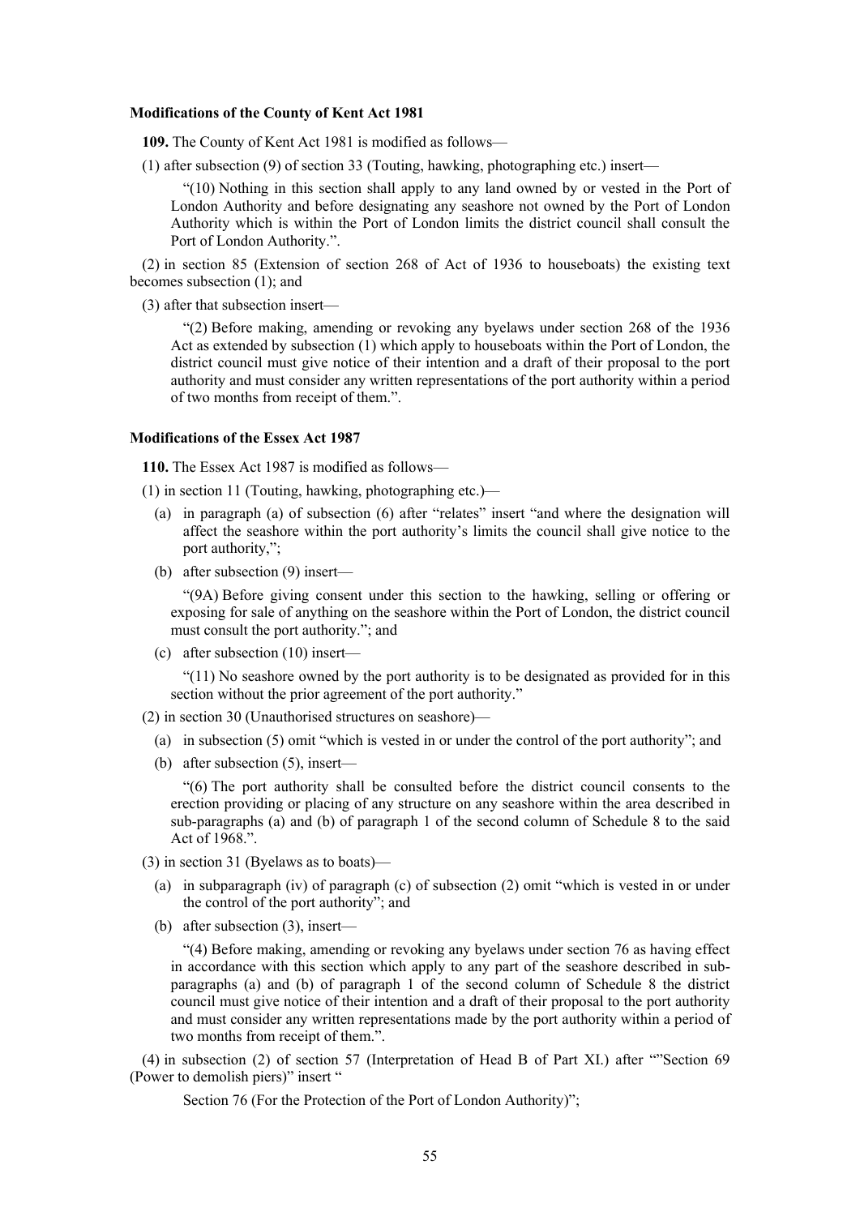**Modifications of the County of Kent Act 1981**

**109.** The County of Kent Act 1981 is modified as follows—

(1) after subsection (9) of section 33 (Touting, hawking, photographing etc.) insert—

> "(10) Nothing in this section shall apply to any land owned by or vested in the Port of London Authority and before designating any seashore not owned by the Port of London Authority which is within the Port of London limits the district council shall consult the Port of London Authority.".

(2) in section 85 (Extension of section 268 of Act of 1936 to houseboats) the existing text becomes subsection (1); and

(3) after that subsection insert—

> "(2) Before making, amending or revoking any byelaws under section 268 of the 1936 Act as extended by subsection (1) which apply to houseboats within the Port of London, the district council must give notice of their intention and a draft of their proposal to the port authority and must consider any written representations of the port authority within a period of two months from receipt of them.".

**Modifications of the Essex Act 1987**

**110.** The Essex Act 1987 is modified as follows—

(1) in section 11 (Touting, hawking, photographing etc.)—

- (a) in paragraph (a) of subsection (6) after "relates" insert "and where the designation will affect the seashore within the port authority's limits the council shall give notice to the port authority,";
- (b) after subsection (9) insert—

  > "(9A) Before giving consent under this section to the hawking, selling or offering or exposing for sale of anything on the seashore within the Port of London, the district council must consult the port authority."; and

- (c) after subsection (10) insert—

  > "(11) No seashore owned by the port authority is to be designated as provided for in this section without the prior agreement of the port authority."

(2) in section 30 (Unauthorised structures on seashore)—

- (a) in subsection (5) omit "which is vested in or under the control of the port authority"; and
- (b) after subsection (5), insert—

  > "(6) The port authority shall be consulted before the district council consents to the erection providing or placing of any structure on any seashore within the area described in sub-paragraphs (a) and (b) of paragraph 1 of the second column of Schedule 8 to the said Act of 1968.".

(3) in section 31 (Byelaws as to boats)—

- (a) in subparagraph (iv) of paragraph (c) of subsection (2) omit "which is vested in or under the control of the port authority"; and
- (b) after subsection (3), insert—

  > "(4) Before making, amending or revoking any byelaws under section 76 as having effect in accordance with this section which apply to any part of the seashore described in sub-paragraphs (a) and (b) of paragraph 1 of the second column of Schedule 8 the district council must give notice of their intention and a draft of their proposal to the port authority and must consider any written representations made by the port authority within a period of two months from receipt of them.".

(4) in subsection (2) of section 57 (Interpretation of Head B of Part XI.) after ""Section 69 (Power to demolish piers)" insert "

> Section 76 (For the Protection of the Port of London Authority)";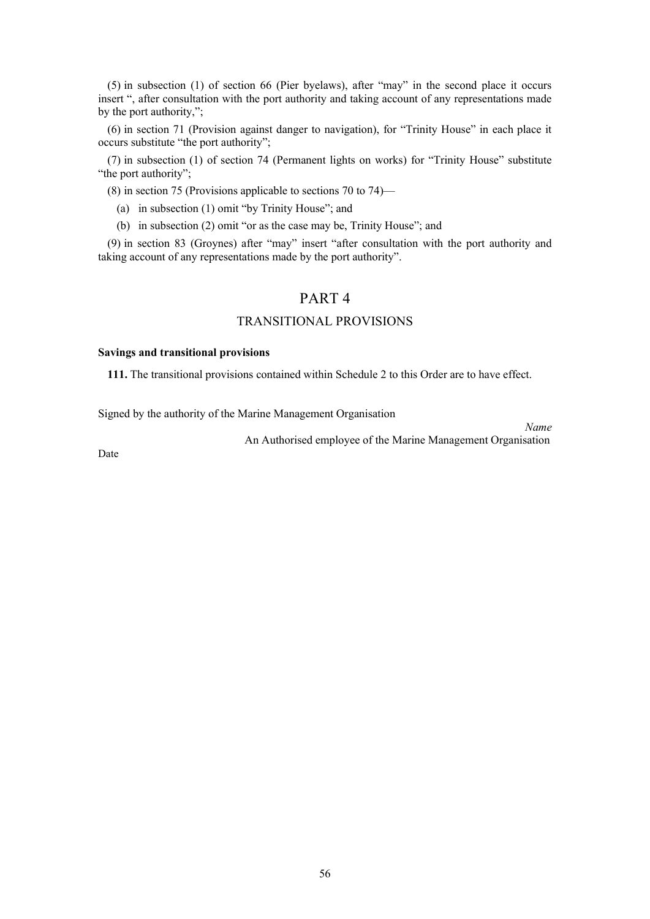(5) in subsection (1) of section 66 (Pier byelaws), after "may" in the second place it occurs insert ", after consultation with the port authority and taking account of any representations made by the port authority,";

(6) in section 71 (Provision against danger to navigation), for "Trinity House" in each place it occurs substitute "the port authority";

(7) in subsection (1) of section 74 (Permanent lights on works) for "Trinity House" substitute "the port authority";

(8) in section 75 (Provisions applicable to sections 70 to 74)—

(a) in subsection (1) omit "by Trinity House"; and

(b) in subsection (2) omit "or as the case may be, Trinity House"; and

(9) in section 83 (Groynes) after "may" insert "after consultation with the port authority and taking account of any representations made by the port authority".

# PART 4

## TRANSITIONAL PROVISIONS

**Savings and transitional provisions**

**111.** The transitional provisions contained within Schedule 2 to this Order are to have effect.

Signed by the authority of the Marine Management Organisation

*Name*

An Authorised employee of the Marine Management Organisation

Date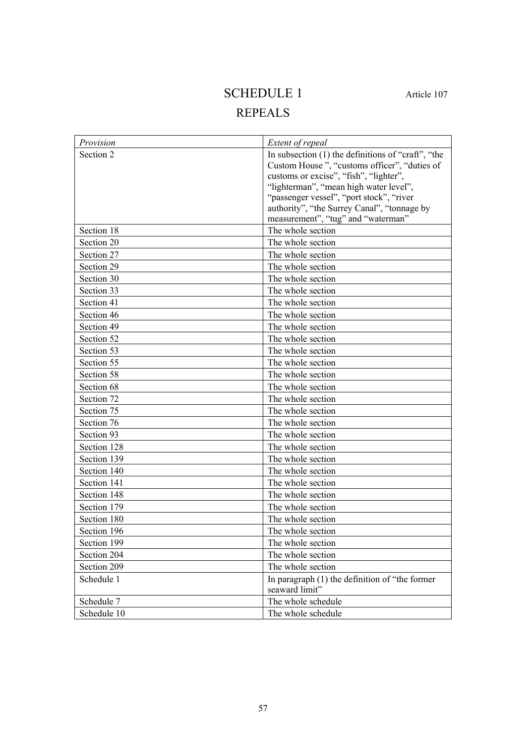# SCHEDULE 1

Article 107

## REPEALS

| *Provision* | *Extent of repeal* |
|---|---|
| Section 2 | In subsection (1) the definitions of "craft", "the Custom House ", "customs officer", "duties of customs or excise", "fish", "lighter", "lighterman", "mean high water level", "passenger vessel", "port stock", "river authority", "the Surrey Canal", "tonnage by measurement", "tug" and "waterman" |
| Section 18 | The whole section |
| Section 20 | The whole section |
| Section 27 | The whole section |
| Section 29 | The whole section |
| Section 30 | The whole section |
| Section 33 | The whole section |
| Section 41 | The whole section |
| Section 46 | The whole section |
| Section 49 | The whole section |
| Section 52 | The whole section |
| Section 53 | The whole section |
| Section 55 | The whole section |
| Section 58 | The whole section |
| Section 68 | The whole section |
| Section 72 | The whole section |
| Section 75 | The whole section |
| Section 76 | The whole section |
| Section 93 | The whole section |
| Section 128 | The whole section |
| Section 139 | The whole section |
| Section 140 | The whole section |
| Section 141 | The whole section |
| Section 148 | The whole section |
| Section 179 | The whole section |
| Section 180 | The whole section |
| Section 196 | The whole section |
| Section 199 | The whole section |
| Section 204 | The whole section |
| Section 209 | The whole section |
| Schedule 1 | In paragraph (1) the definition of "the former seaward limit" |
| Schedule 7 | The whole schedule |
| Schedule 10 | The whole schedule |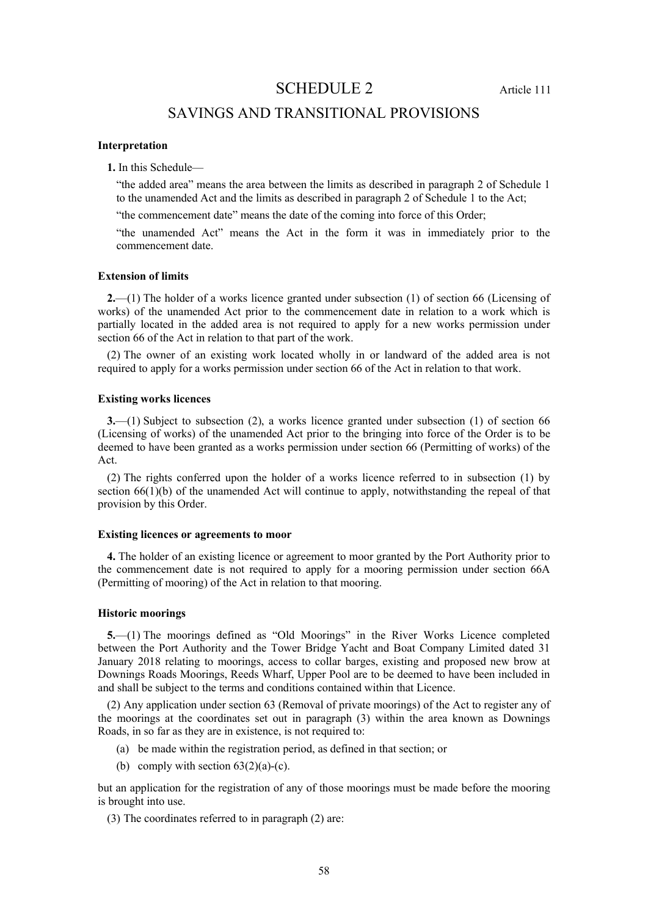# SCHEDULE 2

Article 111

## SAVINGS AND TRANSITIONAL PROVISIONS

### Interpretation

**1.** In this Schedule—

"the added area" means the area between the limits as described in paragraph 2 of Schedule 1 to the unamended Act and the limits as described in paragraph 2 of Schedule 1 to the Act;

"the commencement date" means the date of the coming into force of this Order;

"the unamended Act" means the Act in the form it was in immediately prior to the commencement date.

### Extension of limits

**2.**—(1) The holder of a works licence granted under subsection (1) of section 66 (Licensing of works) of the unamended Act prior to the commencement date in relation to a work which is partially located in the added area is not required to apply for a new works permission under section 66 of the Act in relation to that part of the work.

(2) The owner of an existing work located wholly in or landward of the added area is not required to apply for a works permission under section 66 of the Act in relation to that work.

### Existing works licences

**3.**—(1) Subject to subsection (2), a works licence granted under subsection (1) of section 66 (Licensing of works) of the unamended Act prior to the bringing into force of the Order is to be deemed to have been granted as a works permission under section 66 (Permitting of works) of the Act.

(2) The rights conferred upon the holder of a works licence referred to in subsection (1) by section 66(1)(b) of the unamended Act will continue to apply, notwithstanding the repeal of that provision by this Order.

### Existing licences or agreements to moor

**4.** The holder of an existing licence or agreement to moor granted by the Port Authority prior to the commencement date is not required to apply for a mooring permission under section 66A (Permitting of mooring) of the Act in relation to that mooring.

### Historic moorings

**5.**—(1) The moorings defined as "Old Moorings" in the River Works Licence completed between the Port Authority and the Tower Bridge Yacht and Boat Company Limited dated 31 January 2018 relating to moorings, access to collar barges, existing and proposed new brow at Downings Roads Moorings, Reeds Wharf, Upper Pool are to be deemed to have been included in and shall be subject to the terms and conditions contained within that Licence.

(2) Any application under section 63 (Removal of private moorings) of the Act to register any of the moorings at the coordinates set out in paragraph (3) within the area known as Downings Roads, in so far as they are in existence, is not required to:

(a) be made within the registration period, as defined in that section; or

(b) comply with section 63(2)(a)-(c).

but an application for the registration of any of those moorings must be made before the mooring is brought into use.

(3) The coordinates referred to in paragraph (2) are: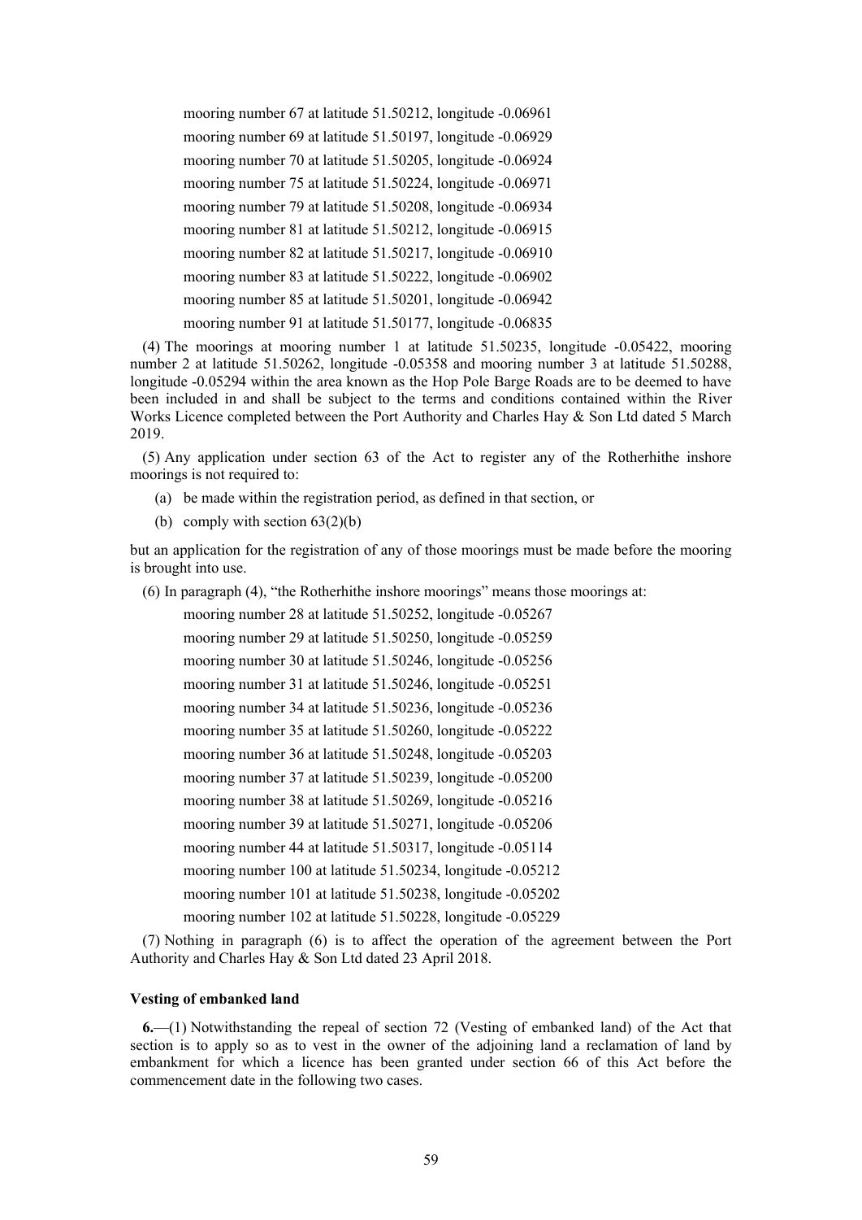mooring number 67 at latitude 51.50212, longitude -0.06961

mooring number 69 at latitude 51.50197, longitude -0.06929

mooring number 70 at latitude 51.50205, longitude -0.06924

mooring number 75 at latitude 51.50224, longitude -0.06971

mooring number 79 at latitude 51.50208, longitude -0.06934

mooring number 81 at latitude 51.50212, longitude -0.06915

mooring number 82 at latitude 51.50217, longitude -0.06910

mooring number 83 at latitude 51.50222, longitude -0.06902

mooring number 85 at latitude 51.50201, longitude -0.06942

mooring number 91 at latitude 51.50177, longitude -0.06835

(4) The moorings at mooring number 1 at latitude 51.50235, longitude -0.05422, mooring number 2 at latitude 51.50262, longitude -0.05358 and mooring number 3 at latitude 51.50288, longitude -0.05294 within the area known as the Hop Pole Barge Roads are to be deemed to have been included in and shall be subject to the terms and conditions contained within the River Works Licence completed between the Port Authority and Charles Hay & Son Ltd dated 5 March 2019.

(5) Any application under section 63 of the Act to register any of the Rotherhithe inshore moorings is not required to:

(a) be made within the registration period, as defined in that section, or

(b) comply with section 63(2)(b)

but an application for the registration of any of those moorings must be made before the mooring is brought into use.

(6) In paragraph (4), "the Rotherhithe inshore moorings" means those moorings at:

mooring number 28 at latitude 51.50252, longitude -0.05267

mooring number 29 at latitude 51.50250, longitude -0.05259

mooring number 30 at latitude 51.50246, longitude -0.05256

mooring number 31 at latitude 51.50246, longitude -0.05251

mooring number 34 at latitude 51.50236, longitude -0.05236

mooring number 35 at latitude 51.50260, longitude -0.05222

mooring number 36 at latitude 51.50248, longitude -0.05203

mooring number 37 at latitude 51.50239, longitude -0.05200

mooring number 38 at latitude 51.50269, longitude -0.05216

mooring number 39 at latitude 51.50271, longitude -0.05206

mooring number 44 at latitude 51.50317, longitude -0.05114

mooring number 100 at latitude 51.50234, longitude -0.05212

mooring number 101 at latitude 51.50238, longitude -0.05202

mooring number 102 at latitude 51.50228, longitude -0.05229

(7) Nothing in paragraph (6) is to affect the operation of the agreement between the Port Authority and Charles Hay & Son Ltd dated 23 April 2018.

**Vesting of embanked land**

**6.**—(1) Notwithstanding the repeal of section 72 (Vesting of embanked land) of the Act that section is to apply so as to vest in the owner of the adjoining land a reclamation of land by embankment for which a licence has been granted under section 66 of this Act before the commencement date in the following two cases.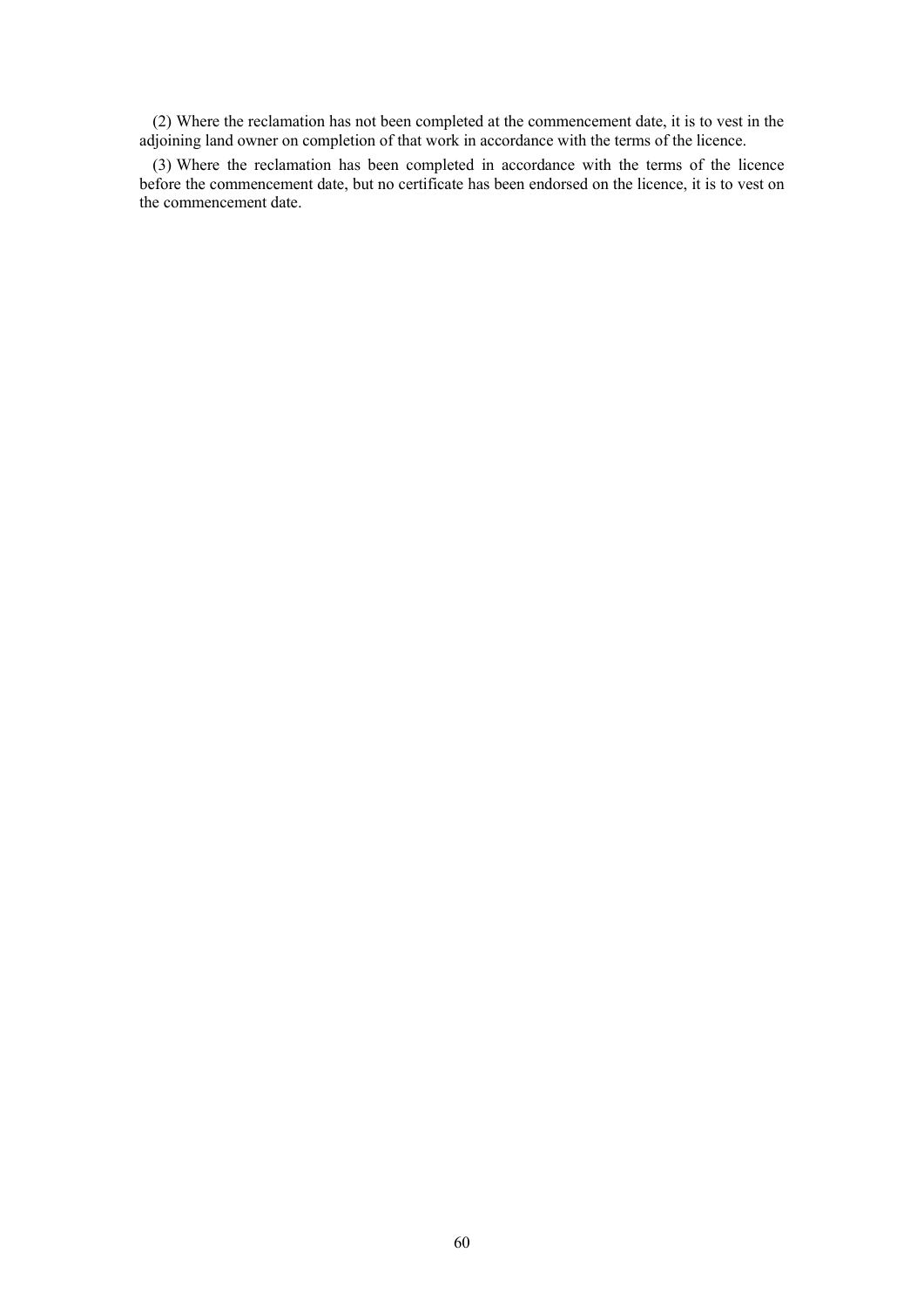(2) Where the reclamation has not been completed at the commencement date, it is to vest in the adjoining land owner on completion of that work in accordance with the terms of the licence.

(3) Where the reclamation has been completed in accordance with the terms of the licence before the commencement date, but no certificate has been endorsed on the licence, it is to vest on the commencement date.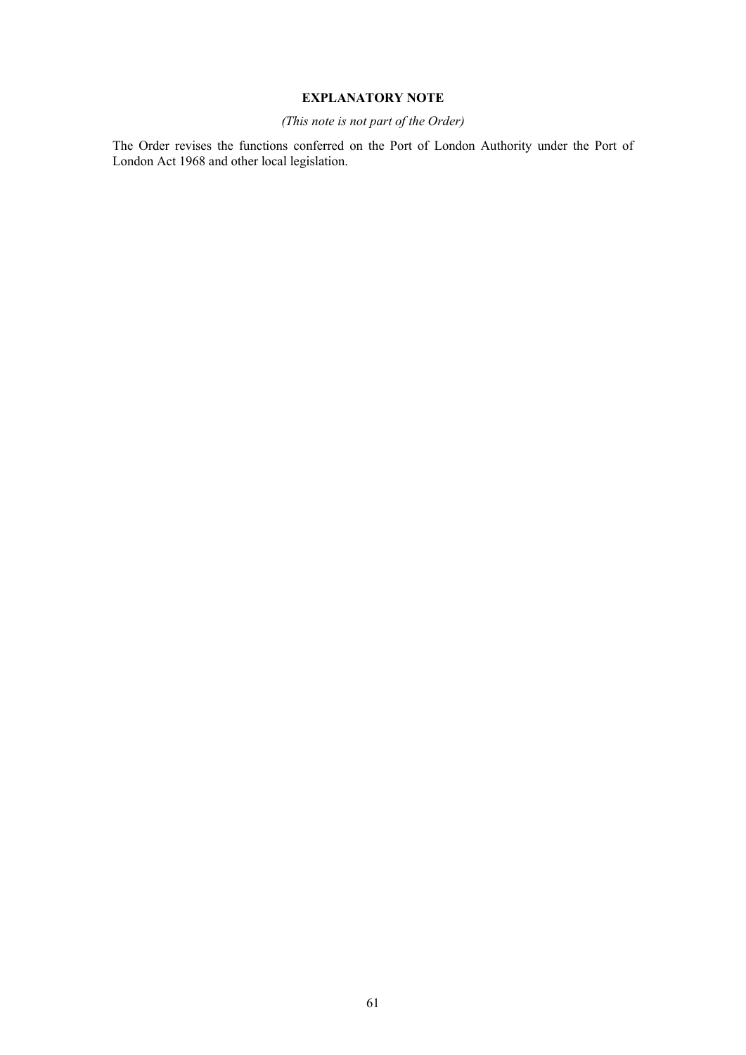**EXPLANATORY NOTE**

*(This note is not part of the Order)*

The Order revises the functions conferred on the Port of London Authority under the Port of London Act 1968 and other local legislation.